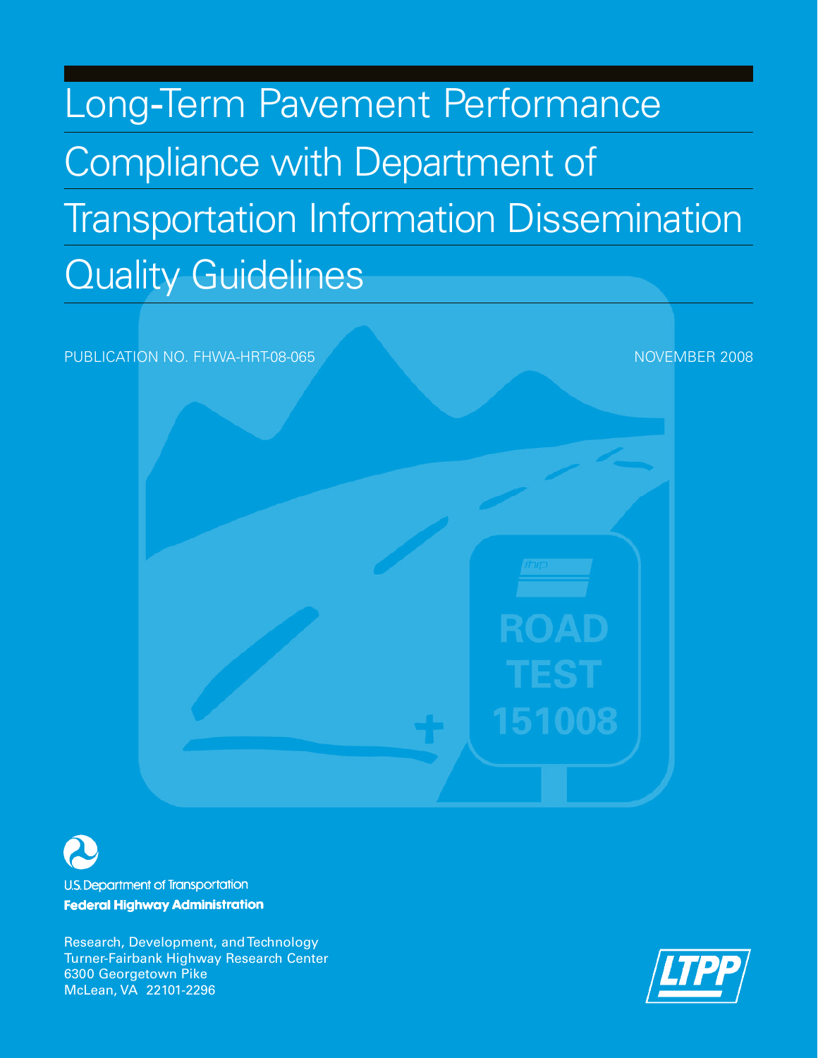# Long-Term Pavement Performance Compliance with Department of Transportation Information Dissemination Quality Guidelines

PUBLICATION NO. FHWA-HRT-08-065

NOVEMBER 2008

U.S. Department of Transportation

**Federal Highway Administration**

Research, Development, and Technology
Turner-Fairbank Highway Research Center
6300 Georgetown Pike
McLean, VA 22101-2296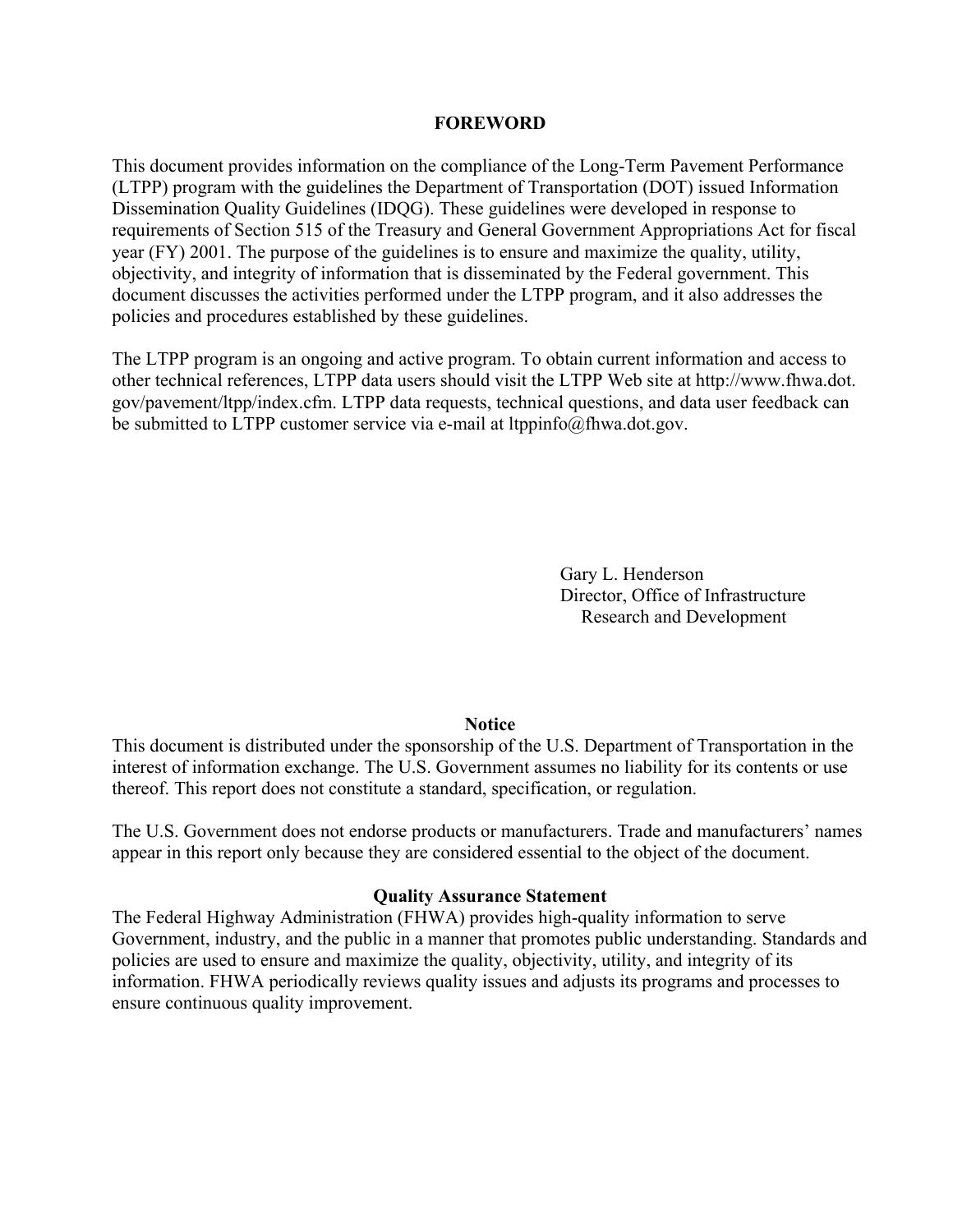# FOREWORD

This document provides information on the compliance of the Long-Term Pavement Performance (LTPP) program with the guidelines the Department of Transportation (DOT) issued Information Dissemination Quality Guidelines (IDQG). These guidelines were developed in response to requirements of Section 515 of the Treasury and General Government Appropriations Act for fiscal year (FY) 2001. The purpose of the guidelines is to ensure and maximize the quality, utility, objectivity, and integrity of information that is disseminated by the Federal government. This document discusses the activities performed under the LTPP program, and it also addresses the policies and procedures established by these guidelines.

The LTPP program is an ongoing and active program. To obtain current information and access to other technical references, LTPP data users should visit the LTPP Web site at http://www.fhwa.dot.gov/pavement/ltpp/index.cfm. LTPP data requests, technical questions, and data user feedback can be submitted to LTPP customer service via e-mail at ltppinfo@fhwa.dot.gov.

Gary L. Henderson
Director, Office of Infrastructure
Research and Development

## Notice

This document is distributed under the sponsorship of the U.S. Department of Transportation in the interest of information exchange. The U.S. Government assumes no liability for its contents or use thereof. This report does not constitute a standard, specification, or regulation.

The U.S. Government does not endorse products or manufacturers. Trade and manufacturers' names appear in this report only because they are considered essential to the object of the document.

## Quality Assurance Statement

The Federal Highway Administration (FHWA) provides high-quality information to serve Government, industry, and the public in a manner that promotes public understanding. Standards and policies are used to ensure and maximize the quality, objectivity, utility, and integrity of its information. FHWA periodically reviews quality issues and adjusts its programs and processes to ensure continuous quality improvement.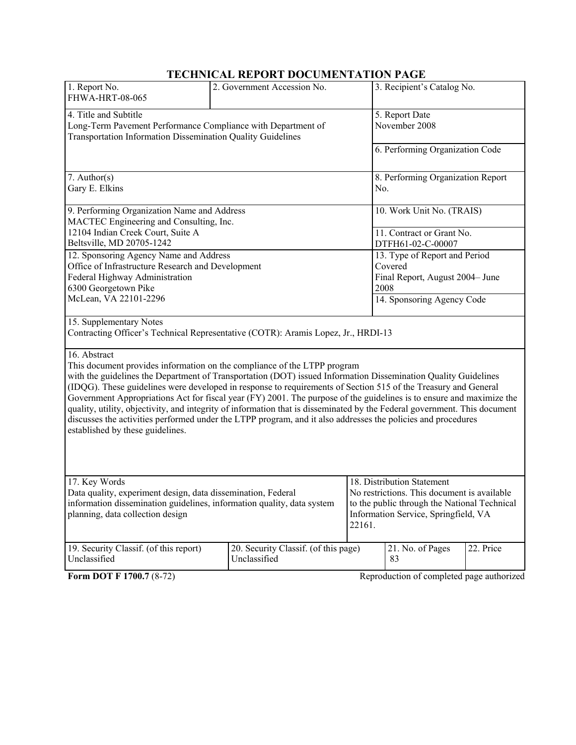# TECHNICAL REPORT DOCUMENTATION PAGE

| 1. Report No.<br>FHWA-HRT-08-065 | 2. Government Accession No. | 3. Recipient's Catalog No. |
|---|---|---|
| 4. Title and Subtitle<br>Long-Term Pavement Performance Compliance with Department of Transportation Information Dissemination Quality Guidelines | | 5. Report Date<br>November 2008 |
| | | 6. Performing Organization Code |
| 7. Author(s)<br>Gary E. Elkins | | 8. Performing Organization Report No. |
| 9. Performing Organization Name and Address<br>MACTEC Engineering and Consulting, Inc.<br>12104 Indian Creek Court, Suite A<br>Beltsville, MD 20705-1242 | | 10. Work Unit No. (TRAIS) |
| | | 11. Contract or Grant No.<br>DTFH61-02-C-00007 |
| 12. Sponsoring Agency Name and Address<br>Office of Infrastructure Research and Development<br>Federal Highway Administration<br>6300 Georgetown Pike<br>McLean, VA 22101-2296 | | 13. Type of Report and Period Covered<br>Final Report, August 2004– June 2008 |
| | | 14. Sponsoring Agency Code |

15. Supplementary Notes
Contracting Officer's Technical Representative (COTR): Aramis Lopez, Jr., HRDI-13

16. Abstract
This document provides information on the compliance of the LTPP program with the guidelines the Department of Transportation (DOT) issued Information Dissemination Quality Guidelines (IDQG). These guidelines were developed in response to requirements of Section 515 of the Treasury and General Government Appropriations Act for fiscal year (FY) 2001. The purpose of the guidelines is to ensure and maximize the quality, utility, objectivity, and integrity of information that is disseminated by the Federal government. This document discusses the activities performed under the LTPP program, and it also addresses the policies and procedures established by these guidelines.

| 17. Key Words | 18. Distribution Statement |
|---|---|
| Data quality, experiment design, data dissemination, Federal information dissemination guidelines, information quality, data system planning, data collection design | No restrictions. This document is available to the public through the National Technical Information Service, Springfield, VA 22161. |

| 19. Security Classif. (of this report) | 20. Security Classif. (of this page) | 21. No. of Pages | 22. Price |
|---|---|---|---|
| Unclassified | Unclassified | 83 | |

**Form DOT F 1700.7** (8-72) Reproduction of completed page authorized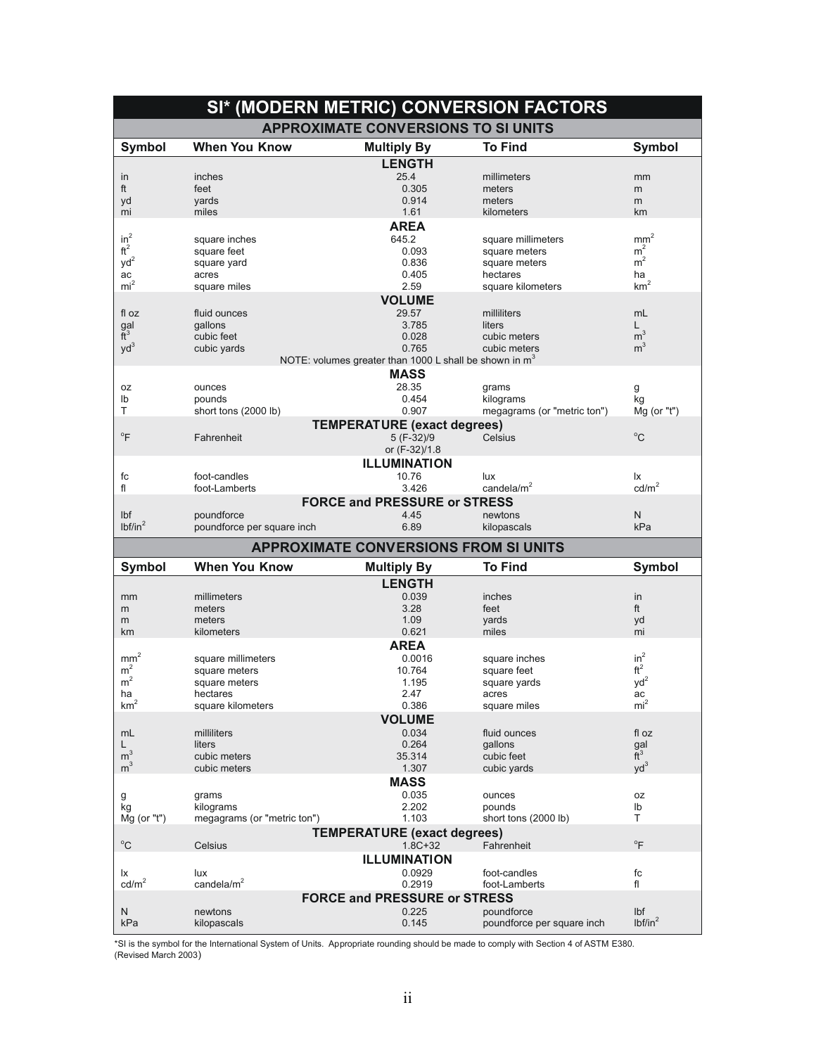# SI* (MODERN METRIC) CONVERSION FACTORS

## APPROXIMATE CONVERSIONS TO SI UNITS

| Symbol | When You Know | Multiply By | To Find | Symbol |
|---|---|---|---|---|
| | | **LENGTH** | | |
| in | inches | 25.4 | millimeters | mm |
| ft | feet | 0.305 | meters | m |
| yd | yards | 0.914 | meters | m |
| mi | miles | 1.61 | kilometers | km |
| | | **AREA** | | |
| $in^2$ | square inches | 645.2 | square millimeters | $mm^2$ |
| $ft^2$ | square feet | 0.093 | square meters | $m^2$ |
| $yd^2$ | square yard | 0.836 | square meters | $m^2$ |
| ac | acres | 0.405 | hectares | ha |
| $mi^2$ | square miles | 2.59 | square kilometers | $km^2$ |
| | | **VOLUME** | | |
| fl oz | fluid ounces | 29.57 | milliliters | mL |
| gal | gallons | 3.785 | liters | L |
| $ft^3$ | cubic feet | 0.028 | cubic meters | $m^3$ |
| $yd^3$ | cubic yards | 0.765 | cubic meters | $m^3$ |
| | | NOTE: volumes greater than 1000 L shall be shown in $m^3$ | | |
| | | **MASS** | | |
| oz | ounces | 28.35 | grams | g |
| lb | pounds | 0.454 | kilograms | kg |
| T | short tons (2000 lb) | 0.907 | megagrams (or "metric ton") | Mg (or "t") |
| | | **TEMPERATURE (exact degrees)** | | |
| °F | Fahrenheit | 5 (F-32)/9 or (F-32)/1.8 | Celsius | °C |
| | | **ILLUMINATION** | | |
| fc | foot-candles | 10.76 | lux | lx |
| fl | foot-Lamberts | 3.426 | candela/$m^2$ | cd/$m^2$ |
| | | **FORCE and PRESSURE or STRESS** | | |
| lbf | poundforce | 4.45 | newtons | N |
| lbf/$in^2$ | poundforce per square inch | 6.89 | kilopascals | kPa |

## APPROXIMATE CONVERSIONS FROM SI UNITS

| Symbol | When You Know | Multiply By | To Find | Symbol |
|---|---|---|---|---|
| | | **LENGTH** | | |
| mm | millimeters | 0.039 | inches | in |
| m | meters | 3.28 | feet | ft |
| m | meters | 1.09 | yards | yd |
| km | kilometers | 0.621 | miles | mi |
| | | **AREA** | | |
| $mm^2$ | square millimeters | 0.0016 | square inches | $in^2$ |
| $m^2$ | square meters | 10.764 | square feet | $ft^2$ |
| $m^2$ | square meters | 1.195 | square yards | $yd^2$ |
| ha | hectares | 2.47 | acres | ac |
| $km^2$ | square kilometers | 0.386 | square miles | $mi^2$ |
| | | **VOLUME** | | |
| mL | milliliters | 0.034 | fluid ounces | fl oz |
| L | liters | 0.264 | gallons | gal |
| $m^3$ | cubic meters | 35.314 | cubic feet | $ft^3$ |
| $m^3$ | cubic meters | 1.307 | cubic yards | $yd^3$ |
| | | **MASS** | | |
| g | grams | 0.035 | ounces | oz |
| kg | kilograms | 2.202 | pounds | lb |
| Mg (or "t") | megagrams (or "metric ton") | 1.103 | short tons (2000 lb) | T |
| | | **TEMPERATURE (exact degrees)** | | |
| °C | Celsius | 1.8C+32 | Fahrenheit | °F |
| | | **ILLUMINATION** | | |
| lx | lux | 0.0929 | foot-candles | fc |
| cd/$m^2$ | candela/$m^2$ | 0.2919 | foot-Lamberts | fl |
| | | **FORCE and PRESSURE or STRESS** | | |
| N | newtons | 0.225 | poundforce | lbf |
| kPa | kilopascals | 0.145 | poundforce per square inch | lbf/$in^2$ |

*SI is the symbol for the International System of Units. Appropriate rounding should be made to comply with Section 4 of ASTM E380.
(Revised March 2003)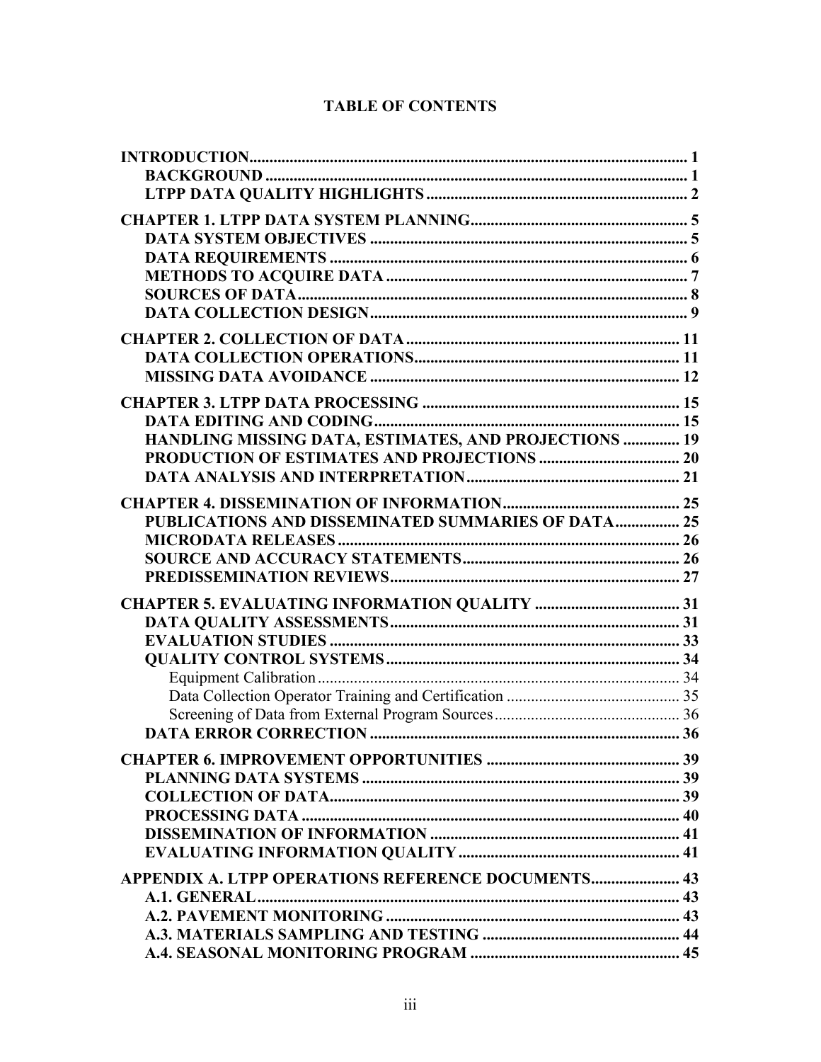# TABLE OF CONTENTS

**INTRODUCTION** ... 1
- **BACKGROUND** ... 1
- **LTPP DATA QUALITY HIGHLIGHTS** ... 2

**CHAPTER 1. LTPP DATA SYSTEM PLANNING** ... 5
- **DATA SYSTEM OBJECTIVES** ... 5
- **DATA REQUIREMENTS** ... 6
- **METHODS TO ACQUIRE DATA** ... 7
- **SOURCES OF DATA** ... 8
- **DATA COLLECTION DESIGN** ... 9

**CHAPTER 2. COLLECTION OF DATA** ... 11
- **DATA COLLECTION OPERATIONS** ... 11
- **MISSING DATA AVOIDANCE** ... 12

**CHAPTER 3. LTPP DATA PROCESSING** ... 15
- **DATA EDITING AND CODING** ... 15
- **HANDLING MISSING DATA, ESTIMATES, AND PROJECTIONS** ... 19
- **PRODUCTION OF ESTIMATES AND PROJECTIONS** ... 20
- **DATA ANALYSIS AND INTERPRETATION** ... 21

**CHAPTER 4. DISSEMINATION OF INFORMATION** ... 25
- **PUBLICATIONS AND DISSEMINATED SUMMARIES OF DATA** ... 25
- **MICRODATA RELEASES** ... 26
- **SOURCE AND ACCURACY STATEMENTS** ... 26
- **PREDISSEMINATION REVIEWS** ... 27

**CHAPTER 5. EVALUATING INFORMATION QUALITY** ... 31
- **DATA QUALITY ASSESSMENTS** ... 31
- **EVALUATION STUDIES** ... 33
- **QUALITY CONTROL SYSTEMS** ... 34
  - Equipment Calibration ... 34
  - Data Collection Operator Training and Certification ... 35
  - Screening of Data from External Program Sources ... 36
- **DATA ERROR CORRECTION** ... 36

**CHAPTER 6. IMPROVEMENT OPPORTUNITIES** ... 39
- **PLANNING DATA SYSTEMS** ... 39
- **COLLECTION OF DATA** ... 39
- **PROCESSING DATA** ... 40
- **DISSEMINATION OF INFORMATION** ... 41
- **EVALUATING INFORMATION QUALITY** ... 41

**APPENDIX A. LTPP OPERATIONS REFERENCE DOCUMENTS** ... 43
- **A.1. GENERAL** ... 43
- **A.2. PAVEMENT MONITORING** ... 43
- **A.3. MATERIALS SAMPLING AND TESTING** ... 44
- **A.4. SEASONAL MONITORING PROGRAM** ... 45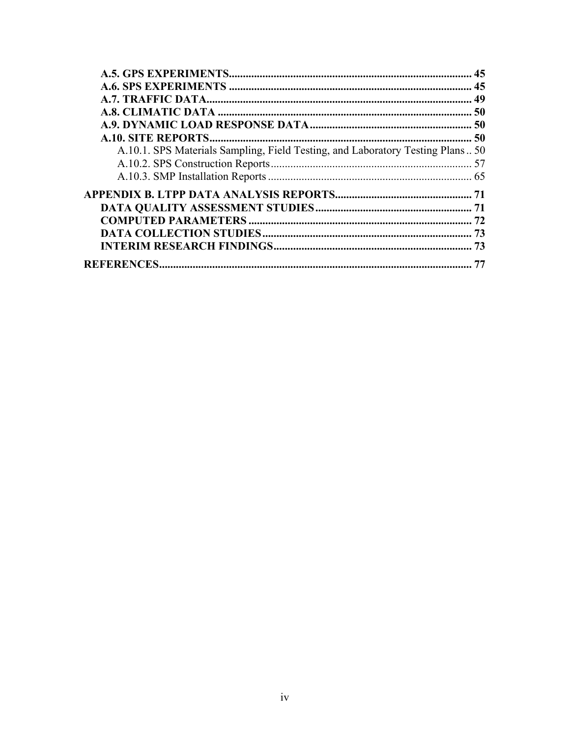**A.5. GPS EXPERIMENTS** ........................................................................ **45**
**A.6. SPS EXPERIMENTS** ........................................................................ **45**
**A.7. TRAFFIC DATA** ................................................................................ **49**
**A.8. CLIMATIC DATA** ............................................................................ **50**
**A.9. DYNAMIC LOAD RESPONSE DATA** ........................................................... **50**
**A.10. SITE REPORTS** ............................................................................. **50**
A.10.1. SPS Materials Sampling, Field Testing, and Laboratory Testing Plans .. 50
A.10.2. SPS Construction Reports ....................................................................... 57
A.10.3. SMP Installation Reports ......................................................................... 65

**APPENDIX B. LTPP DATA ANALYSIS REPORTS** ................................................. **71**
**DATA QUALITY ASSESSMENT STUDIES** ........................................................ **71**
**COMPUTED PARAMETERS** ................................................................................ **72**
**DATA COLLECTION STUDIES** ........................................................................... **73**
**INTERIM RESEARCH FINDINGS** ....................................................................... **73**

**REFERENCES** ................................................................................................................ **77**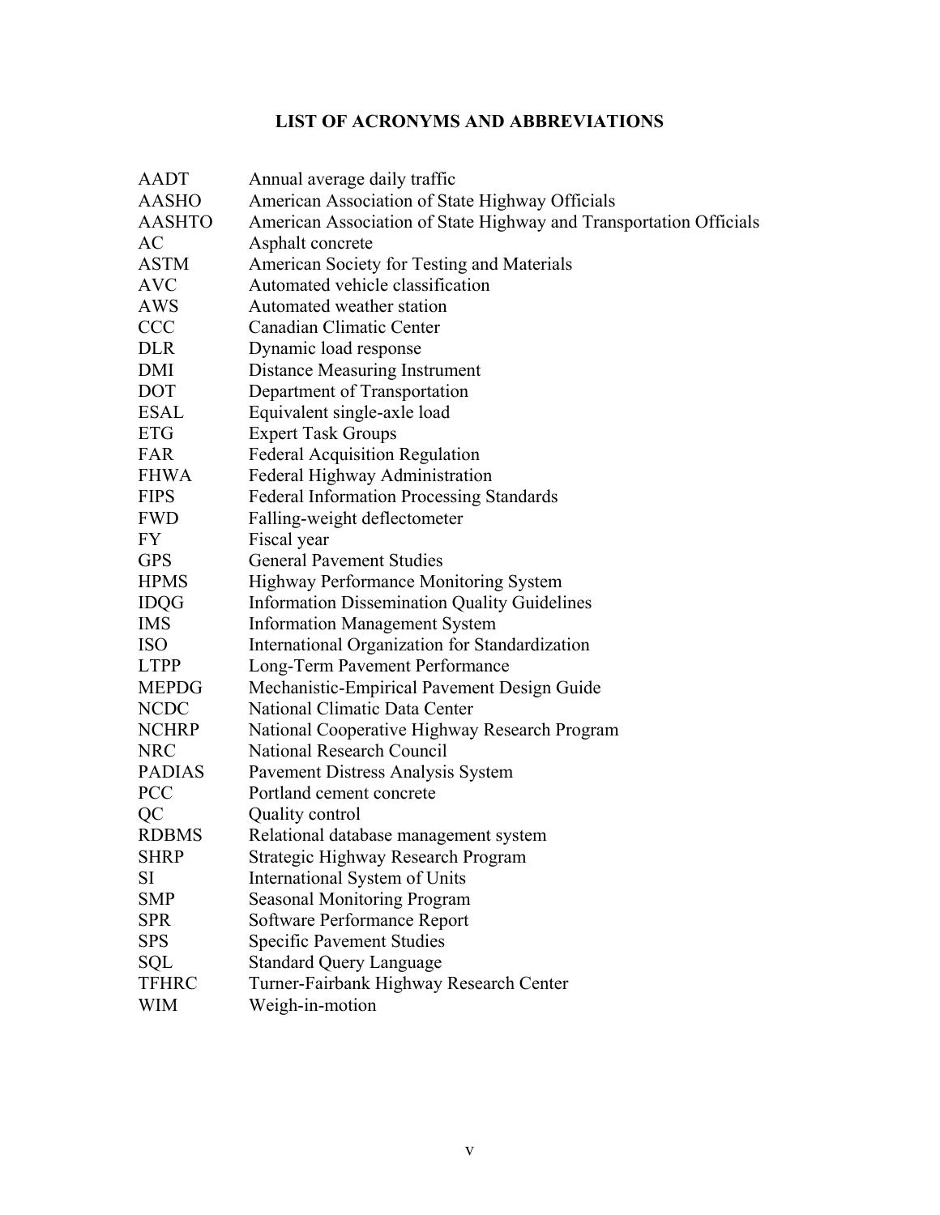# LIST OF ACRONYMS AND ABBREVIATIONS

| | |
|---|---|
| AADT | Annual average daily traffic |
| AASHO | American Association of State Highway Officials |
| AASHTO | American Association of State Highway and Transportation Officials |
| AC | Asphalt concrete |
| ASTM | American Society for Testing and Materials |
| AVC | Automated vehicle classification |
| AWS | Automated weather station |
| CCC | Canadian Climatic Center |
| DLR | Dynamic load response |
| DMI | Distance Measuring Instrument |
| DOT | Department of Transportation |
| ESAL | Equivalent single-axle load |
| ETG | Expert Task Groups |
| FAR | Federal Acquisition Regulation |
| FHWA | Federal Highway Administration |
| FIPS | Federal Information Processing Standards |
| FWD | Falling-weight deflectometer |
| FY | Fiscal year |
| GPS | General Pavement Studies |
| HPMS | Highway Performance Monitoring System |
| IDQG | Information Dissemination Quality Guidelines |
| IMS | Information Management System |
| ISO | International Organization for Standardization |
| LTPP | Long-Term Pavement Performance |
| MEPDG | Mechanistic-Empirical Pavement Design Guide |
| NCDC | National Climatic Data Center |
| NCHRP | National Cooperative Highway Research Program |
| NRC | National Research Council |
| PADIAS | Pavement Distress Analysis System |
| PCC | Portland cement concrete |
| QC | Quality control |
| RDBMS | Relational database management system |
| SHRP | Strategic Highway Research Program |
| SI | International System of Units |
| SMP | Seasonal Monitoring Program |
| SPR | Software Performance Report |
| SPS | Specific Pavement Studies |
| SQL | Standard Query Language |
| TFHRC | Turner-Fairbank Highway Research Center |
| WIM | Weigh-in-motion |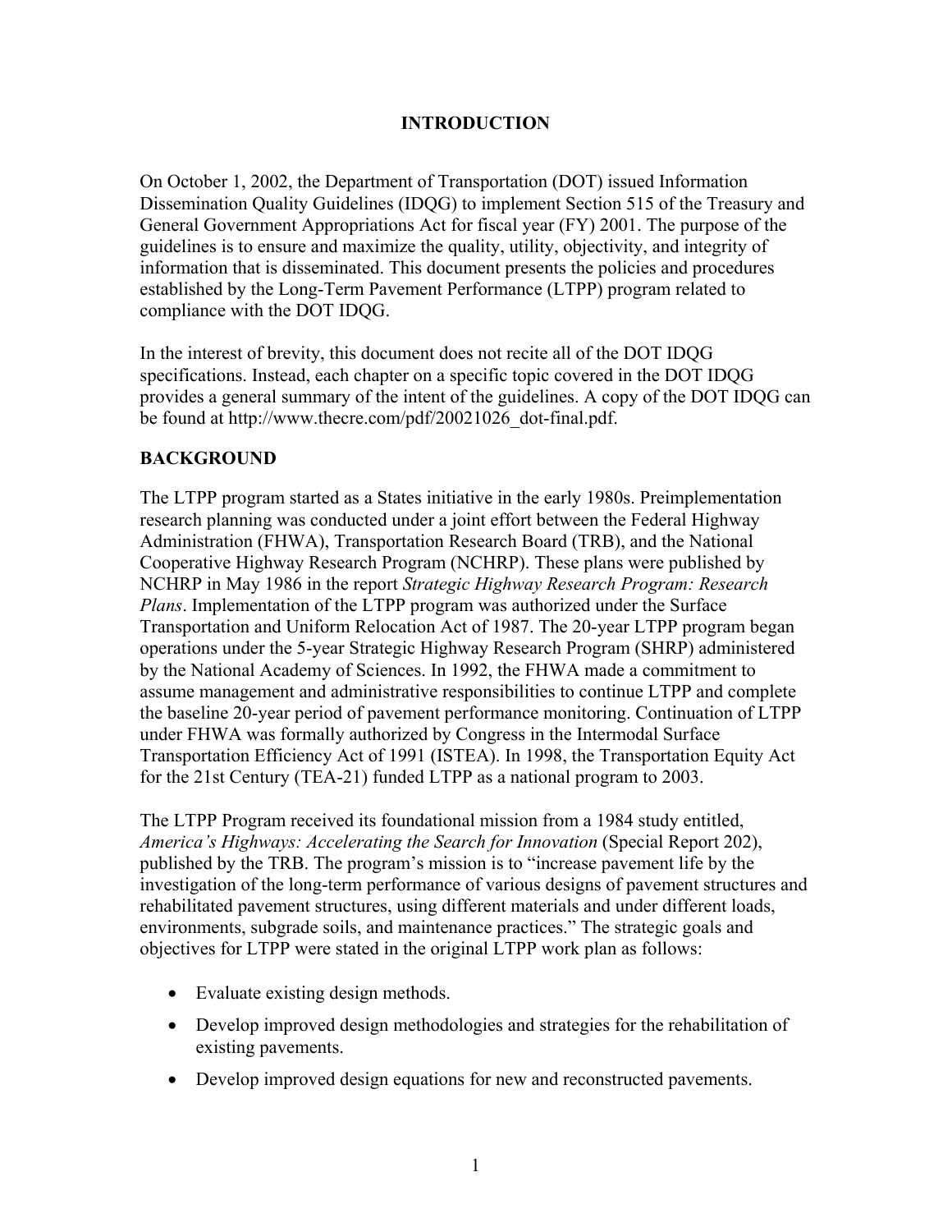# INTRODUCTION

On October 1, 2002, the Department of Transportation (DOT) issued Information Dissemination Quality Guidelines (IDQG) to implement Section 515 of the Treasury and General Government Appropriations Act for fiscal year (FY) 2001. The purpose of the guidelines is to ensure and maximize the quality, utility, objectivity, and integrity of information that is disseminated. This document presents the policies and procedures established by the Long-Term Pavement Performance (LTPP) program related to compliance with the DOT IDQG.

In the interest of brevity, this document does not recite all of the DOT IDQG specifications. Instead, each chapter on a specific topic covered in the DOT IDQG provides a general summary of the intent of the guidelines. A copy of the DOT IDQG can be found at http://www.thecre.com/pdf/20021026_dot-final.pdf.

## BACKGROUND

The LTPP program started as a States initiative in the early 1980s. Preimplementation research planning was conducted under a joint effort between the Federal Highway Administration (FHWA), Transportation Research Board (TRB), and the National Cooperative Highway Research Program (NCHRP). These plans were published by NCHRP in May 1986 in the report *Strategic Highway Research Program: Research Plans*. Implementation of the LTPP program was authorized under the Surface Transportation and Uniform Relocation Act of 1987. The 20-year LTPP program began operations under the 5-year Strategic Highway Research Program (SHRP) administered by the National Academy of Sciences. In 1992, the FHWA made a commitment to assume management and administrative responsibilities to continue LTPP and complete the baseline 20-year period of pavement performance monitoring. Continuation of LTPP under FHWA was formally authorized by Congress in the Intermodal Surface Transportation Efficiency Act of 1991 (ISTEA). In 1998, the Transportation Equity Act for the 21st Century (TEA-21) funded LTPP as a national program to 2003.

The LTPP Program received its foundational mission from a 1984 study entitled, *America's Highways: Accelerating the Search for Innovation* (Special Report 202), published by the TRB. The program's mission is to "increase pavement life by the investigation of the long-term performance of various designs of pavement structures and rehabilitated pavement structures, using different materials and under different loads, environments, subgrade soils, and maintenance practices." The strategic goals and objectives for LTPP were stated in the original LTPP work plan as follows:

- Evaluate existing design methods.
- Develop improved design methodologies and strategies for the rehabilitation of existing pavements.
- Develop improved design equations for new and reconstructed pavements.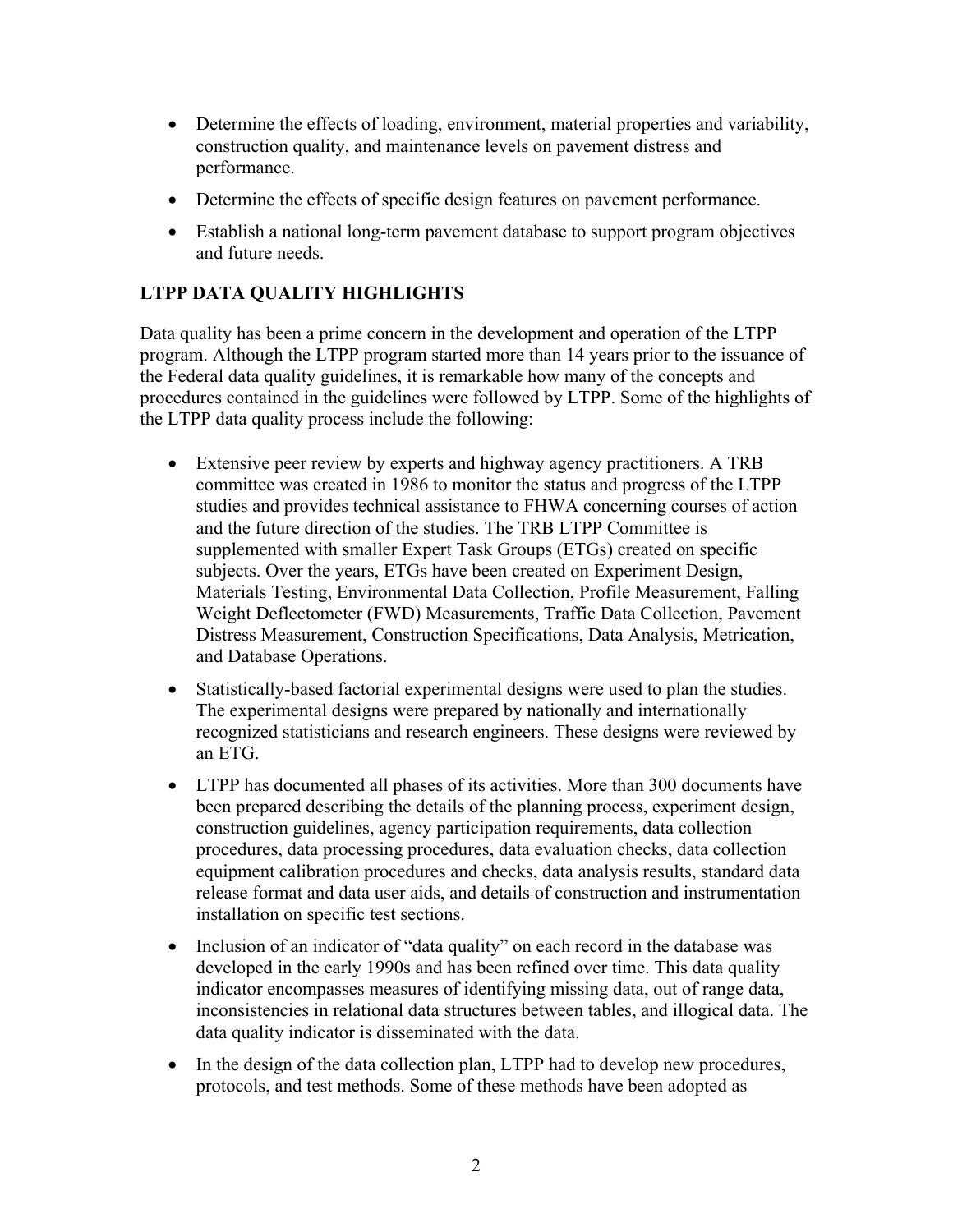- Determine the effects of loading, environment, material properties and variability, construction quality, and maintenance levels on pavement distress and performance.
- Determine the effects of specific design features on pavement performance.
- Establish a national long-term pavement database to support program objectives and future needs.

## LTPP DATA QUALITY HIGHLIGHTS

Data quality has been a prime concern in the development and operation of the LTPP program. Although the LTPP program started more than 14 years prior to the issuance of the Federal data quality guidelines, it is remarkable how many of the concepts and procedures contained in the guidelines were followed by LTPP. Some of the highlights of the LTPP data quality process include the following:

- Extensive peer review by experts and highway agency practitioners. A TRB committee was created in 1986 to monitor the status and progress of the LTPP studies and provides technical assistance to FHWA concerning courses of action and the future direction of the studies. The TRB LTPP Committee is supplemented with smaller Expert Task Groups (ETGs) created on specific subjects. Over the years, ETGs have been created on Experiment Design, Materials Testing, Environmental Data Collection, Profile Measurement, Falling Weight Deflectometer (FWD) Measurements, Traffic Data Collection, Pavement Distress Measurement, Construction Specifications, Data Analysis, Metrication, and Database Operations.
- Statistically-based factorial experimental designs were used to plan the studies. The experimental designs were prepared by nationally and internationally recognized statisticians and research engineers. These designs were reviewed by an ETG.
- LTPP has documented all phases of its activities. More than 300 documents have been prepared describing the details of the planning process, experiment design, construction guidelines, agency participation requirements, data collection procedures, data processing procedures, data evaluation checks, data collection equipment calibration procedures and checks, data analysis results, standard data release format and data user aids, and details of construction and instrumentation installation on specific test sections.
- Inclusion of an indicator of "data quality" on each record in the database was developed in the early 1990s and has been refined over time. This data quality indicator encompasses measures of identifying missing data, out of range data, inconsistencies in relational data structures between tables, and illogical data. The data quality indicator is disseminated with the data.
- In the design of the data collection plan, LTPP had to develop new procedures, protocols, and test methods. Some of these methods have been adopted as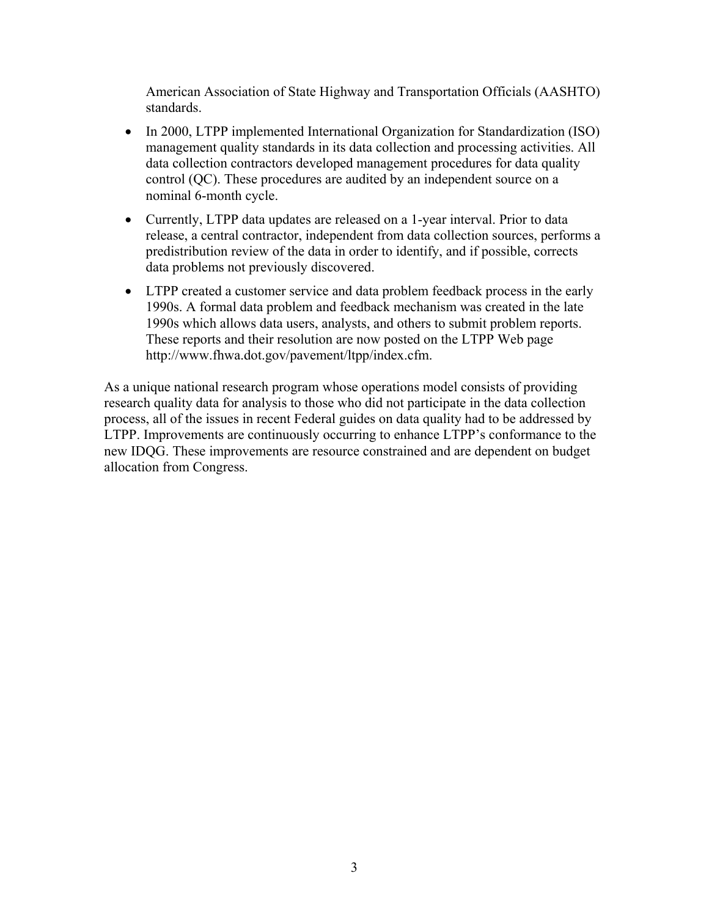American Association of State Highway and Transportation Officials (AASHTO) standards.

- In 2000, LTPP implemented International Organization for Standardization (ISO) management quality standards in its data collection and processing activities. All data collection contractors developed management procedures for data quality control (QC). These procedures are audited by an independent source on a nominal 6-month cycle.
- Currently, LTPP data updates are released on a 1-year interval. Prior to data release, a central contractor, independent from data collection sources, performs a predistribution review of the data in order to identify, and if possible, corrects data problems not previously discovered.
- LTPP created a customer service and data problem feedback process in the early 1990s. A formal data problem and feedback mechanism was created in the late 1990s which allows data users, analysts, and others to submit problem reports. These reports and their resolution are now posted on the LTPP Web page http://www.fhwa.dot.gov/pavement/ltpp/index.cfm.

As a unique national research program whose operations model consists of providing research quality data for analysis to those who did not participate in the data collection process, all of the issues in recent Federal guides on data quality had to be addressed by LTPP. Improvements are continuously occurring to enhance LTPP's conformance to the new IDQG. These improvements are resource constrained and are dependent on budget allocation from Congress.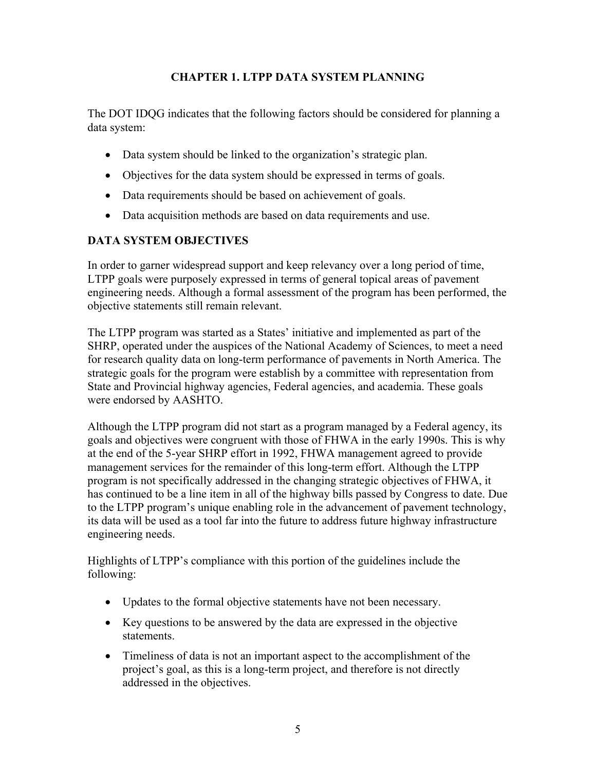# CHAPTER 1. LTPP DATA SYSTEM PLANNING

The DOT IDQG indicates that the following factors should be considered for planning a data system:

- Data system should be linked to the organization's strategic plan.
- Objectives for the data system should be expressed in terms of goals.
- Data requirements should be based on achievement of goals.
- Data acquisition methods are based on data requirements and use.

## DATA SYSTEM OBJECTIVES

In order to garner widespread support and keep relevancy over a long period of time, LTPP goals were purposely expressed in terms of general topical areas of pavement engineering needs. Although a formal assessment of the program has been performed, the objective statements still remain relevant.

The LTPP program was started as a States' initiative and implemented as part of the SHRP, operated under the auspices of the National Academy of Sciences, to meet a need for research quality data on long-term performance of pavements in North America. The strategic goals for the program were establish by a committee with representation from State and Provincial highway agencies, Federal agencies, and academia. These goals were endorsed by AASHTO.

Although the LTPP program did not start as a program managed by a Federal agency, its goals and objectives were congruent with those of FHWA in the early 1990s. This is why at the end of the 5-year SHRP effort in 1992, FHWA management agreed to provide management services for the remainder of this long-term effort. Although the LTPP program is not specifically addressed in the changing strategic objectives of FHWA, it has continued to be a line item in all of the highway bills passed by Congress to date. Due to the LTPP program's unique enabling role in the advancement of pavement technology, its data will be used as a tool far into the future to address future highway infrastructure engineering needs.

Highlights of LTPP's compliance with this portion of the guidelines include the following:

- Updates to the formal objective statements have not been necessary.
- Key questions to be answered by the data are expressed in the objective statements.
- Timeliness of data is not an important aspect to the accomplishment of the project's goal, as this is a long-term project, and therefore is not directly addressed in the objectives.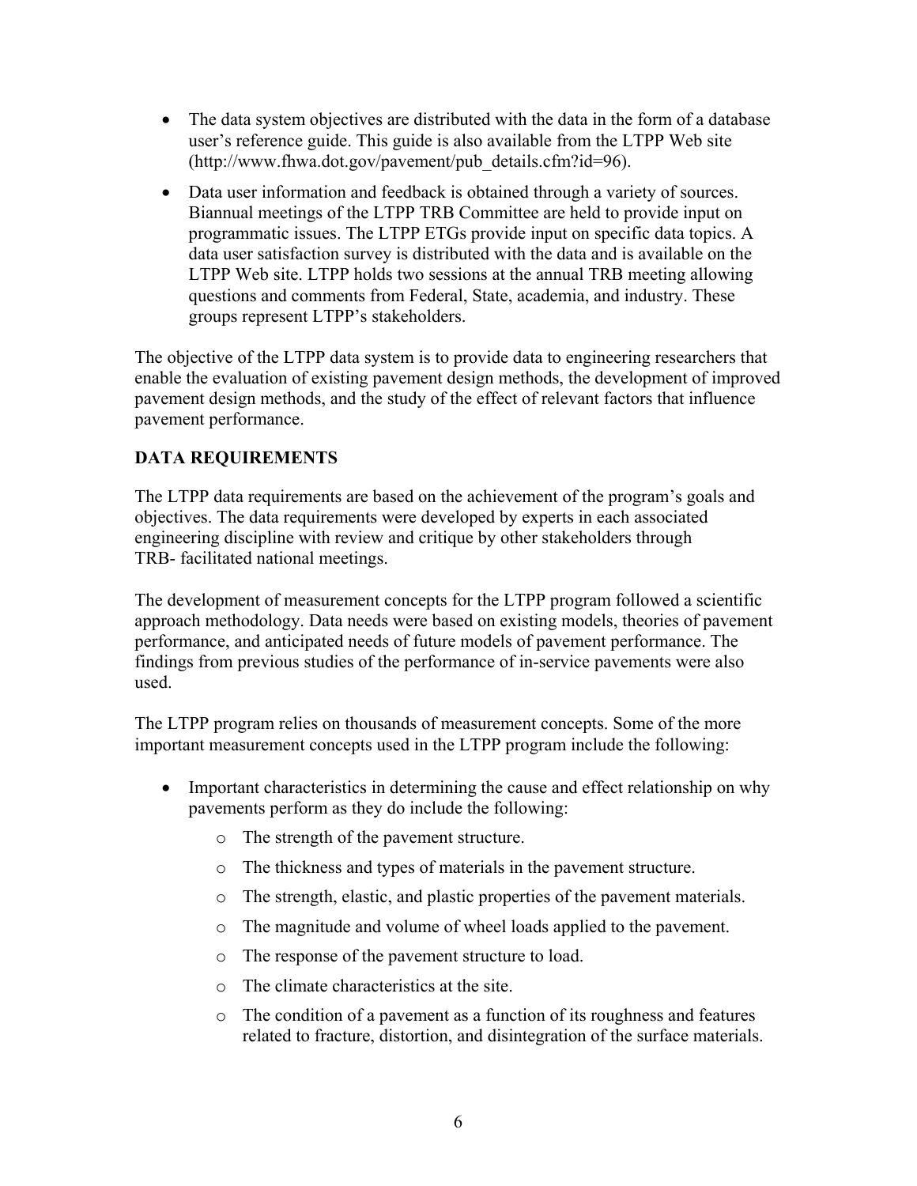- The data system objectives are distributed with the data in the form of a database user's reference guide. This guide is also available from the LTPP Web site (http://www.fhwa.dot.gov/pavement/pub_details.cfm?id=96).
- Data user information and feedback is obtained through a variety of sources. Biannual meetings of the LTPP TRB Committee are held to provide input on programmatic issues. The LTPP ETGs provide input on specific data topics. A data user satisfaction survey is distributed with the data and is available on the LTPP Web site. LTPP holds two sessions at the annual TRB meeting allowing questions and comments from Federal, State, academia, and industry. These groups represent LTPP's stakeholders.

The objective of the LTPP data system is to provide data to engineering researchers that enable the evaluation of existing pavement design methods, the development of improved pavement design methods, and the study of the effect of relevant factors that influence pavement performance.

## DATA REQUIREMENTS

The LTPP data requirements are based on the achievement of the program's goals and objectives. The data requirements were developed by experts in each associated engineering discipline with review and critique by other stakeholders through TRB- facilitated national meetings.

The development of measurement concepts for the LTPP program followed a scientific approach methodology. Data needs were based on existing models, theories of pavement performance, and anticipated needs of future models of pavement performance. The findings from previous studies of the performance of in-service pavements were also used.

The LTPP program relies on thousands of measurement concepts. Some of the more important measurement concepts used in the LTPP program include the following:

- Important characteristics in determining the cause and effect relationship on why pavements perform as they do include the following:
    - The strength of the pavement structure.
    - The thickness and types of materials in the pavement structure.
    - The strength, elastic, and plastic properties of the pavement materials.
    - The magnitude and volume of wheel loads applied to the pavement.
    - The response of the pavement structure to load.
    - The climate characteristics at the site.
    - The condition of a pavement as a function of its roughness and features related to fracture, distortion, and disintegration of the surface materials.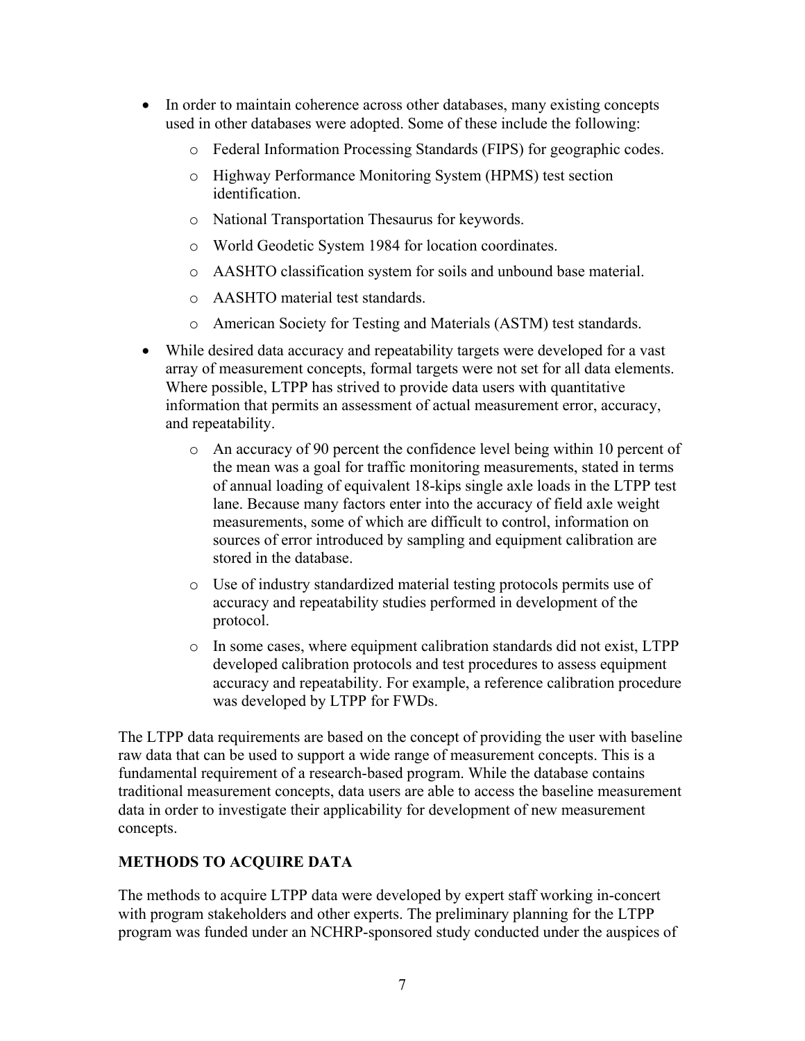- In order to maintain coherence across other databases, many existing concepts used in other databases were adopted. Some of these include the following:
    - Federal Information Processing Standards (FIPS) for geographic codes.
    - Highway Performance Monitoring System (HPMS) test section identification.
    - National Transportation Thesaurus for keywords.
    - World Geodetic System 1984 for location coordinates.
    - AASHTO classification system for soils and unbound base material.
    - AASHTO material test standards.
    - American Society for Testing and Materials (ASTM) test standards.
- While desired data accuracy and repeatability targets were developed for a vast array of measurement concepts, formal targets were not set for all data elements. Where possible, LTPP has strived to provide data users with quantitative information that permits an assessment of actual measurement error, accuracy, and repeatability.
    - An accuracy of 90 percent the confidence level being within 10 percent of the mean was a goal for traffic monitoring measurements, stated in terms of annual loading of equivalent 18-kips single axle loads in the LTPP test lane. Because many factors enter into the accuracy of field axle weight measurements, some of which are difficult to control, information on sources of error introduced by sampling and equipment calibration are stored in the database.
    - Use of industry standardized material testing protocols permits use of accuracy and repeatability studies performed in development of the protocol.
    - In some cases, where equipment calibration standards did not exist, LTPP developed calibration protocols and test procedures to assess equipment accuracy and repeatability. For example, a reference calibration procedure was developed by LTPP for FWDs.

The LTPP data requirements are based on the concept of providing the user with baseline raw data that can be used to support a wide range of measurement concepts. This is a fundamental requirement of a research-based program. While the database contains traditional measurement concepts, data users are able to access the baseline measurement data in order to investigate their applicability for development of new measurement concepts.

## METHODS TO ACQUIRE DATA

The methods to acquire LTPP data were developed by expert staff working in-concert with program stakeholders and other experts. The preliminary planning for the LTPP program was funded under an NCHRP-sponsored study conducted under the auspices of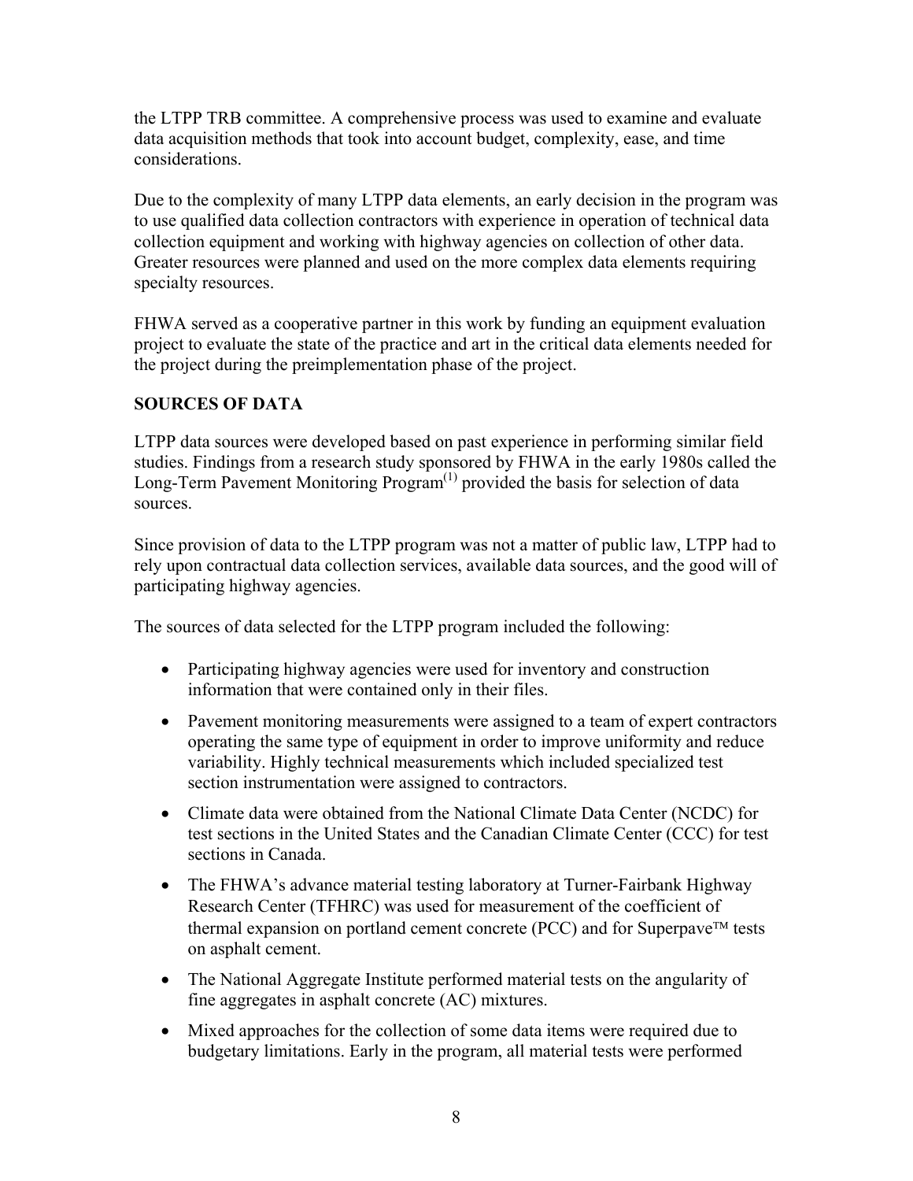the LTPP TRB committee. A comprehensive process was used to examine and evaluate data acquisition methods that took into account budget, complexity, ease, and time considerations.

Due to the complexity of many LTPP data elements, an early decision in the program was to use qualified data collection contractors with experience in operation of technical data collection equipment and working with highway agencies on collection of other data. Greater resources were planned and used on the more complex data elements requiring specialty resources.

FHWA served as a cooperative partner in this work by funding an equipment evaluation project to evaluate the state of the practice and art in the critical data elements needed for the project during the preimplementation phase of the project.

## SOURCES OF DATA

LTPP data sources were developed based on past experience in performing similar field studies. Findings from a research study sponsored by FHWA in the early 1980s called the Long-Term Pavement Monitoring Program(1) provided the basis for selection of data sources.

Since provision of data to the LTPP program was not a matter of public law, LTPP had to rely upon contractual data collection services, available data sources, and the good will of participating highway agencies.

The sources of data selected for the LTPP program included the following:

- Participating highway agencies were used for inventory and construction information that were contained only in their files.
- Pavement monitoring measurements were assigned to a team of expert contractors operating the same type of equipment in order to improve uniformity and reduce variability. Highly technical measurements which included specialized test section instrumentation were assigned to contractors.
- Climate data were obtained from the National Climate Data Center (NCDC) for test sections in the United States and the Canadian Climate Center (CCC) for test sections in Canada.
- The FHWA's advance material testing laboratory at Turner-Fairbank Highway Research Center (TFHRC) was used for measurement of the coefficient of thermal expansion on portland cement concrete (PCC) and for Superpave™ tests on asphalt cement.
- The National Aggregate Institute performed material tests on the angularity of fine aggregates in asphalt concrete (AC) mixtures.
- Mixed approaches for the collection of some data items were required due to budgetary limitations. Early in the program, all material tests were performed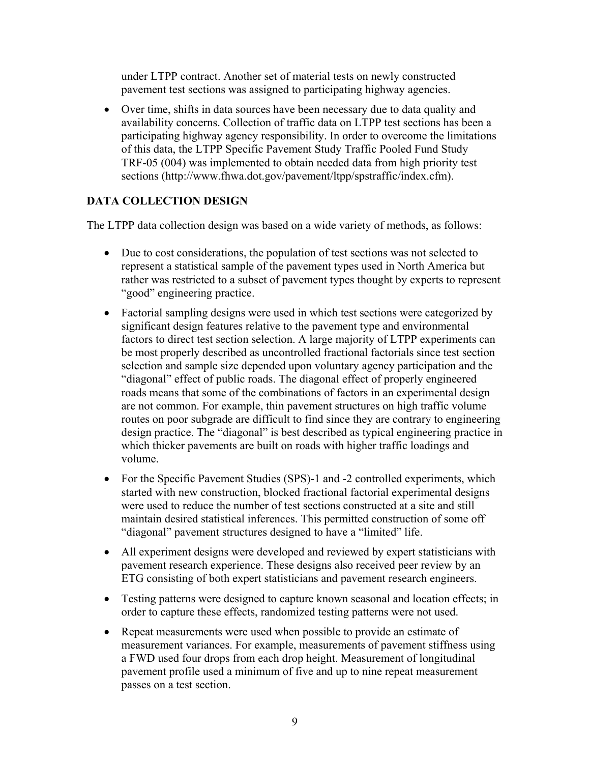under LTPP contract. Another set of material tests on newly constructed pavement test sections was assigned to participating highway agencies.

- Over time, shifts in data sources have been necessary due to data quality and availability concerns. Collection of traffic data on LTPP test sections has been a participating highway agency responsibility. In order to overcome the limitations of this data, the LTPP Specific Pavement Study Traffic Pooled Fund Study TRF-05 (004) was implemented to obtain needed data from high priority test sections (http://www.fhwa.dot.gov/pavement/ltpp/spstraffic/index.cfm).

## DATA COLLECTION DESIGN

The LTPP data collection design was based on a wide variety of methods, as follows:

- Due to cost considerations, the population of test sections was not selected to represent a statistical sample of the pavement types used in North America but rather was restricted to a subset of pavement types thought by experts to represent "good" engineering practice.
- Factorial sampling designs were used in which test sections were categorized by significant design features relative to the pavement type and environmental factors to direct test section selection. A large majority of LTPP experiments can be most properly described as uncontrolled fractional factorials since test section selection and sample size depended upon voluntary agency participation and the "diagonal" effect of public roads. The diagonal effect of properly engineered roads means that some of the combinations of factors in an experimental design are not common. For example, thin pavement structures on high traffic volume routes on poor subgrade are difficult to find since they are contrary to engineering design practice. The "diagonal" is best described as typical engineering practice in which thicker pavements are built on roads with higher traffic loadings and volume.
- For the Specific Pavement Studies (SPS)-1 and -2 controlled experiments, which started with new construction, blocked fractional factorial experimental designs were used to reduce the number of test sections constructed at a site and still maintain desired statistical inferences. This permitted construction of some off "diagonal" pavement structures designed to have a "limited" life.
- All experiment designs were developed and reviewed by expert statisticians with pavement research experience. These designs also received peer review by an ETG consisting of both expert statisticians and pavement research engineers.
- Testing patterns were designed to capture known seasonal and location effects; in order to capture these effects, randomized testing patterns were not used.
- Repeat measurements were used when possible to provide an estimate of measurement variances. For example, measurements of pavement stiffness using a FWD used four drops from each drop height. Measurement of longitudinal pavement profile used a minimum of five and up to nine repeat measurement passes on a test section.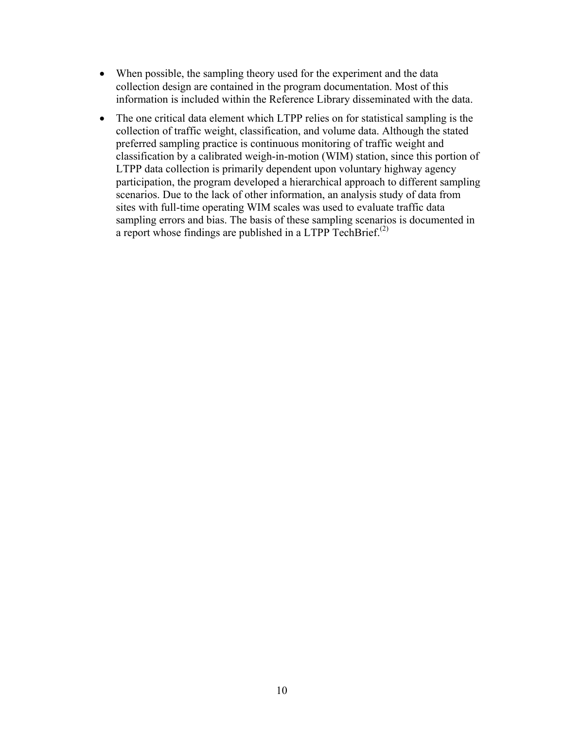- When possible, the sampling theory used for the experiment and the data collection design are contained in the program documentation. Most of this information is included within the Reference Library disseminated with the data.
- The one critical data element which LTPP relies on for statistical sampling is the collection of traffic weight, classification, and volume data. Although the stated preferred sampling practice is continuous monitoring of traffic weight and classification by a calibrated weigh-in-motion (WIM) station, since this portion of LTPP data collection is primarily dependent upon voluntary highway agency participation, the program developed a hierarchical approach to different sampling scenarios. Due to the lack of other information, an analysis study of data from sites with full-time operating WIM scales was used to evaluate traffic data sampling errors and bias. The basis of these sampling scenarios is documented in a report whose findings are published in a LTPP TechBrief.(2)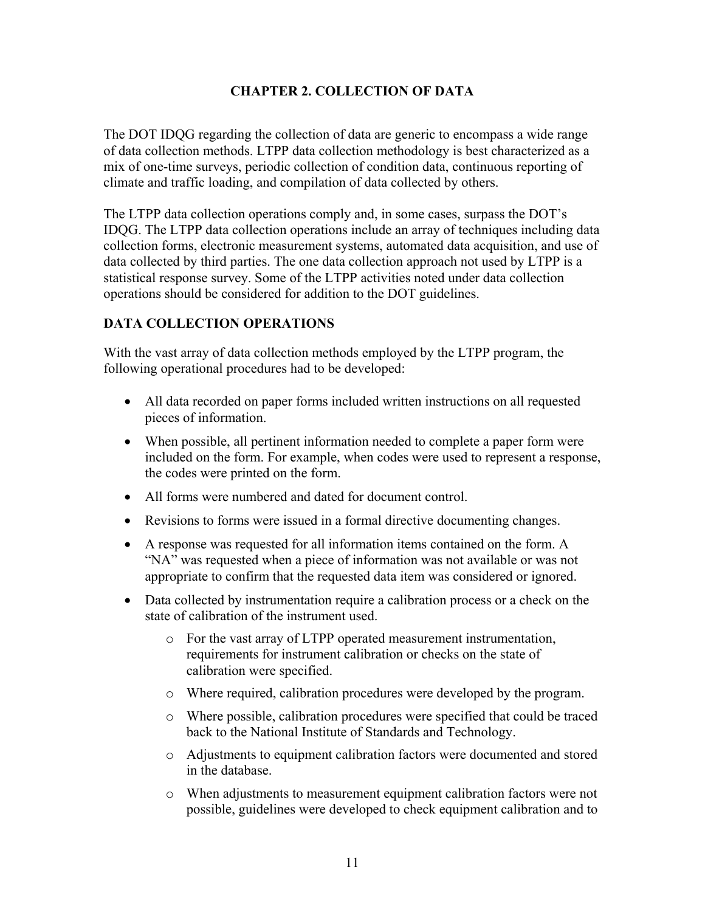# CHAPTER 2. COLLECTION OF DATA

The DOT IDQG regarding the collection of data are generic to encompass a wide range of data collection methods. LTPP data collection methodology is best characterized as a mix of one-time surveys, periodic collection of condition data, continuous reporting of climate and traffic loading, and compilation of data collected by others.

The LTPP data collection operations comply and, in some cases, surpass the DOT's IDQG. The LTPP data collection operations include an array of techniques including data collection forms, electronic measurement systems, automated data acquisition, and use of data collected by third parties. The one data collection approach not used by LTPP is a statistical response survey. Some of the LTPP activities noted under data collection operations should be considered for addition to the DOT guidelines.

## DATA COLLECTION OPERATIONS

With the vast array of data collection methods employed by the LTPP program, the following operational procedures had to be developed:

- All data recorded on paper forms included written instructions on all requested pieces of information.
- When possible, all pertinent information needed to complete a paper form were included on the form. For example, when codes were used to represent a response, the codes were printed on the form.
- All forms were numbered and dated for document control.
- Revisions to forms were issued in a formal directive documenting changes.
- A response was requested for all information items contained on the form. A "NA" was requested when a piece of information was not available or was not appropriate to confirm that the requested data item was considered or ignored.
- Data collected by instrumentation require a calibration process or a check on the state of calibration of the instrument used.
    - For the vast array of LTPP operated measurement instrumentation, requirements for instrument calibration or checks on the state of calibration were specified.
    - Where required, calibration procedures were developed by the program.
    - Where possible, calibration procedures were specified that could be traced back to the National Institute of Standards and Technology.
    - Adjustments to equipment calibration factors were documented and stored in the database.
    - When adjustments to measurement equipment calibration factors were not possible, guidelines were developed to check equipment calibration and to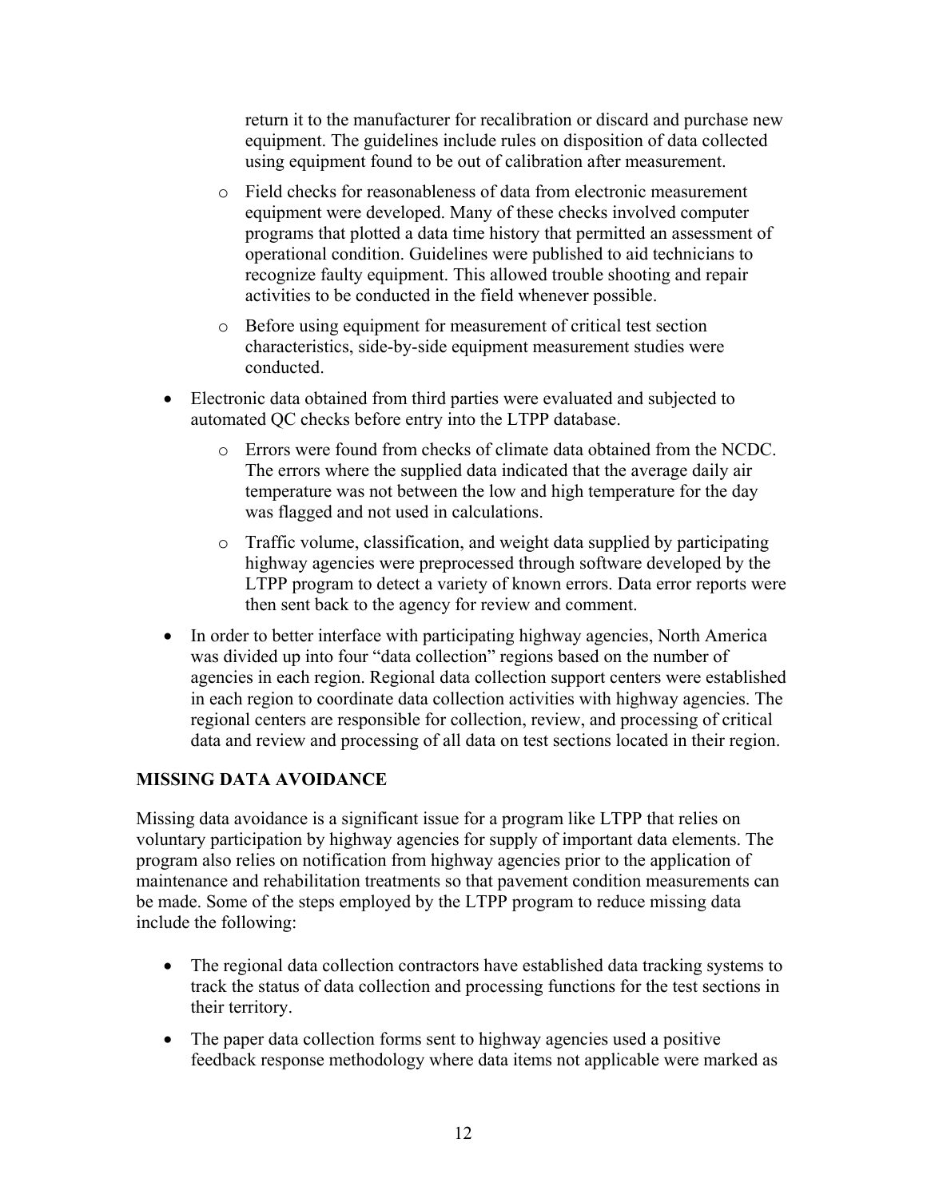return it to the manufacturer for recalibration or discard and purchase new equipment. The guidelines include rules on disposition of data collected using equipment found to be out of calibration after measurement.

  - Field checks for reasonableness of data from electronic measurement equipment were developed. Many of these checks involved computer programs that plotted a data time history that permitted an assessment of operational condition. Guidelines were published to aid technicians to recognize faulty equipment. This allowed trouble shooting and repair activities to be conducted in the field whenever possible.
  - Before using equipment for measurement of critical test section characteristics, side-by-side equipment measurement studies were conducted.

- Electronic data obtained from third parties were evaluated and subjected to automated QC checks before entry into the LTPP database.
  - Errors were found from checks of climate data obtained from the NCDC. The errors where the supplied data indicated that the average daily air temperature was not between the low and high temperature for the day was flagged and not used in calculations.
  - Traffic volume, classification, and weight data supplied by participating highway agencies were preprocessed through software developed by the LTPP program to detect a variety of known errors. Data error reports were then sent back to the agency for review and comment.
- In order to better interface with participating highway agencies, North America was divided up into four "data collection" regions based on the number of agencies in each region. Regional data collection support centers were established in each region to coordinate data collection activities with highway agencies. The regional centers are responsible for collection, review, and processing of critical data and review and processing of all data on test sections located in their region.

## MISSING DATA AVOIDANCE

Missing data avoidance is a significant issue for a program like LTPP that relies on voluntary participation by highway agencies for supply of important data elements. The program also relies on notification from highway agencies prior to the application of maintenance and rehabilitation treatments so that pavement condition measurements can be made. Some of the steps employed by the LTPP program to reduce missing data include the following:

- The regional data collection contractors have established data tracking systems to track the status of data collection and processing functions for the test sections in their territory.
- The paper data collection forms sent to highway agencies used a positive feedback response methodology where data items not applicable were marked as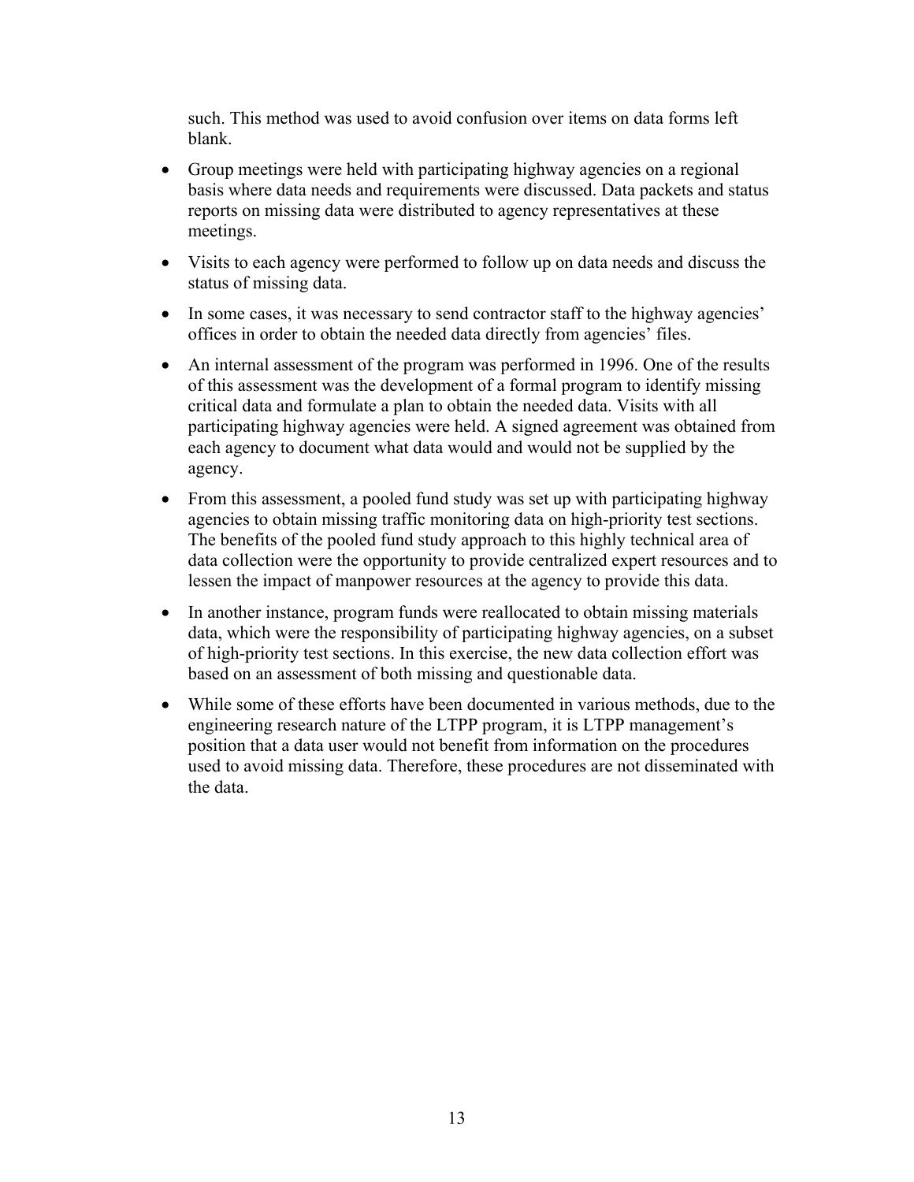such. This method was used to avoid confusion over items on data forms left blank.

- Group meetings were held with participating highway agencies on a regional basis where data needs and requirements were discussed. Data packets and status reports on missing data were distributed to agency representatives at these meetings.
- Visits to each agency were performed to follow up on data needs and discuss the status of missing data.
- In some cases, it was necessary to send contractor staff to the highway agencies' offices in order to obtain the needed data directly from agencies' files.
- An internal assessment of the program was performed in 1996. One of the results of this assessment was the development of a formal program to identify missing critical data and formulate a plan to obtain the needed data. Visits with all participating highway agencies were held. A signed agreement was obtained from each agency to document what data would and would not be supplied by the agency.
- From this assessment, a pooled fund study was set up with participating highway agencies to obtain missing traffic monitoring data on high-priority test sections. The benefits of the pooled fund study approach to this highly technical area of data collection were the opportunity to provide centralized expert resources and to lessen the impact of manpower resources at the agency to provide this data.
- In another instance, program funds were reallocated to obtain missing materials data, which were the responsibility of participating highway agencies, on a subset of high-priority test sections. In this exercise, the new data collection effort was based on an assessment of both missing and questionable data.
- While some of these efforts have been documented in various methods, due to the engineering research nature of the LTPP program, it is LTPP management's position that a data user would not benefit from information on the procedures used to avoid missing data. Therefore, these procedures are not disseminated with the data.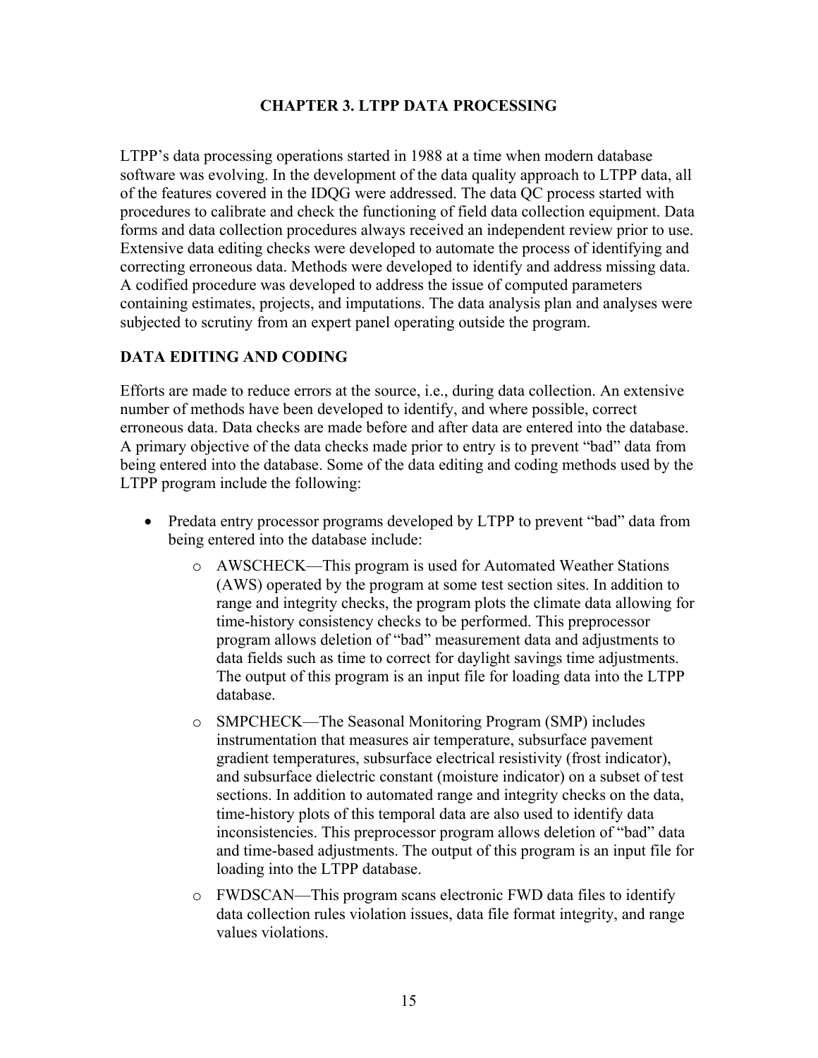# CHAPTER 3. LTPP DATA PROCESSING

LTPP's data processing operations started in 1988 at a time when modern database software was evolving. In the development of the data quality approach to LTPP data, all of the features covered in the IDQG were addressed. The data QC process started with procedures to calibrate and check the functioning of field data collection equipment. Data forms and data collection procedures always received an independent review prior to use. Extensive data editing checks were developed to automate the process of identifying and correcting erroneous data. Methods were developed to identify and address missing data. A codified procedure was developed to address the issue of computed parameters containing estimates, projects, and imputations. The data analysis plan and analyses were subjected to scrutiny from an expert panel operating outside the program.

## DATA EDITING AND CODING

Efforts are made to reduce errors at the source, i.e., during data collection. An extensive number of methods have been developed to identify, and where possible, correct erroneous data. Data checks are made before and after data are entered into the database. A primary objective of the data checks made prior to entry is to prevent "bad" data from being entered into the database. Some of the data editing and coding methods used by the LTPP program include the following:

- Predata entry processor programs developed by LTPP to prevent "bad" data from being entered into the database include:
  - AWSCHECK—This program is used for Automated Weather Stations (AWS) operated by the program at some test section sites. In addition to range and integrity checks, the program plots the climate data allowing for time-history consistency checks to be performed. This preprocessor program allows deletion of "bad" measurement data and adjustments to data fields such as time to correct for daylight savings time adjustments. The output of this program is an input file for loading data into the LTPP database.
  - SMPCHECK—The Seasonal Monitoring Program (SMP) includes instrumentation that measures air temperature, subsurface pavement gradient temperatures, subsurface electrical resistivity (frost indicator), and subsurface dielectric constant (moisture indicator) on a subset of test sections. In addition to automated range and integrity checks on the data, time-history plots of this temporal data are also used to identify data inconsistencies. This preprocessor program allows deletion of "bad" data and time-based adjustments. The output of this program is an input file for loading into the LTPP database.
  - FWDSCAN—This program scans electronic FWD data files to identify data collection rules violation issues, data file format integrity, and range values violations.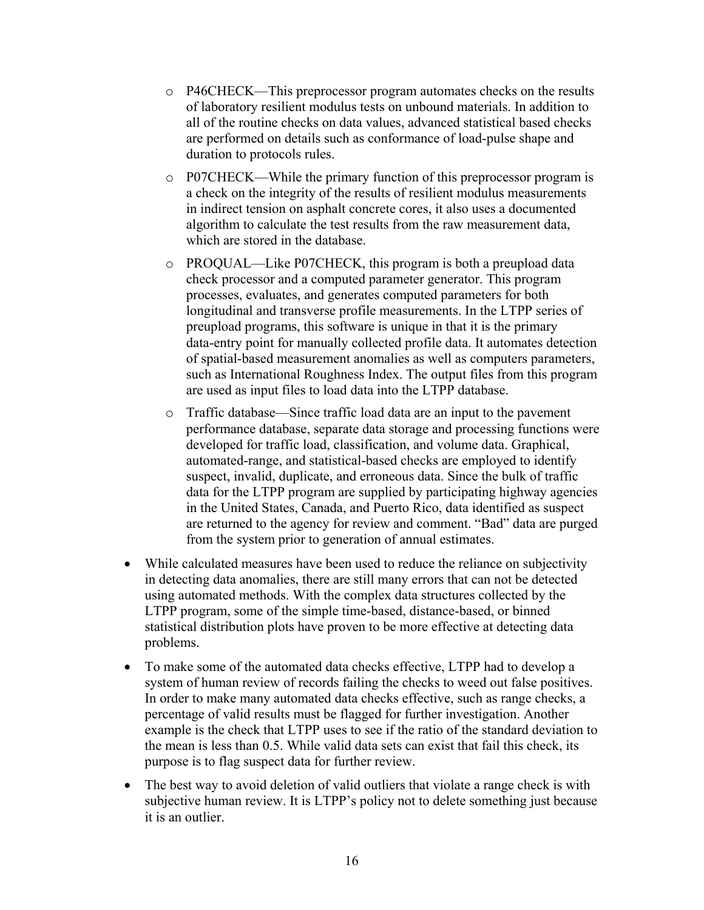- P46CHECK—This preprocessor program automates checks on the results of laboratory resilient modulus tests on unbound materials. In addition to all of the routine checks on data values, advanced statistical based checks are performed on details such as conformance of load-pulse shape and duration to protocols rules.

- P07CHECK—While the primary function of this preprocessor program is a check on the integrity of the results of resilient modulus measurements in indirect tension on asphalt concrete cores, it also uses a documented algorithm to calculate the test results from the raw measurement data, which are stored in the database.

- PROQUAL—Like P07CHECK, this program is both a preupload data check processor and a computed parameter generator. This program processes, evaluates, and generates computed parameters for both longitudinal and transverse profile measurements. In the LTPP series of preupload programs, this software is unique in that it is the primary data-entry point for manually collected profile data. It automates detection of spatial-based measurement anomalies as well as computers parameters, such as International Roughness Index. The output files from this program are used as input files to load data into the LTPP database.

- Traffic database—Since traffic load data are an input to the pavement performance database, separate data storage and processing functions were developed for traffic load, classification, and volume data. Graphical, automated-range, and statistical-based checks are employed to identify suspect, invalid, duplicate, and erroneous data. Since the bulk of traffic data for the LTPP program are supplied by participating highway agencies in the United States, Canada, and Puerto Rico, data identified as suspect are returned to the agency for review and comment. "Bad" data are purged from the system prior to generation of annual estimates.

- While calculated measures have been used to reduce the reliance on subjectivity in detecting data anomalies, there are still many errors that can not be detected using automated methods. With the complex data structures collected by the LTPP program, some of the simple time-based, distance-based, or binned statistical distribution plots have proven to be more effective at detecting data problems.

- To make some of the automated data checks effective, LTPP had to develop a system of human review of records failing the checks to weed out false positives. In order to make many automated data checks effective, such as range checks, a percentage of valid results must be flagged for further investigation. Another example is the check that LTPP uses to see if the ratio of the standard deviation to the mean is less than 0.5. While valid data sets can exist that fail this check, its purpose is to flag suspect data for further review.

- The best way to avoid deletion of valid outliers that violate a range check is with subjective human review. It is LTPP's policy not to delete something just because it is an outlier.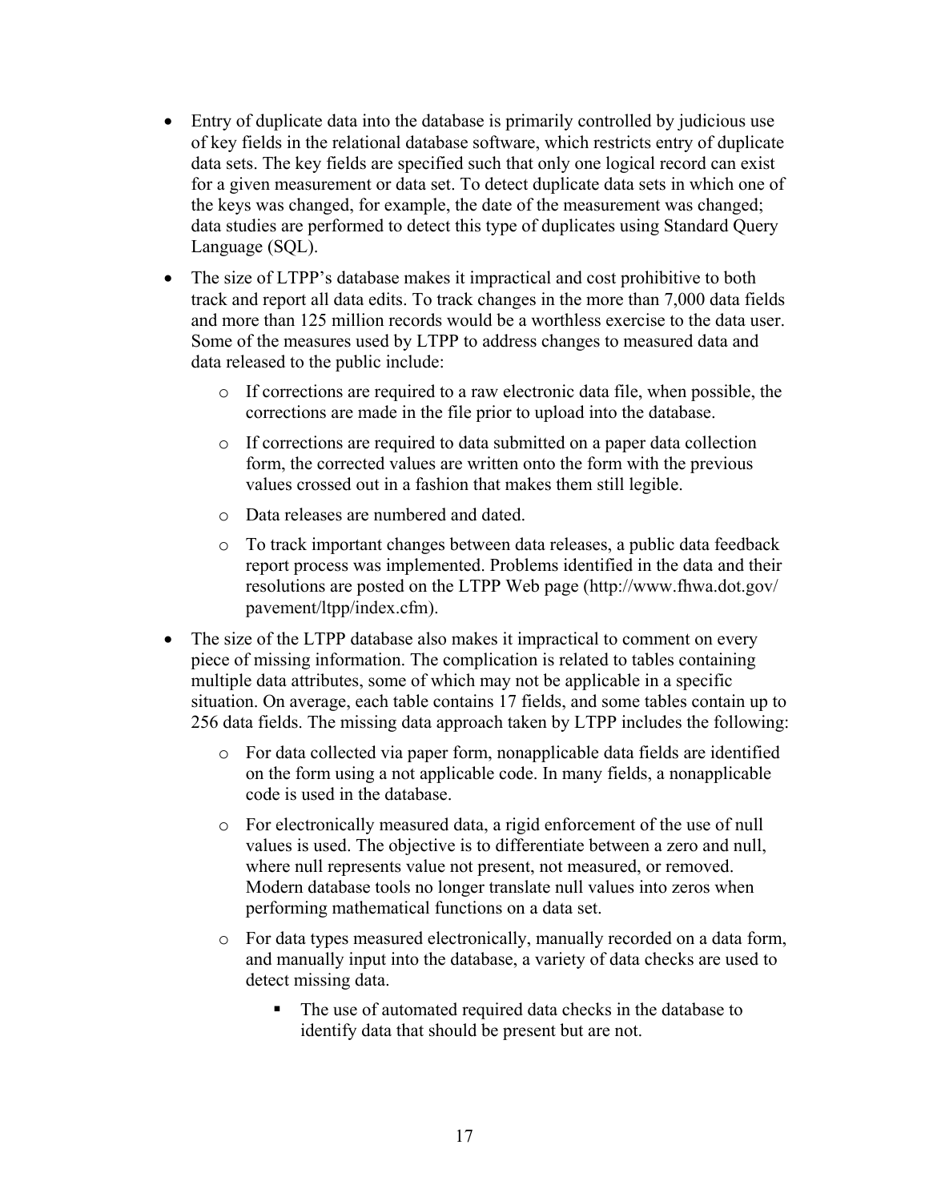- Entry of duplicate data into the database is primarily controlled by judicious use of key fields in the relational database software, which restricts entry of duplicate data sets. The key fields are specified such that only one logical record can exist for a given measurement or data set. To detect duplicate data sets in which one of the keys was changed, for example, the date of the measurement was changed; data studies are performed to detect this type of duplicates using Standard Query Language (SQL).
- The size of LTPP's database makes it impractical and cost prohibitive to both track and report all data edits. To track changes in the more than 7,000 data fields and more than 125 million records would be a worthless exercise to the data user. Some of the measures used by LTPP to address changes to measured data and data released to the public include:
  - If corrections are required to a raw electronic data file, when possible, the corrections are made in the file prior to upload into the database.
  - If corrections are required to data submitted on a paper data collection form, the corrected values are written onto the form with the previous values crossed out in a fashion that makes them still legible.
  - Data releases are numbered and dated.
  - To track important changes between data releases, a public data feedback report process was implemented. Problems identified in the data and their resolutions are posted on the LTPP Web page (http://www.fhwa.dot.gov/pavement/ltpp/index.cfm).
- The size of the LTPP database also makes it impractical to comment on every piece of missing information. The complication is related to tables containing multiple data attributes, some of which may not be applicable in a specific situation. On average, each table contains 17 fields, and some tables contain up to 256 data fields. The missing data approach taken by LTPP includes the following:
  - For data collected via paper form, nonapplicable data fields are identified on the form using a not applicable code. In many fields, a nonapplicable code is used in the database.
  - For electronically measured data, a rigid enforcement of the use of null values is used. The objective is to differentiate between a zero and null, where null represents value not present, not measured, or removed. Modern database tools no longer translate null values into zeros when performing mathematical functions on a data set.
  - For data types measured electronically, manually recorded on a data form, and manually input into the database, a variety of data checks are used to detect missing data.
    - The use of automated required data checks in the database to identify data that should be present but are not.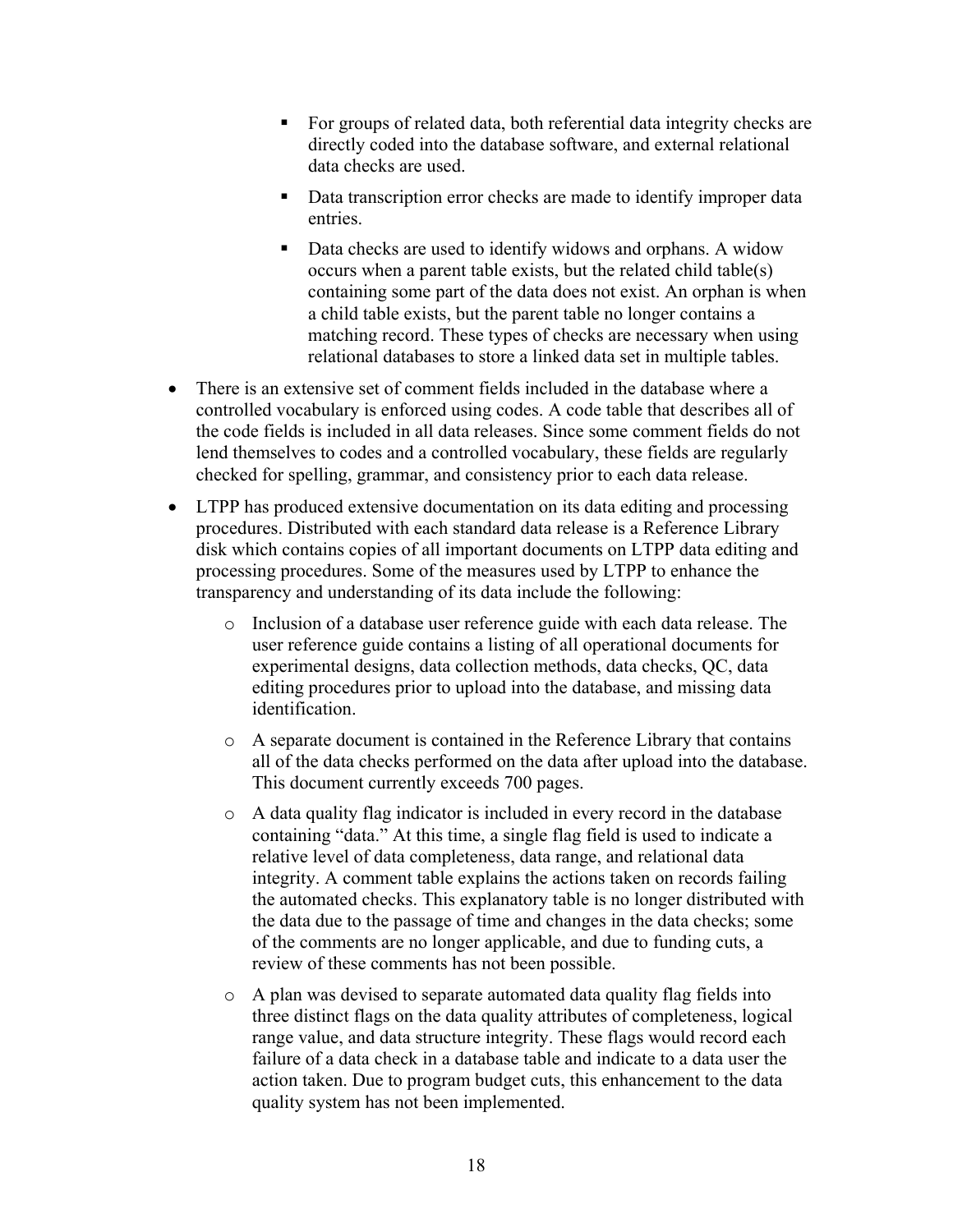- For groups of related data, both referential data integrity checks are directly coded into the database software, and external relational data checks are used.
    - Data transcription error checks are made to identify improper data entries.
    - Data checks are used to identify widows and orphans. A widow occurs when a parent table exists, but the related child table(s) containing some part of the data does not exist. An orphan is when a child table exists, but the parent table no longer contains a matching record. These types of checks are necessary when using relational databases to store a linked data set in multiple tables.

- There is an extensive set of comment fields included in the database where a controlled vocabulary is enforced using codes. A code table that describes all of the code fields is included in all data releases. Since some comment fields do not lend themselves to codes and a controlled vocabulary, these fields are regularly checked for spelling, grammar, and consistency prior to each data release.
- LTPP has produced extensive documentation on its data editing and processing procedures. Distributed with each standard data release is a Reference Library disk which contains copies of all important documents on LTPP data editing and processing procedures. Some of the measures used by LTPP to enhance the transparency and understanding of its data include the following:
    - Inclusion of a database user reference guide with each data release. The user reference guide contains a listing of all operational documents for experimental designs, data collection methods, data checks, QC, data editing procedures prior to upload into the database, and missing data identification.
    - A separate document is contained in the Reference Library that contains all of the data checks performed on the data after upload into the database. This document currently exceeds 700 pages.
    - A data quality flag indicator is included in every record in the database containing "data." At this time, a single flag field is used to indicate a relative level of data completeness, data range, and relational data integrity. A comment table explains the actions taken on records failing the automated checks. This explanatory table is no longer distributed with the data due to the passage of time and changes in the data checks; some of the comments are no longer applicable, and due to funding cuts, a review of these comments has not been possible.
    - A plan was devised to separate automated data quality flag fields into three distinct flags on the data quality attributes of completeness, logical range value, and data structure integrity. These flags would record each failure of a data check in a database table and indicate to a data user the action taken. Due to program budget cuts, this enhancement to the data quality system has not been implemented.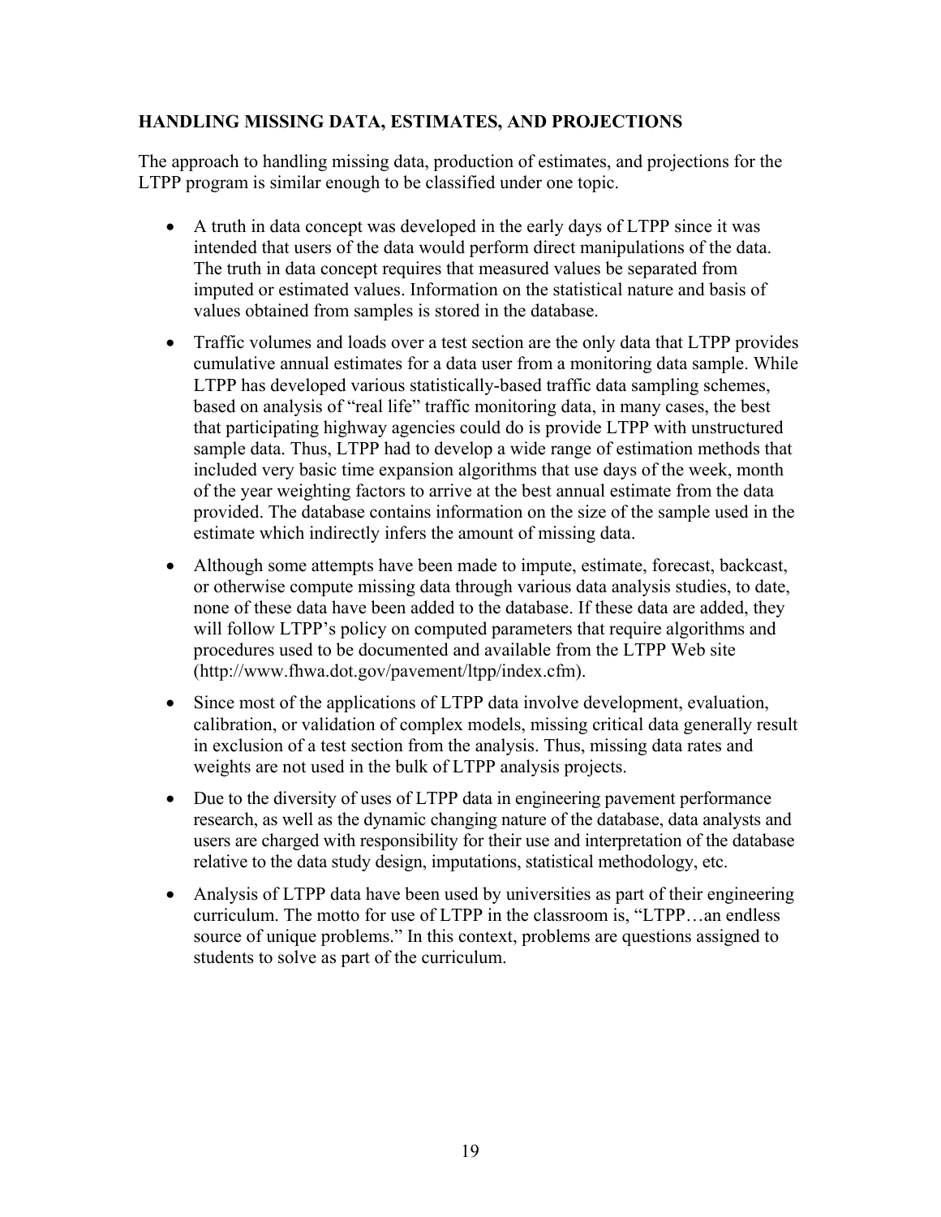## HANDLING MISSING DATA, ESTIMATES, AND PROJECTIONS

The approach to handling missing data, production of estimates, and projections for the LTPP program is similar enough to be classified under one topic.

- A truth in data concept was developed in the early days of LTPP since it was intended that users of the data would perform direct manipulations of the data. The truth in data concept requires that measured values be separated from imputed or estimated values. Information on the statistical nature and basis of values obtained from samples is stored in the database.
- Traffic volumes and loads over a test section are the only data that LTPP provides cumulative annual estimates for a data user from a monitoring data sample. While LTPP has developed various statistically-based traffic data sampling schemes, based on analysis of "real life" traffic monitoring data, in many cases, the best that participating highway agencies could do is provide LTPP with unstructured sample data. Thus, LTPP had to develop a wide range of estimation methods that included very basic time expansion algorithms that use days of the week, month of the year weighting factors to arrive at the best annual estimate from the data provided. The database contains information on the size of the sample used in the estimate which indirectly infers the amount of missing data.
- Although some attempts have been made to impute, estimate, forecast, backcast, or otherwise compute missing data through various data analysis studies, to date, none of these data have been added to the database. If these data are added, they will follow LTPP's policy on computed parameters that require algorithms and procedures used to be documented and available from the LTPP Web site (http://www.fhwa.dot.gov/pavement/ltpp/index.cfm).
- Since most of the applications of LTPP data involve development, evaluation, calibration, or validation of complex models, missing critical data generally result in exclusion of a test section from the analysis. Thus, missing data rates and weights are not used in the bulk of LTPP analysis projects.
- Due to the diversity of uses of LTPP data in engineering pavement performance research, as well as the dynamic changing nature of the database, data analysts and users are charged with responsibility for their use and interpretation of the database relative to the data study design, imputations, statistical methodology, etc.
- Analysis of LTPP data have been used by universities as part of their engineering curriculum. The motto for use of LTPP in the classroom is, "LTPP…an endless source of unique problems." In this context, problems are questions assigned to students to solve as part of the curriculum.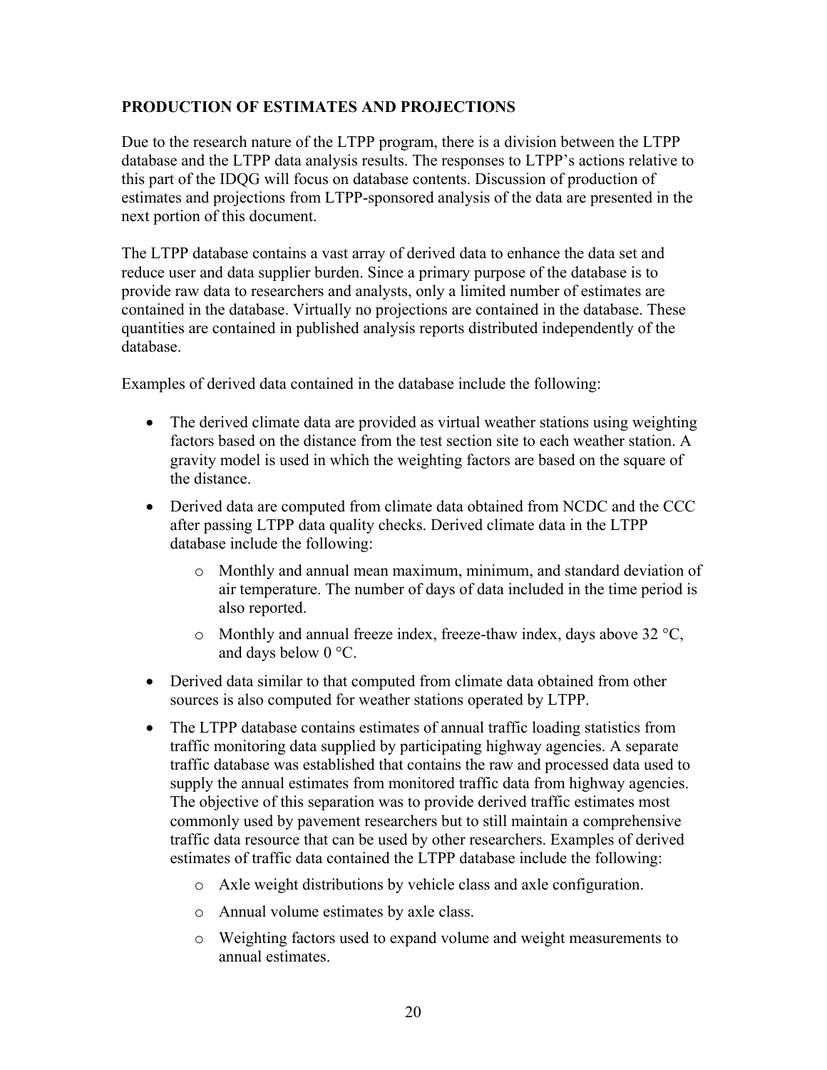## PRODUCTION OF ESTIMATES AND PROJECTIONS

Due to the research nature of the LTPP program, there is a division between the LTPP database and the LTPP data analysis results. The responses to LTPP's actions relative to this part of the IDQG will focus on database contents. Discussion of production of estimates and projections from LTPP-sponsored analysis of the data are presented in the next portion of this document.

The LTPP database contains a vast array of derived data to enhance the data set and reduce user and data supplier burden. Since a primary purpose of the database is to provide raw data to researchers and analysts, only a limited number of estimates are contained in the database. Virtually no projections are contained in the database. These quantities are contained in published analysis reports distributed independently of the database.

Examples of derived data contained in the database include the following:

- The derived climate data are provided as virtual weather stations using weighting factors based on the distance from the test section site to each weather station. A gravity model is used in which the weighting factors are based on the square of the distance.
- Derived data are computed from climate data obtained from NCDC and the CCC after passing LTPP data quality checks. Derived climate data in the LTPP database include the following:
  - Monthly and annual mean maximum, minimum, and standard deviation of air temperature. The number of days of data included in the time period is also reported.
  - Monthly and annual freeze index, freeze-thaw index, days above 32 °C, and days below 0 °C.
- Derived data similar to that computed from climate data obtained from other sources is also computed for weather stations operated by LTPP.
- The LTPP database contains estimates of annual traffic loading statistics from traffic monitoring data supplied by participating highway agencies. A separate traffic database was established that contains the raw and processed data used to supply the annual estimates from monitored traffic data from highway agencies. The objective of this separation was to provide derived traffic estimates most commonly used by pavement researchers but to still maintain a comprehensive traffic data resource that can be used by other researchers. Examples of derived estimates of traffic data contained the LTPP database include the following:
  - Axle weight distributions by vehicle class and axle configuration.
  - Annual volume estimates by axle class.
  - Weighting factors used to expand volume and weight measurements to annual estimates.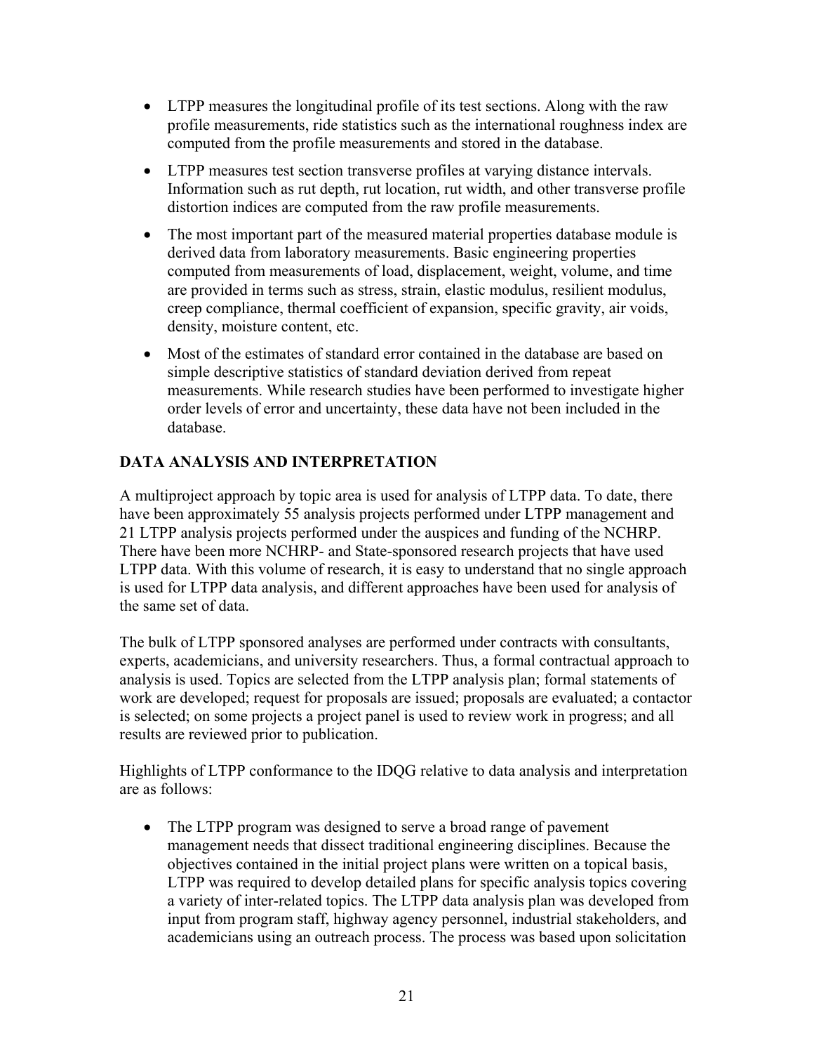- LTPP measures the longitudinal profile of its test sections. Along with the raw profile measurements, ride statistics such as the international roughness index are computed from the profile measurements and stored in the database.

- LTPP measures test section transverse profiles at varying distance intervals. Information such as rut depth, rut location, rut width, and other transverse profile distortion indices are computed from the raw profile measurements.

- The most important part of the measured material properties database module is derived data from laboratory measurements. Basic engineering properties computed from measurements of load, displacement, weight, volume, and time are provided in terms such as stress, strain, elastic modulus, resilient modulus, creep compliance, thermal coefficient of expansion, specific gravity, air voids, density, moisture content, etc.

- Most of the estimates of standard error contained in the database are based on simple descriptive statistics of standard deviation derived from repeat measurements. While research studies have been performed to investigate higher order levels of error and uncertainty, these data have not been included in the database.

## DATA ANALYSIS AND INTERPRETATION

A multiproject approach by topic area is used for analysis of LTPP data. To date, there have been approximately 55 analysis projects performed under LTPP management and 21 LTPP analysis projects performed under the auspices and funding of the NCHRP. There have been more NCHRP- and State-sponsored research projects that have used LTPP data. With this volume of research, it is easy to understand that no single approach is used for LTPP data analysis, and different approaches have been used for analysis of the same set of data.

The bulk of LTPP sponsored analyses are performed under contracts with consultants, experts, academicians, and university researchers. Thus, a formal contractual approach to analysis is used. Topics are selected from the LTPP analysis plan; formal statements of work are developed; request for proposals are issued; proposals are evaluated; a contactor is selected; on some projects a project panel is used to review work in progress; and all results are reviewed prior to publication.

Highlights of LTPP conformance to the IDQG relative to data analysis and interpretation are as follows:

- The LTPP program was designed to serve a broad range of pavement management needs that dissect traditional engineering disciplines. Because the objectives contained in the initial project plans were written on a topical basis, LTPP was required to develop detailed plans for specific analysis topics covering a variety of inter-related topics. The LTPP data analysis plan was developed from input from program staff, highway agency personnel, industrial stakeholders, and academicians using an outreach process. The process was based upon solicitation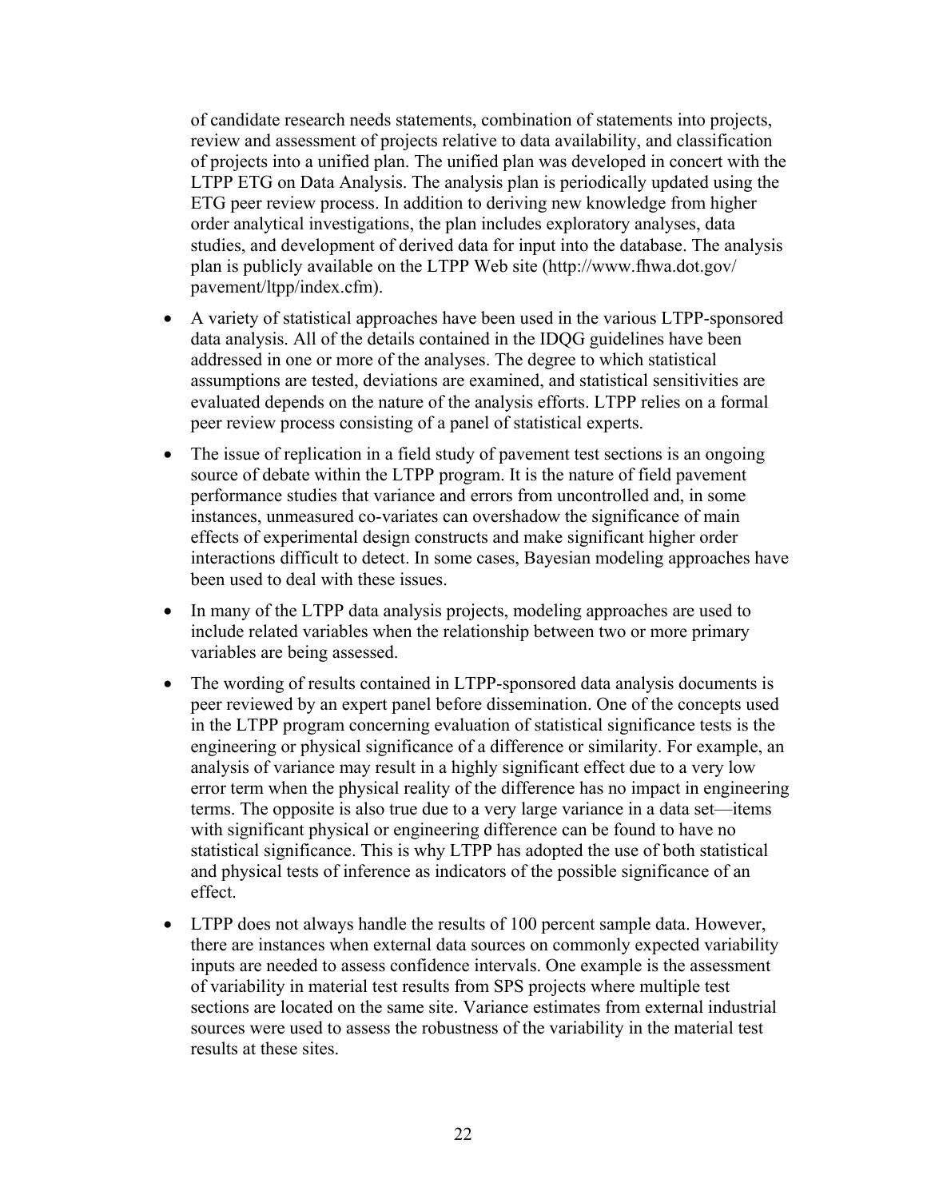of candidate research needs statements, combination of statements into projects, review and assessment of projects relative to data availability, and classification of projects into a unified plan. The unified plan was developed in concert with the LTPP ETG on Data Analysis. The analysis plan is periodically updated using the ETG peer review process. In addition to deriving new knowledge from higher order analytical investigations, the plan includes exploratory analyses, data studies, and development of derived data for input into the database. The analysis plan is publicly available on the LTPP Web site (http://www.fhwa.dot.gov/pavement/ltpp/index.cfm).

- A variety of statistical approaches have been used in the various LTPP-sponsored data analysis. All of the details contained in the IDQG guidelines have been addressed in one or more of the analyses. The degree to which statistical assumptions are tested, deviations are examined, and statistical sensitivities are evaluated depends on the nature of the analysis efforts. LTPP relies on a formal peer review process consisting of a panel of statistical experts.
- The issue of replication in a field study of pavement test sections is an ongoing source of debate within the LTPP program. It is the nature of field pavement performance studies that variance and errors from uncontrolled and, in some instances, unmeasured co-variates can overshadow the significance of main effects of experimental design constructs and make significant higher order interactions difficult to detect. In some cases, Bayesian modeling approaches have been used to deal with these issues.
- In many of the LTPP data analysis projects, modeling approaches are used to include related variables when the relationship between two or more primary variables are being assessed.
- The wording of results contained in LTPP-sponsored data analysis documents is peer reviewed by an expert panel before dissemination. One of the concepts used in the LTPP program concerning evaluation of statistical significance tests is the engineering or physical significance of a difference or similarity. For example, an analysis of variance may result in a highly significant effect due to a very low error term when the physical reality of the difference has no impact in engineering terms. The opposite is also true due to a very large variance in a data set—items with significant physical or engineering difference can be found to have no statistical significance. This is why LTPP has adopted the use of both statistical and physical tests of inference as indicators of the possible significance of an effect.
- LTPP does not always handle the results of 100 percent sample data. However, there are instances when external data sources on commonly expected variability inputs are needed to assess confidence intervals. One example is the assessment of variability in material test results from SPS projects where multiple test sections are located on the same site. Variance estimates from external industrial sources were used to assess the robustness of the variability in the material test results at these sites.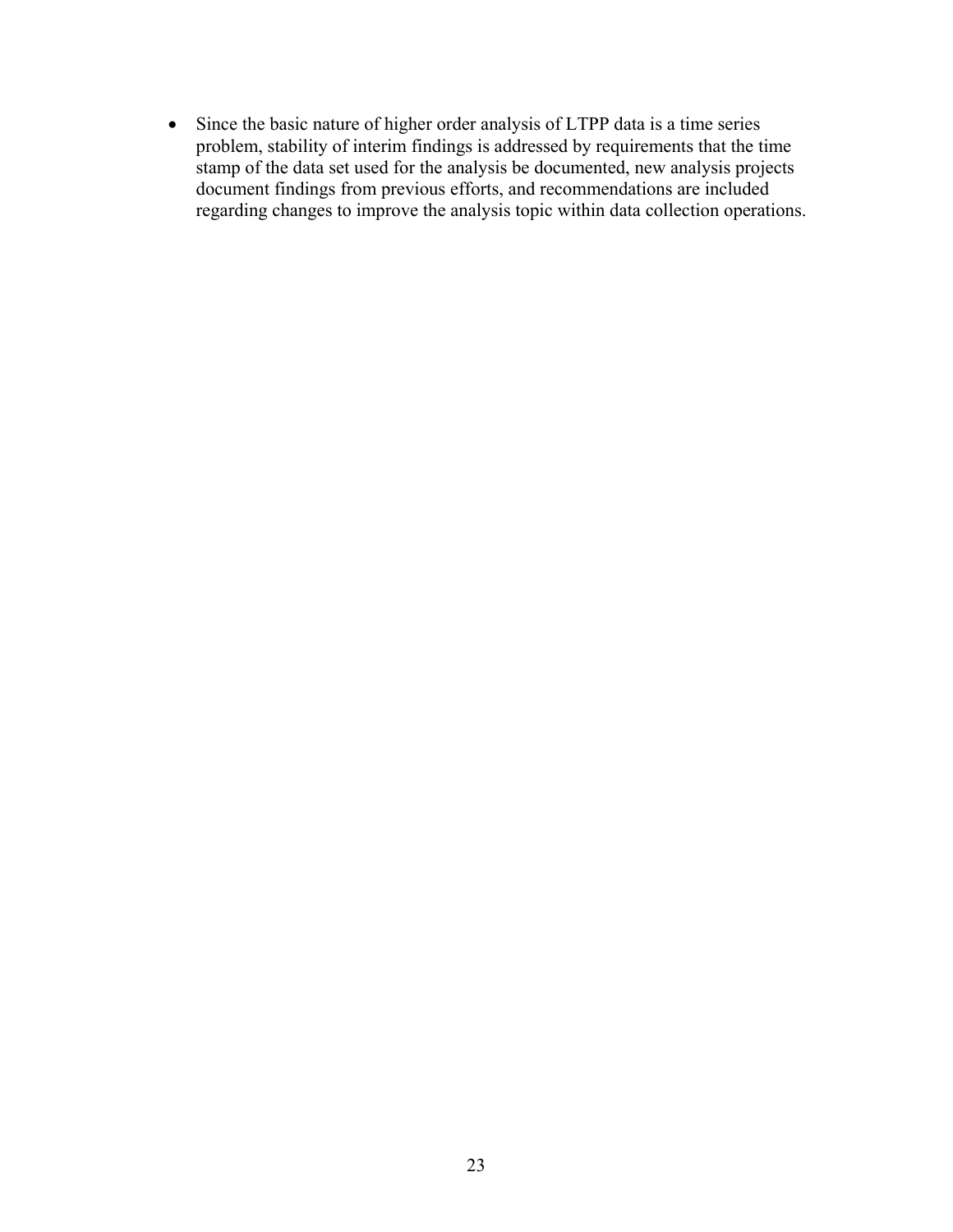- Since the basic nature of higher order analysis of LTPP data is a time series problem, stability of interim findings is addressed by requirements that the time stamp of the data set used for the analysis be documented, new analysis projects document findings from previous efforts, and recommendations are included regarding changes to improve the analysis topic within data collection operations.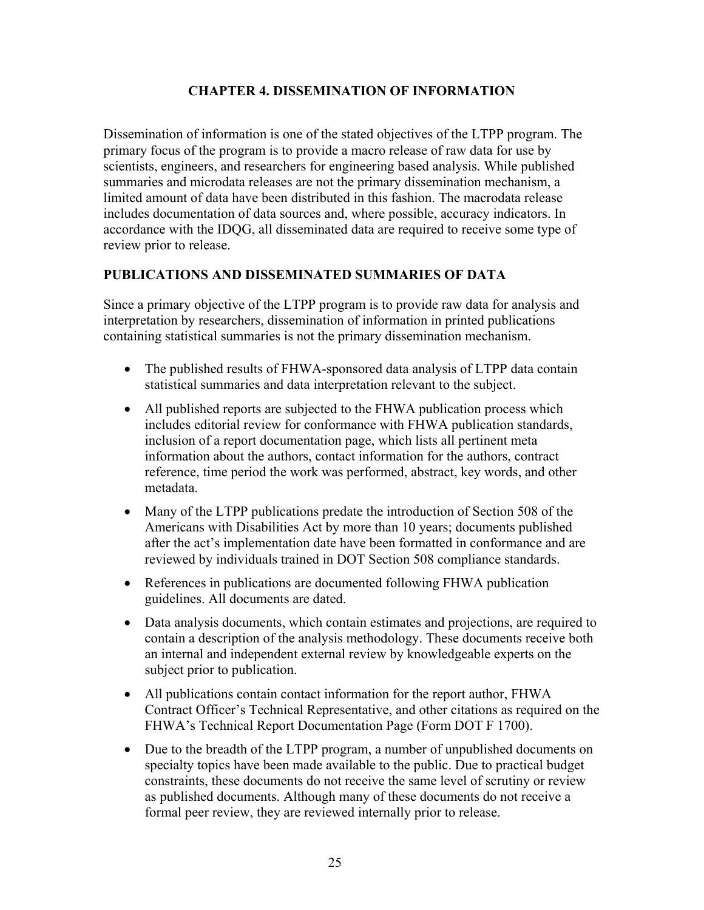# CHAPTER 4. DISSEMINATION OF INFORMATION

Dissemination of information is one of the stated objectives of the LTPP program. The primary focus of the program is to provide a macro release of raw data for use by scientists, engineers, and researchers for engineering based analysis. While published summaries and microdata releases are not the primary dissemination mechanism, a limited amount of data have been distributed in this fashion. The macrodata release includes documentation of data sources and, where possible, accuracy indicators. In accordance with the IDQG, all disseminated data are required to receive some type of review prior to release.

## PUBLICATIONS AND DISSEMINATED SUMMARIES OF DATA

Since a primary objective of the LTPP program is to provide raw data for analysis and interpretation by researchers, dissemination of information in printed publications containing statistical summaries is not the primary dissemination mechanism.

- The published results of FHWA-sponsored data analysis of LTPP data contain statistical summaries and data interpretation relevant to the subject.
- All published reports are subjected to the FHWA publication process which includes editorial review for conformance with FHWA publication standards, inclusion of a report documentation page, which lists all pertinent meta information about the authors, contact information for the authors, contract reference, time period the work was performed, abstract, key words, and other metadata.
- Many of the LTPP publications predate the introduction of Section 508 of the Americans with Disabilities Act by more than 10 years; documents published after the act's implementation date have been formatted in conformance and are reviewed by individuals trained in DOT Section 508 compliance standards.
- References in publications are documented following FHWA publication guidelines. All documents are dated.
- Data analysis documents, which contain estimates and projections, are required to contain a description of the analysis methodology. These documents receive both an internal and independent external review by knowledgeable experts on the subject prior to publication.
- All publications contain contact information for the report author, FHWA Contract Officer's Technical Representative, and other citations as required on the FHWA's Technical Report Documentation Page (Form DOT F 1700).
- Due to the breadth of the LTPP program, a number of unpublished documents on specialty topics have been made available to the public. Due to practical budget constraints, these documents do not receive the same level of scrutiny or review as published documents. Although many of these documents do not receive a formal peer review, they are reviewed internally prior to release.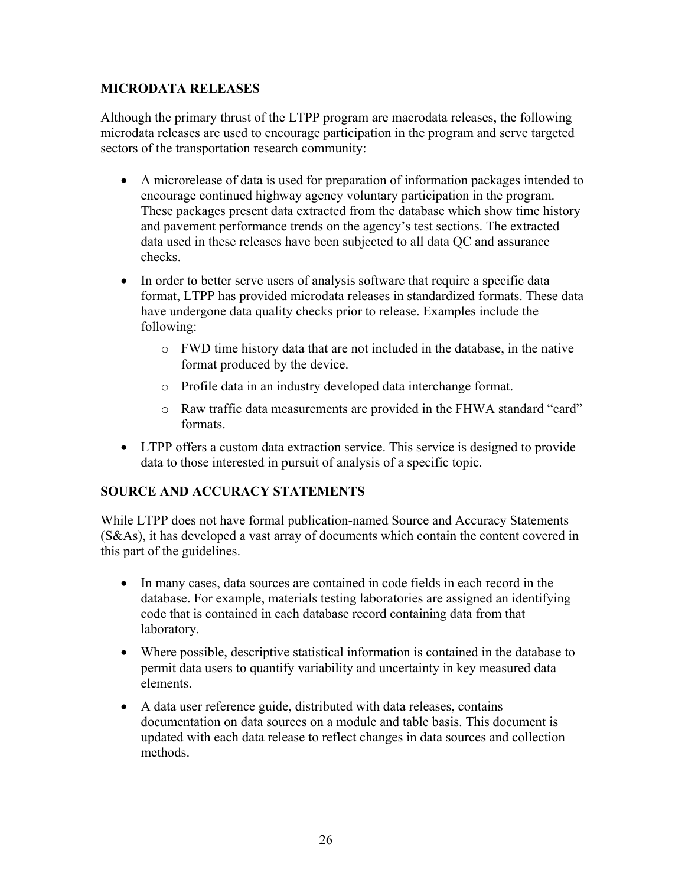## MICRODATA RELEASES

Although the primary thrust of the LTPP program are macrodata releases, the following microdata releases are used to encourage participation in the program and serve targeted sectors of the transportation research community:

- A microrelease of data is used for preparation of information packages intended to encourage continued highway agency voluntary participation in the program. These packages present data extracted from the database which show time history and pavement performance trends on the agency's test sections. The extracted data used in these releases have been subjected to all data QC and assurance checks.
- In order to better serve users of analysis software that require a specific data format, LTPP has provided microdata releases in standardized formats. These data have undergone data quality checks prior to release. Examples include the following:
  - FWD time history data that are not included in the database, in the native format produced by the device.
  - Profile data in an industry developed data interchange format.
  - Raw traffic data measurements are provided in the FHWA standard "card" formats.
- LTPP offers a custom data extraction service. This service is designed to provide data to those interested in pursuit of analysis of a specific topic.

## SOURCE AND ACCURACY STATEMENTS

While LTPP does not have formal publication-named Source and Accuracy Statements (S&As), it has developed a vast array of documents which contain the content covered in this part of the guidelines.

- In many cases, data sources are contained in code fields in each record in the database. For example, materials testing laboratories are assigned an identifying code that is contained in each database record containing data from that laboratory.
- Where possible, descriptive statistical information is contained in the database to permit data users to quantify variability and uncertainty in key measured data elements.
- A data user reference guide, distributed with data releases, contains documentation on data sources on a module and table basis. This document is updated with each data release to reflect changes in data sources and collection methods.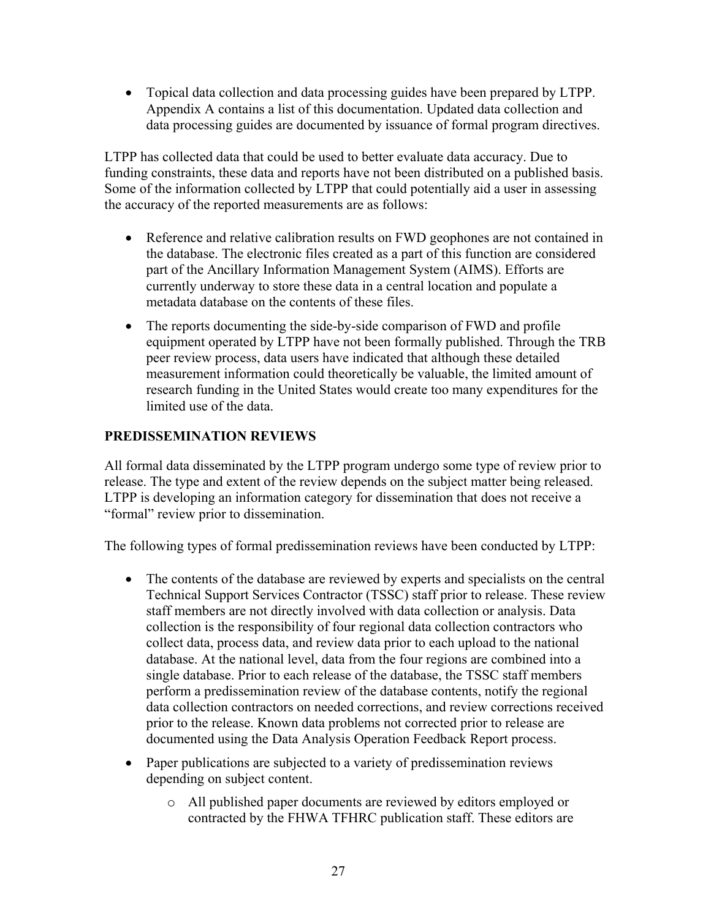- Topical data collection and data processing guides have been prepared by LTPP. Appendix A contains a list of this documentation. Updated data collection and data processing guides are documented by issuance of formal program directives.

LTPP has collected data that could be used to better evaluate data accuracy. Due to funding constraints, these data and reports have not been distributed on a published basis. Some of the information collected by LTPP that could potentially aid a user in assessing the accuracy of the reported measurements are as follows:

- Reference and relative calibration results on FWD geophones are not contained in the database. The electronic files created as a part of this function are considered part of the Ancillary Information Management System (AIMS). Efforts are currently underway to store these data in a central location and populate a metadata database on the contents of these files.
- The reports documenting the side-by-side comparison of FWD and profile equipment operated by LTPP have not been formally published. Through the TRB peer review process, data users have indicated that although these detailed measurement information could theoretically be valuable, the limited amount of research funding in the United States would create too many expenditures for the limited use of the data.

## PREDISSEMINATION REVIEWS

All formal data disseminated by the LTPP program undergo some type of review prior to release. The type and extent of the review depends on the subject matter being released. LTPP is developing an information category for dissemination that does not receive a "formal" review prior to dissemination.

The following types of formal predissemination reviews have been conducted by LTPP:

- The contents of the database are reviewed by experts and specialists on the central Technical Support Services Contractor (TSSC) staff prior to release. These review staff members are not directly involved with data collection or analysis. Data collection is the responsibility of four regional data collection contractors who collect data, process data, and review data prior to each upload to the national database. At the national level, data from the four regions are combined into a single database. Prior to each release of the database, the TSSC staff members perform a predissemination review of the database contents, notify the regional data collection contractors on needed corrections, and review corrections received prior to the release. Known data problems not corrected prior to release are documented using the Data Analysis Operation Feedback Report process.
- Paper publications are subjected to a variety of predissemination reviews depending on subject content.
    - All published paper documents are reviewed by editors employed or contracted by the FHWA TFHRC publication staff. These editors are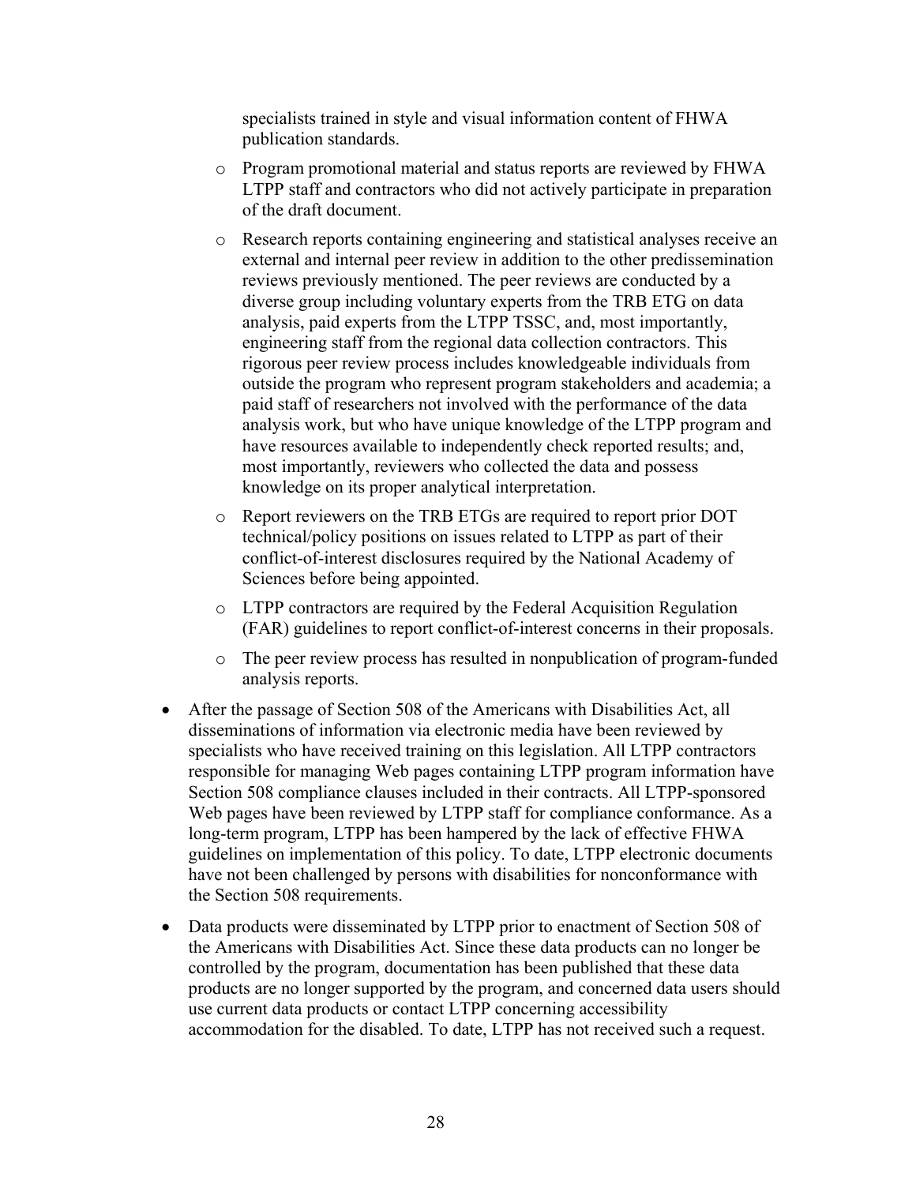specialists trained in style and visual information content of FHWA publication standards.

  - Program promotional material and status reports are reviewed by FHWA LTPP staff and contractors who did not actively participate in preparation of the draft document.
  - Research reports containing engineering and statistical analyses receive an external and internal peer review in addition to the other predissemination reviews previously mentioned. The peer reviews are conducted by a diverse group including voluntary experts from the TRB ETG on data analysis, paid experts from the LTPP TSSC, and, most importantly, engineering staff from the regional data collection contractors. This rigorous peer review process includes knowledgeable individuals from outside the program who represent program stakeholders and academia; a paid staff of researchers not involved with the performance of the data analysis work, but who have unique knowledge of the LTPP program and have resources available to independently check reported results; and, most importantly, reviewers who collected the data and possess knowledge on its proper analytical interpretation.
  - Report reviewers on the TRB ETGs are required to report prior DOT technical/policy positions on issues related to LTPP as part of their conflict-of-interest disclosures required by the National Academy of Sciences before being appointed.
  - LTPP contractors are required by the Federal Acquisition Regulation (FAR) guidelines to report conflict-of-interest concerns in their proposals.
  - The peer review process has resulted in nonpublication of program-funded analysis reports.

- After the passage of Section 508 of the Americans with Disabilities Act, all disseminations of information via electronic media have been reviewed by specialists who have received training on this legislation. All LTPP contractors responsible for managing Web pages containing LTPP program information have Section 508 compliance clauses included in their contracts. All LTPP-sponsored Web pages have been reviewed by LTPP staff for compliance conformance. As a long-term program, LTPP has been hampered by the lack of effective FHWA guidelines on implementation of this policy. To date, LTPP electronic documents have not been challenged by persons with disabilities for nonconformance with the Section 508 requirements.
- Data products were disseminated by LTPP prior to enactment of Section 508 of the Americans with Disabilities Act. Since these data products can no longer be controlled by the program, documentation has been published that these data products are no longer supported by the program, and concerned data users should use current data products or contact LTPP concerning accessibility accommodation for the disabled. To date, LTPP has not received such a request.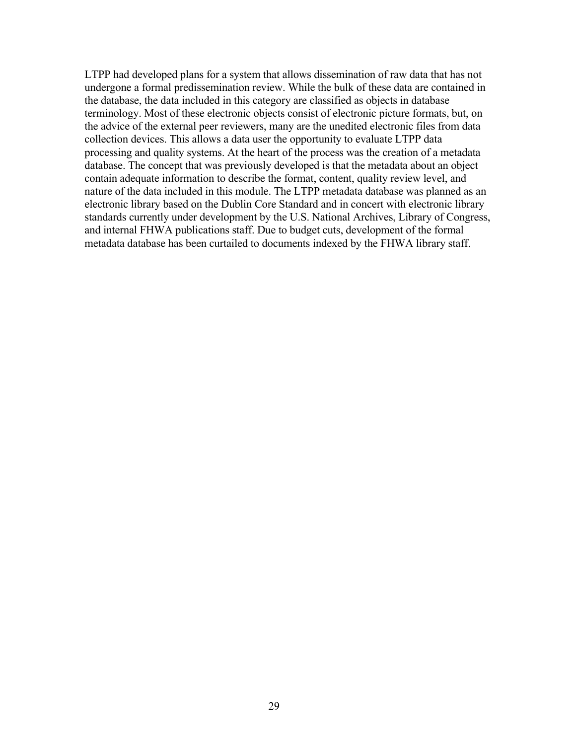LTPP had developed plans for a system that allows dissemination of raw data that has not undergone a formal predissemination review. While the bulk of these data are contained in the database, the data included in this category are classified as objects in database terminology. Most of these electronic objects consist of electronic picture formats, but, on the advice of the external peer reviewers, many are the unedited electronic files from data collection devices. This allows a data user the opportunity to evaluate LTPP data processing and quality systems. At the heart of the process was the creation of a metadata database. The concept that was previously developed is that the metadata about an object contain adequate information to describe the format, content, quality review level, and nature of the data included in this module. The LTPP metadata database was planned as an electronic library based on the Dublin Core Standard and in concert with electronic library standards currently under development by the U.S. National Archives, Library of Congress, and internal FHWA publications staff. Due to budget cuts, development of the formal metadata database has been curtailed to documents indexed by the FHWA library staff.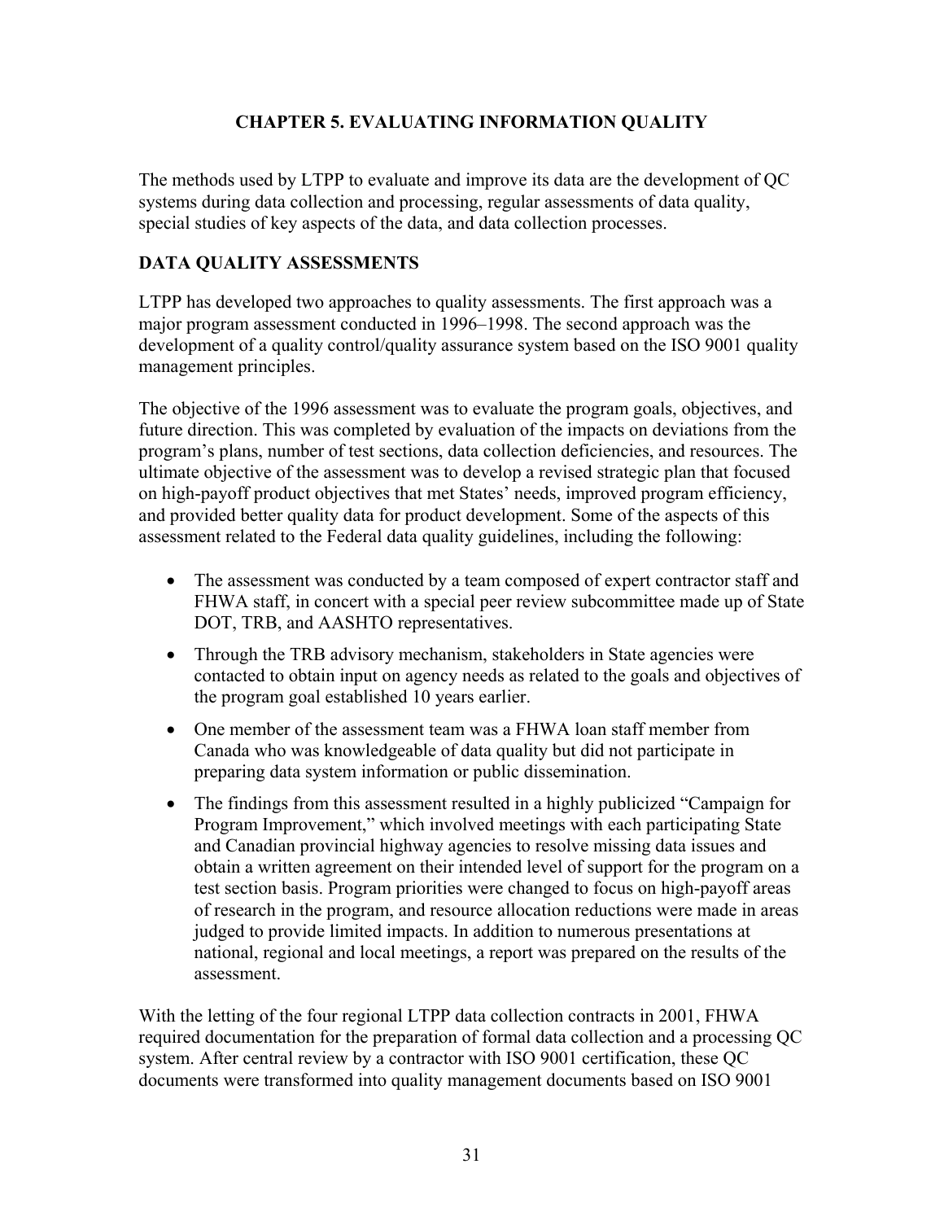# CHAPTER 5. EVALUATING INFORMATION QUALITY

The methods used by LTPP to evaluate and improve its data are the development of QC systems during data collection and processing, regular assessments of data quality, special studies of key aspects of the data, and data collection processes.

## DATA QUALITY ASSESSMENTS

LTPP has developed two approaches to quality assessments. The first approach was a major program assessment conducted in 1996–1998. The second approach was the development of a quality control/quality assurance system based on the ISO 9001 quality management principles.

The objective of the 1996 assessment was to evaluate the program goals, objectives, and future direction. This was completed by evaluation of the impacts on deviations from the program's plans, number of test sections, data collection deficiencies, and resources. The ultimate objective of the assessment was to develop a revised strategic plan that focused on high-payoff product objectives that met States' needs, improved program efficiency, and provided better quality data for product development. Some of the aspects of this assessment related to the Federal data quality guidelines, including the following:

- The assessment was conducted by a team composed of expert contractor staff and FHWA staff, in concert with a special peer review subcommittee made up of State DOT, TRB, and AASHTO representatives.
- Through the TRB advisory mechanism, stakeholders in State agencies were contacted to obtain input on agency needs as related to the goals and objectives of the program goal established 10 years earlier.
- One member of the assessment team was a FHWA loan staff member from Canada who was knowledgeable of data quality but did not participate in preparing data system information or public dissemination.
- The findings from this assessment resulted in a highly publicized "Campaign for Program Improvement," which involved meetings with each participating State and Canadian provincial highway agencies to resolve missing data issues and obtain a written agreement on their intended level of support for the program on a test section basis. Program priorities were changed to focus on high-payoff areas of research in the program, and resource allocation reductions were made in areas judged to provide limited impacts. In addition to numerous presentations at national, regional and local meetings, a report was prepared on the results of the assessment.

With the letting of the four regional LTPP data collection contracts in 2001, FHWA required documentation for the preparation of formal data collection and a processing QC system. After central review by a contractor with ISO 9001 certification, these QC documents were transformed into quality management documents based on ISO 9001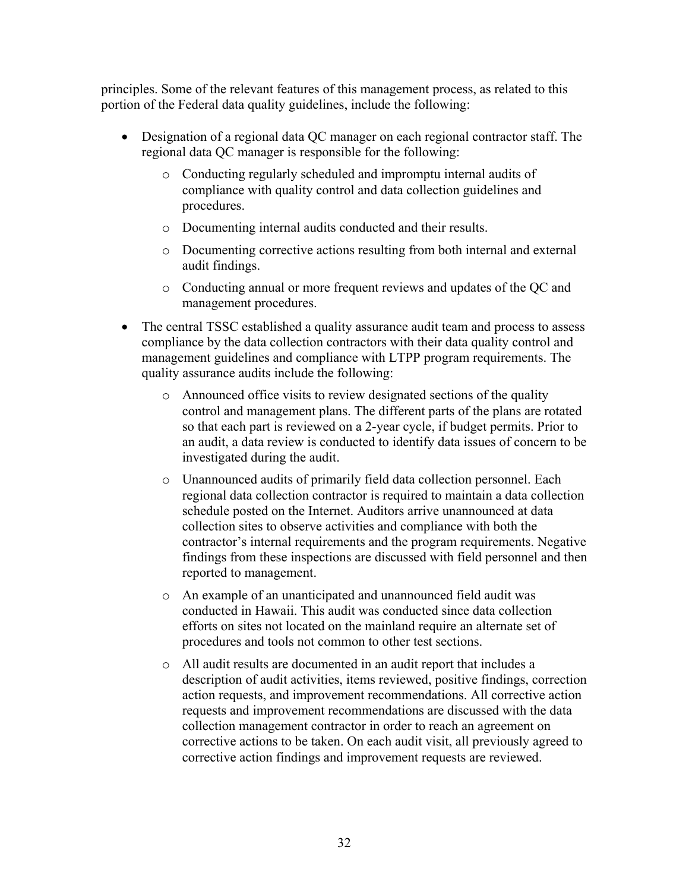principles. Some of the relevant features of this management process, as related to this portion of the Federal data quality guidelines, include the following:

- Designation of a regional data QC manager on each regional contractor staff. The regional data QC manager is responsible for the following:
  - Conducting regularly scheduled and impromptu internal audits of compliance with quality control and data collection guidelines and procedures.
  - Documenting internal audits conducted and their results.
  - Documenting corrective actions resulting from both internal and external audit findings.
  - Conducting annual or more frequent reviews and updates of the QC and management procedures.
- The central TSSC established a quality assurance audit team and process to assess compliance by the data collection contractors with their data quality control and management guidelines and compliance with LTPP program requirements. The quality assurance audits include the following:
  - Announced office visits to review designated sections of the quality control and management plans. The different parts of the plans are rotated so that each part is reviewed on a 2-year cycle, if budget permits. Prior to an audit, a data review is conducted to identify data issues of concern to be investigated during the audit.
  - Unannounced audits of primarily field data collection personnel. Each regional data collection contractor is required to maintain a data collection schedule posted on the Internet. Auditors arrive unannounced at data collection sites to observe activities and compliance with both the contractor's internal requirements and the program requirements. Negative findings from these inspections are discussed with field personnel and then reported to management.
  - An example of an unanticipated and unannounced field audit was conducted in Hawaii. This audit was conducted since data collection efforts on sites not located on the mainland require an alternate set of procedures and tools not common to other test sections.
  - All audit results are documented in an audit report that includes a description of audit activities, items reviewed, positive findings, correction action requests, and improvement recommendations. All corrective action requests and improvement recommendations are discussed with the data collection management contractor in order to reach an agreement on corrective actions to be taken. On each audit visit, all previously agreed to corrective action findings and improvement requests are reviewed.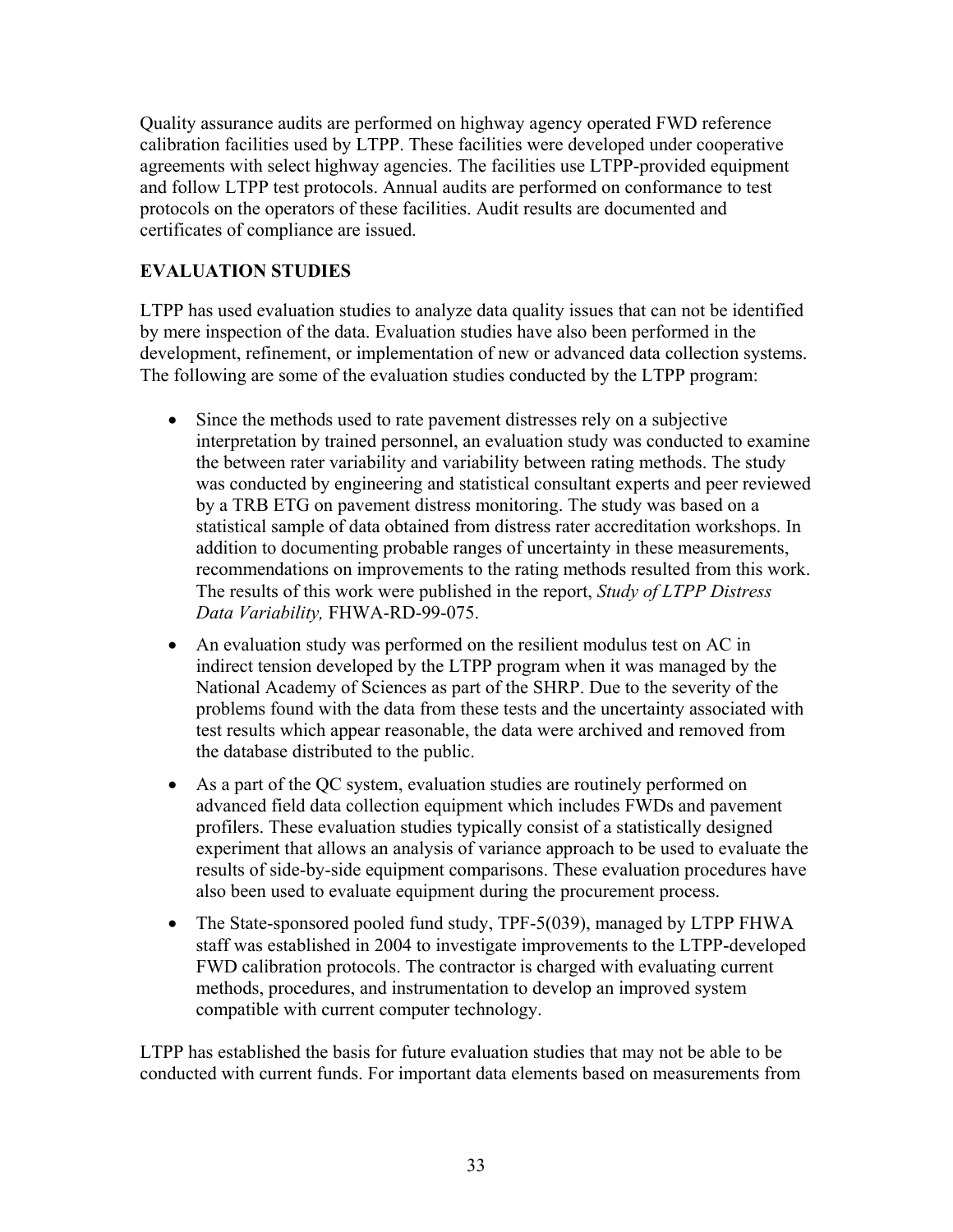Quality assurance audits are performed on highway agency operated FWD reference calibration facilities used by LTPP. These facilities were developed under cooperative agreements with select highway agencies. The facilities use LTPP-provided equipment and follow LTPP test protocols. Annual audits are performed on conformance to test protocols on the operators of these facilities. Audit results are documented and certificates of compliance are issued.

## EVALUATION STUDIES

LTPP has used evaluation studies to analyze data quality issues that can not be identified by mere inspection of the data. Evaluation studies have also been performed in the development, refinement, or implementation of new or advanced data collection systems. The following are some of the evaluation studies conducted by the LTPP program:

- Since the methods used to rate pavement distresses rely on a subjective interpretation by trained personnel, an evaluation study was conducted to examine the between rater variability and variability between rating methods. The study was conducted by engineering and statistical consultant experts and peer reviewed by a TRB ETG on pavement distress monitoring. The study was based on a statistical sample of data obtained from distress rater accreditation workshops. In addition to documenting probable ranges of uncertainty in these measurements, recommendations on improvements to the rating methods resulted from this work. The results of this work were published in the report, *Study of LTPP Distress Data Variability,* FHWA-RD-99-075.
- An evaluation study was performed on the resilient modulus test on AC in indirect tension developed by the LTPP program when it was managed by the National Academy of Sciences as part of the SHRP. Due to the severity of the problems found with the data from these tests and the uncertainty associated with test results which appear reasonable, the data were archived and removed from the database distributed to the public.
- As a part of the QC system, evaluation studies are routinely performed on advanced field data collection equipment which includes FWDs and pavement profilers. These evaluation studies typically consist of a statistically designed experiment that allows an analysis of variance approach to be used to evaluate the results of side-by-side equipment comparisons. These evaluation procedures have also been used to evaluate equipment during the procurement process.
- The State-sponsored pooled fund study, TPF-5(039), managed by LTPP FHWA staff was established in 2004 to investigate improvements to the LTPP-developed FWD calibration protocols. The contractor is charged with evaluating current methods, procedures, and instrumentation to develop an improved system compatible with current computer technology.

LTPP has established the basis for future evaluation studies that may not be able to be conducted with current funds. For important data elements based on measurements from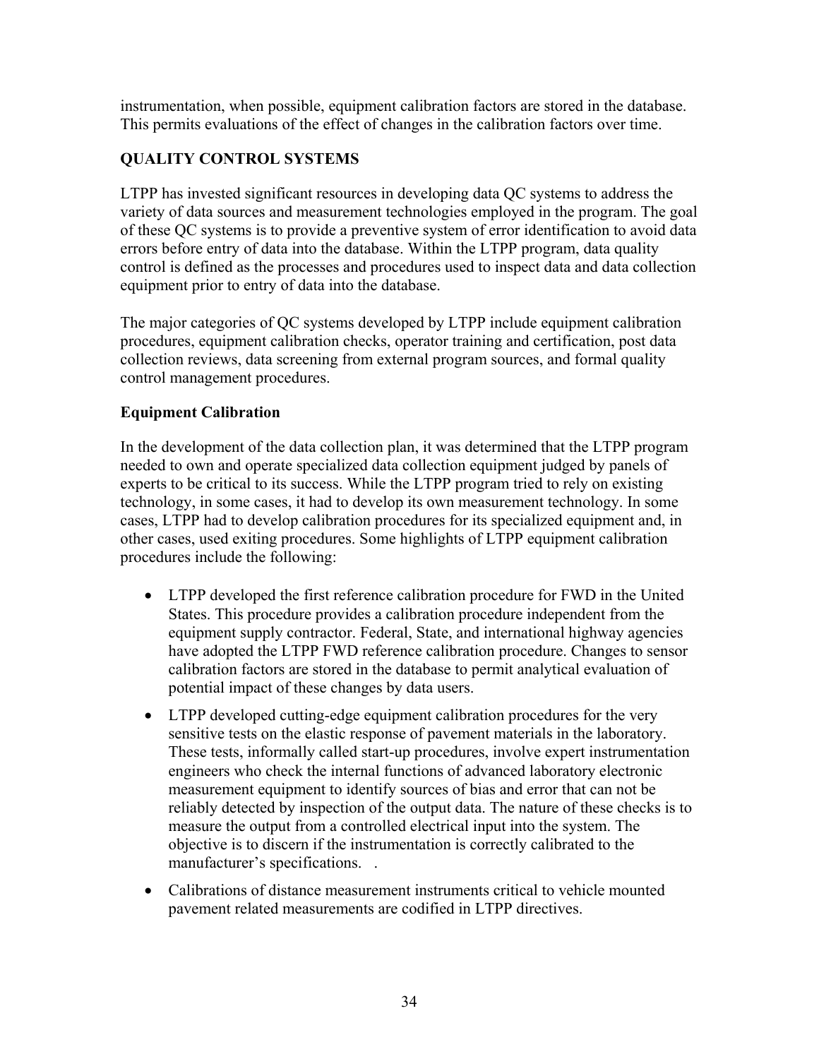instrumentation, when possible, equipment calibration factors are stored in the database. This permits evaluations of the effect of changes in the calibration factors over time.

## QUALITY CONTROL SYSTEMS

LTPP has invested significant resources in developing data QC systems to address the variety of data sources and measurement technologies employed in the program. The goal of these QC systems is to provide a preventive system of error identification to avoid data errors before entry of data into the database. Within the LTPP program, data quality control is defined as the processes and procedures used to inspect data and data collection equipment prior to entry of data into the database.

The major categories of QC systems developed by LTPP include equipment calibration procedures, equipment calibration checks, operator training and certification, post data collection reviews, data screening from external program sources, and formal quality control management procedures.

### Equipment Calibration

In the development of the data collection plan, it was determined that the LTPP program needed to own and operate specialized data collection equipment judged by panels of experts to be critical to its success. While the LTPP program tried to rely on existing technology, in some cases, it had to develop its own measurement technology. In some cases, LTPP had to develop calibration procedures for its specialized equipment and, in other cases, used exiting procedures. Some highlights of LTPP equipment calibration procedures include the following:

- LTPP developed the first reference calibration procedure for FWD in the United States. This procedure provides a calibration procedure independent from the equipment supply contractor. Federal, State, and international highway agencies have adopted the LTPP FWD reference calibration procedure. Changes to sensor calibration factors are stored in the database to permit analytical evaluation of potential impact of these changes by data users.
- LTPP developed cutting-edge equipment calibration procedures for the very sensitive tests on the elastic response of pavement materials in the laboratory. These tests, informally called start-up procedures, involve expert instrumentation engineers who check the internal functions of advanced laboratory electronic measurement equipment to identify sources of bias and error that can not be reliably detected by inspection of the output data. The nature of these checks is to measure the output from a controlled electrical input into the system. The objective is to discern if the instrumentation is correctly calibrated to the manufacturer's specifications. .
- Calibrations of distance measurement instruments critical to vehicle mounted pavement related measurements are codified in LTPP directives.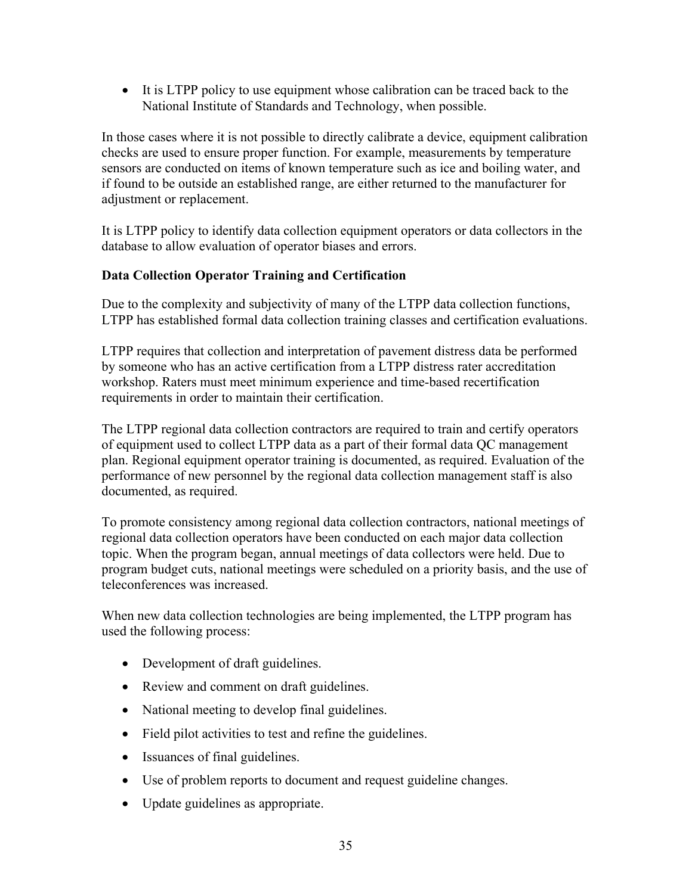- It is LTPP policy to use equipment whose calibration can be traced back to the National Institute of Standards and Technology, when possible.

In those cases where it is not possible to directly calibrate a device, equipment calibration checks are used to ensure proper function. For example, measurements by temperature sensors are conducted on items of known temperature such as ice and boiling water, and if found to be outside an established range, are either returned to the manufacturer for adjustment or replacement.

It is LTPP policy to identify data collection equipment operators or data collectors in the database to allow evaluation of operator biases and errors.

**Data Collection Operator Training and Certification**

Due to the complexity and subjectivity of many of the LTPP data collection functions, LTPP has established formal data collection training classes and certification evaluations.

LTPP requires that collection and interpretation of pavement distress data be performed by someone who has an active certification from a LTPP distress rater accreditation workshop. Raters must meet minimum experience and time-based recertification requirements in order to maintain their certification.

The LTPP regional data collection contractors are required to train and certify operators of equipment used to collect LTPP data as a part of their formal data QC management plan. Regional equipment operator training is documented, as required. Evaluation of the performance of new personnel by the regional data collection management staff is also documented, as required.

To promote consistency among regional data collection contractors, national meetings of regional data collection operators have been conducted on each major data collection topic. When the program began, annual meetings of data collectors were held. Due to program budget cuts, national meetings were scheduled on a priority basis, and the use of teleconferences was increased.

When new data collection technologies are being implemented, the LTPP program has used the following process:

- Development of draft guidelines.
- Review and comment on draft guidelines.
- National meeting to develop final guidelines.
- Field pilot activities to test and refine the guidelines.
- Issuances of final guidelines.
- Use of problem reports to document and request guideline changes.
- Update guidelines as appropriate.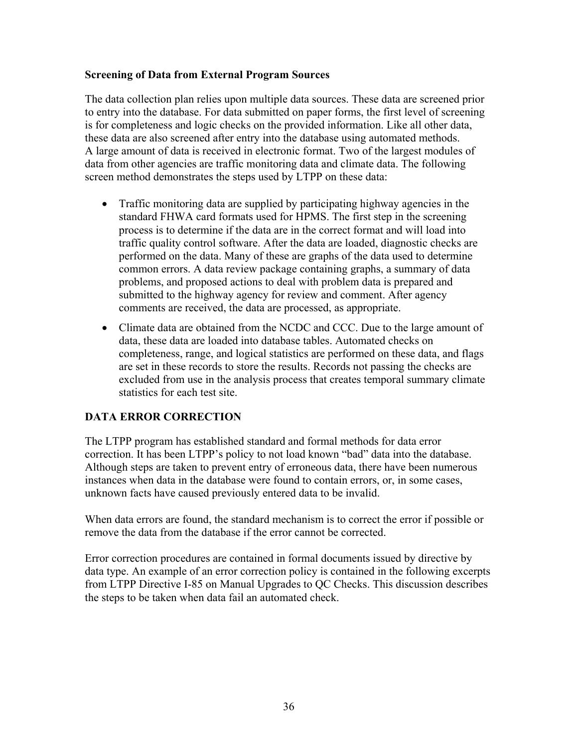**Screening of Data from External Program Sources**

The data collection plan relies upon multiple data sources. These data are screened prior to entry into the database. For data submitted on paper forms, the first level of screening is for completeness and logic checks on the provided information. Like all other data, these data are also screened after entry into the database using automated methods. A large amount of data is received in electronic format. Two of the largest modules of data from other agencies are traffic monitoring data and climate data. The following screen method demonstrates the steps used by LTPP on these data:

- Traffic monitoring data are supplied by participating highway agencies in the standard FHWA card formats used for HPMS. The first step in the screening process is to determine if the data are in the correct format and will load into traffic quality control software. After the data are loaded, diagnostic checks are performed on the data. Many of these are graphs of the data used to determine common errors. A data review package containing graphs, a summary of data problems, and proposed actions to deal with problem data is prepared and submitted to the highway agency for review and comment. After agency comments are received, the data are processed, as appropriate.
- Climate data are obtained from the NCDC and CCC. Due to the large amount of data, these data are loaded into database tables. Automated checks on completeness, range, and logical statistics are performed on these data, and flags are set in these records to store the results. Records not passing the checks are excluded from use in the analysis process that creates temporal summary climate statistics for each test site.

## DATA ERROR CORRECTION

The LTPP program has established standard and formal methods for data error correction. It has been LTPP's policy to not load known "bad" data into the database. Although steps are taken to prevent entry of erroneous data, there have been numerous instances when data in the database were found to contain errors, or, in some cases, unknown facts have caused previously entered data to be invalid.

When data errors are found, the standard mechanism is to correct the error if possible or remove the data from the database if the error cannot be corrected.

Error correction procedures are contained in formal documents issued by directive by data type. An example of an error correction policy is contained in the following excerpts from LTPP Directive I-85 on Manual Upgrades to QC Checks. This discussion describes the steps to be taken when data fail an automated check.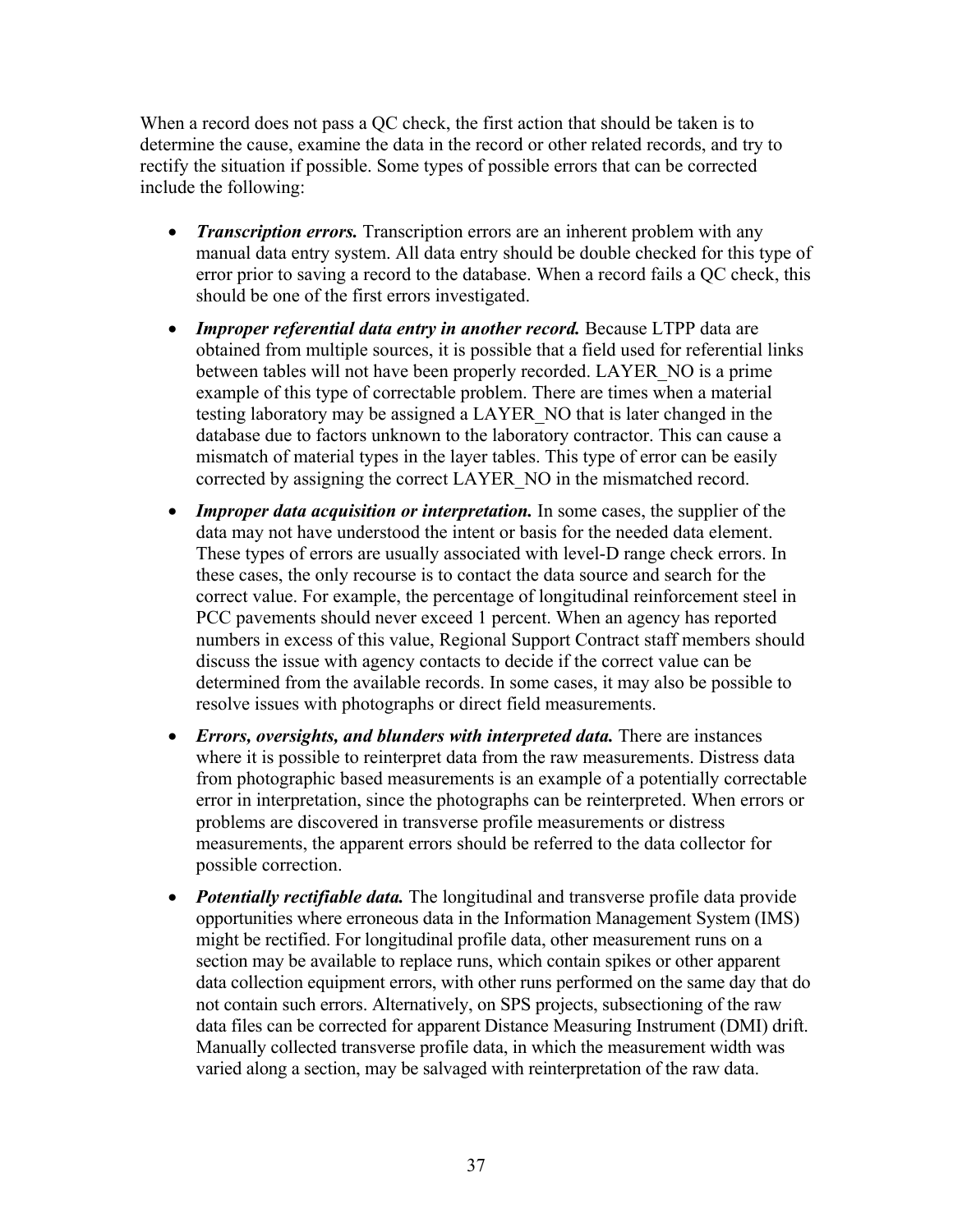When a record does not pass a QC check, the first action that should be taken is to determine the cause, examine the data in the record or other related records, and try to rectify the situation if possible. Some types of possible errors that can be corrected include the following:

- ***Transcription errors.*** Transcription errors are an inherent problem with any manual data entry system. All data entry should be double checked for this type of error prior to saving a record to the database. When a record fails a QC check, this should be one of the first errors investigated.
- ***Improper referential data entry in another record.*** Because LTPP data are obtained from multiple sources, it is possible that a field used for referential links between tables will not have been properly recorded. LAYER_NO is a prime example of this type of correctable problem. There are times when a material testing laboratory may be assigned a LAYER_NO that is later changed in the database due to factors unknown to the laboratory contractor. This can cause a mismatch of material types in the layer tables. This type of error can be easily corrected by assigning the correct LAYER_NO in the mismatched record.
- ***Improper data acquisition or interpretation.*** In some cases, the supplier of the data may not have understood the intent or basis for the needed data element. These types of errors are usually associated with level-D range check errors. In these cases, the only recourse is to contact the data source and search for the correct value. For example, the percentage of longitudinal reinforcement steel in PCC pavements should never exceed 1 percent. When an agency has reported numbers in excess of this value, Regional Support Contract staff members should discuss the issue with agency contacts to decide if the correct value can be determined from the available records. In some cases, it may also be possible to resolve issues with photographs or direct field measurements.
- ***Errors, oversights, and blunders with interpreted data.*** There are instances where it is possible to reinterpret data from the raw measurements. Distress data from photographic based measurements is an example of a potentially correctable error in interpretation, since the photographs can be reinterpreted. When errors or problems are discovered in transverse profile measurements or distress measurements, the apparent errors should be referred to the data collector for possible correction.
- ***Potentially rectifiable data.*** The longitudinal and transverse profile data provide opportunities where erroneous data in the Information Management System (IMS) might be rectified. For longitudinal profile data, other measurement runs on a section may be available to replace runs, which contain spikes or other apparent data collection equipment errors, with other runs performed on the same day that do not contain such errors. Alternatively, on SPS projects, subsectioning of the raw data files can be corrected for apparent Distance Measuring Instrument (DMI) drift. Manually collected transverse profile data, in which the measurement width was varied along a section, may be salvaged with reinterpretation of the raw data.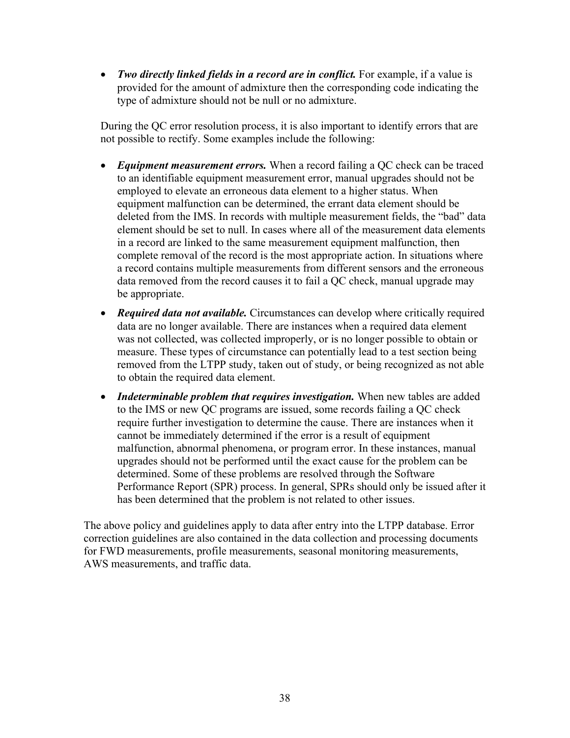- ***Two directly linked fields in a record are in conflict.*** For example, if a value is provided for the amount of admixture then the corresponding code indicating the type of admixture should not be null or no admixture.

During the QC error resolution process, it is also important to identify errors that are not possible to rectify. Some examples include the following:

- ***Equipment measurement errors.*** When a record failing a QC check can be traced to an identifiable equipment measurement error, manual upgrades should not be employed to elevate an erroneous data element to a higher status. When equipment malfunction can be determined, the errant data element should be deleted from the IMS. In records with multiple measurement fields, the "bad" data element should be set to null. In cases where all of the measurement data elements in a record are linked to the same measurement equipment malfunction, then complete removal of the record is the most appropriate action. In situations where a record contains multiple measurements from different sensors and the erroneous data removed from the record causes it to fail a QC check, manual upgrade may be appropriate.
- ***Required data not available.*** Circumstances can develop where critically required data are no longer available. There are instances when a required data element was not collected, was collected improperly, or is no longer possible to obtain or measure. These types of circumstance can potentially lead to a test section being removed from the LTPP study, taken out of study, or being recognized as not able to obtain the required data element.
- ***Indeterminable problem that requires investigation.*** When new tables are added to the IMS or new QC programs are issued, some records failing a QC check require further investigation to determine the cause. There are instances when it cannot be immediately determined if the error is a result of equipment malfunction, abnormal phenomena, or program error. In these instances, manual upgrades should not be performed until the exact cause for the problem can be determined. Some of these problems are resolved through the Software Performance Report (SPR) process. In general, SPRs should only be issued after it has been determined that the problem is not related to other issues.

The above policy and guidelines apply to data after entry into the LTPP database. Error correction guidelines are also contained in the data collection and processing documents for FWD measurements, profile measurements, seasonal monitoring measurements, AWS measurements, and traffic data.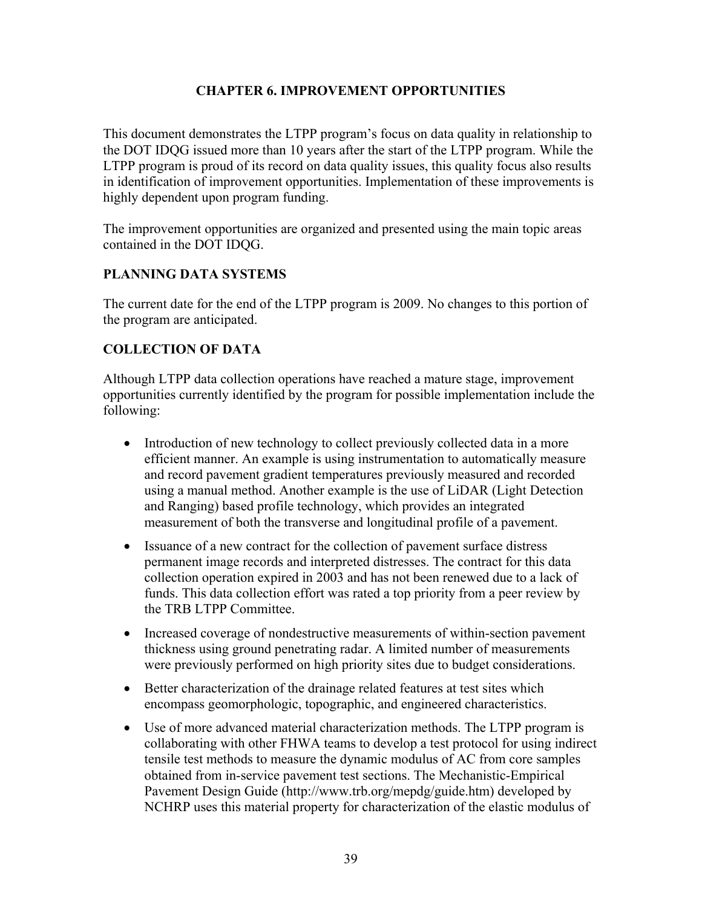# CHAPTER 6. IMPROVEMENT OPPORTUNITIES

This document demonstrates the LTPP program's focus on data quality in relationship to the DOT IDQG issued more than 10 years after the start of the LTPP program. While the LTPP program is proud of its record on data quality issues, this quality focus also results in identification of improvement opportunities. Implementation of these improvements is highly dependent upon program funding.

The improvement opportunities are organized and presented using the main topic areas contained in the DOT IDQG.

## PLANNING DATA SYSTEMS

The current date for the end of the LTPP program is 2009. No changes to this portion of the program are anticipated.

## COLLECTION OF DATA

Although LTPP data collection operations have reached a mature stage, improvement opportunities currently identified by the program for possible implementation include the following:

- Introduction of new technology to collect previously collected data in a more efficient manner. An example is using instrumentation to automatically measure and record pavement gradient temperatures previously measured and recorded using a manual method. Another example is the use of LiDAR (Light Detection and Ranging) based profile technology, which provides an integrated measurement of both the transverse and longitudinal profile of a pavement.
- Issuance of a new contract for the collection of pavement surface distress permanent image records and interpreted distresses. The contract for this data collection operation expired in 2003 and has not been renewed due to a lack of funds. This data collection effort was rated a top priority from a peer review by the TRB LTPP Committee.
- Increased coverage of nondestructive measurements of within-section pavement thickness using ground penetrating radar. A limited number of measurements were previously performed on high priority sites due to budget considerations.
- Better characterization of the drainage related features at test sites which encompass geomorphologic, topographic, and engineered characteristics.
- Use of more advanced material characterization methods. The LTPP program is collaborating with other FHWA teams to develop a test protocol for using indirect tensile test methods to measure the dynamic modulus of AC from core samples obtained from in-service pavement test sections. The Mechanistic-Empirical Pavement Design Guide (http://www.trb.org/mepdg/guide.htm) developed by NCHRP uses this material property for characterization of the elastic modulus of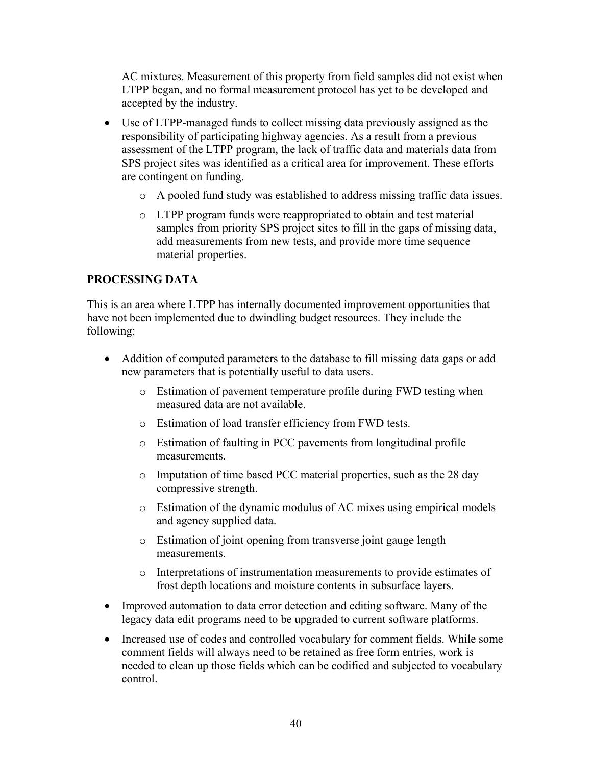AC mixtures. Measurement of this property from field samples did not exist when LTPP began, and no formal measurement protocol has yet to be developed and accepted by the industry.

- Use of LTPP-managed funds to collect missing data previously assigned as the responsibility of participating highway agencies. As a result from a previous assessment of the LTPP program, the lack of traffic data and materials data from SPS project sites was identified as a critical area for improvement. These efforts are contingent on funding.
    - A pooled fund study was established to address missing traffic data issues.
    - LTPP program funds were reappropriated to obtain and test material samples from priority SPS project sites to fill in the gaps of missing data, add measurements from new tests, and provide more time sequence material properties.

**PROCESSING DATA**

This is an area where LTPP has internally documented improvement opportunities that have not been implemented due to dwindling budget resources. They include the following:

- Addition of computed parameters to the database to fill missing data gaps or add new parameters that is potentially useful to data users.
    - Estimation of pavement temperature profile during FWD testing when measured data are not available.
    - Estimation of load transfer efficiency from FWD tests.
    - Estimation of faulting in PCC pavements from longitudinal profile measurements.
    - Imputation of time based PCC material properties, such as the 28 day compressive strength.
    - Estimation of the dynamic modulus of AC mixes using empirical models and agency supplied data.
    - Estimation of joint opening from transverse joint gauge length measurements.
    - Interpretations of instrumentation measurements to provide estimates of frost depth locations and moisture contents in subsurface layers.
- Improved automation to data error detection and editing software. Many of the legacy data edit programs need to be upgraded to current software platforms.
- Increased use of codes and controlled vocabulary for comment fields. While some comment fields will always need to be retained as free form entries, work is needed to clean up those fields which can be codified and subjected to vocabulary control.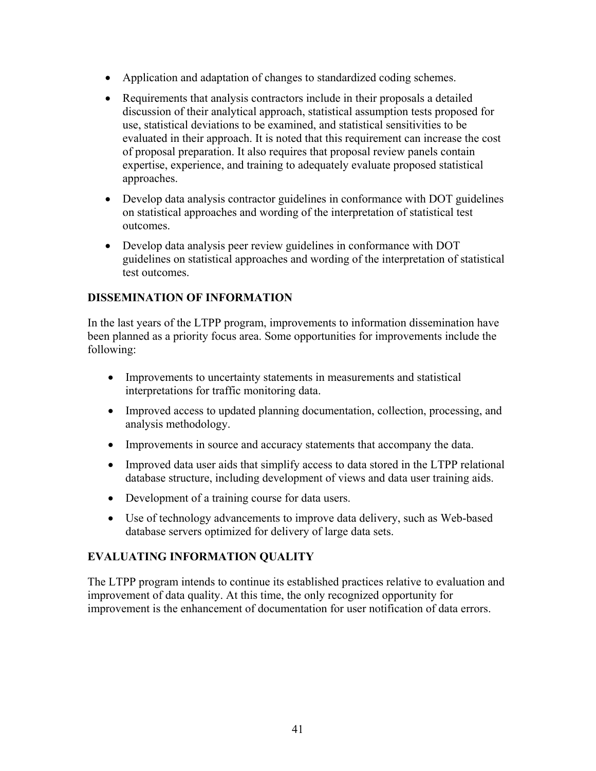- Application and adaptation of changes to standardized coding schemes.
- Requirements that analysis contractors include in their proposals a detailed discussion of their analytical approach, statistical assumption tests proposed for use, statistical deviations to be examined, and statistical sensitivities to be evaluated in their approach. It is noted that this requirement can increase the cost of proposal preparation. It also requires that proposal review panels contain expertise, experience, and training to adequately evaluate proposed statistical approaches.
- Develop data analysis contractor guidelines in conformance with DOT guidelines on statistical approaches and wording of the interpretation of statistical test outcomes.
- Develop data analysis peer review guidelines in conformance with DOT guidelines on statistical approaches and wording of the interpretation of statistical test outcomes.

## DISSEMINATION OF INFORMATION

In the last years of the LTPP program, improvements to information dissemination have been planned as a priority focus area. Some opportunities for improvements include the following:

- Improvements to uncertainty statements in measurements and statistical interpretations for traffic monitoring data.
- Improved access to updated planning documentation, collection, processing, and analysis methodology.
- Improvements in source and accuracy statements that accompany the data.
- Improved data user aids that simplify access to data stored in the LTPP relational database structure, including development of views and data user training aids.
- Development of a training course for data users.
- Use of technology advancements to improve data delivery, such as Web-based database servers optimized for delivery of large data sets.

## EVALUATING INFORMATION QUALITY

The LTPP program intends to continue its established practices relative to evaluation and improvement of data quality. At this time, the only recognized opportunity for improvement is the enhancement of documentation for user notification of data errors.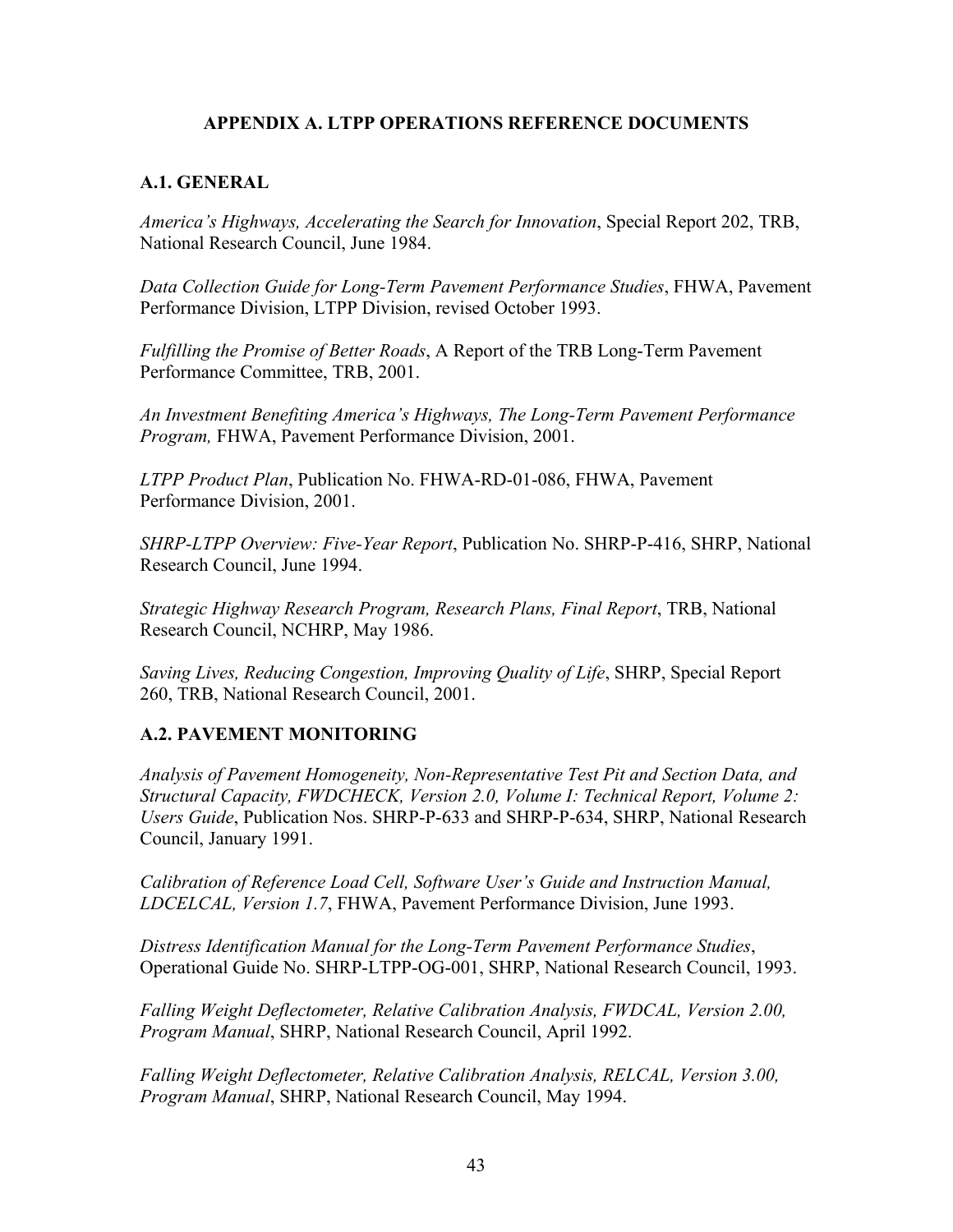# APPENDIX A. LTPP OPERATIONS REFERENCE DOCUMENTS

## A.1. GENERAL

*America's Highways, Accelerating the Search for Innovation*, Special Report 202, TRB, National Research Council, June 1984.

*Data Collection Guide for Long-Term Pavement Performance Studies*, FHWA, Pavement Performance Division, LTPP Division, revised October 1993.

*Fulfilling the Promise of Better Roads*, A Report of the TRB Long-Term Pavement Performance Committee, TRB, 2001.

*An Investment Benefiting America's Highways, The Long-Term Pavement Performance Program,* FHWA, Pavement Performance Division, 2001.

*LTPP Product Plan*, Publication No. FHWA-RD-01-086, FHWA, Pavement Performance Division, 2001.

*SHRP-LTPP Overview: Five-Year Report*, Publication No. SHRP-P-416, SHRP, National Research Council, June 1994.

*Strategic Highway Research Program, Research Plans, Final Report*, TRB, National Research Council, NCHRP, May 1986.

*Saving Lives, Reducing Congestion, Improving Quality of Life*, SHRP, Special Report 260, TRB, National Research Council, 2001.

## A.2. PAVEMENT MONITORING

*Analysis of Pavement Homogeneity, Non-Representative Test Pit and Section Data, and Structural Capacity, FWDCHECK, Version 2.0, Volume I: Technical Report, Volume 2: Users Guide*, Publication Nos. SHRP-P-633 and SHRP-P-634, SHRP, National Research Council, January 1991.

*Calibration of Reference Load Cell, Software User's Guide and Instruction Manual, LDCELCAL, Version 1.7*, FHWA, Pavement Performance Division, June 1993.

*Distress Identification Manual for the Long-Term Pavement Performance Studies*, Operational Guide No. SHRP-LTPP-OG-001, SHRP, National Research Council, 1993.

*Falling Weight Deflectometer, Relative Calibration Analysis, FWDCAL, Version 2.00, Program Manual*, SHRP, National Research Council, April 1992.

*Falling Weight Deflectometer, Relative Calibration Analysis, RELCAL, Version 3.00, Program Manual*, SHRP, National Research Council, May 1994.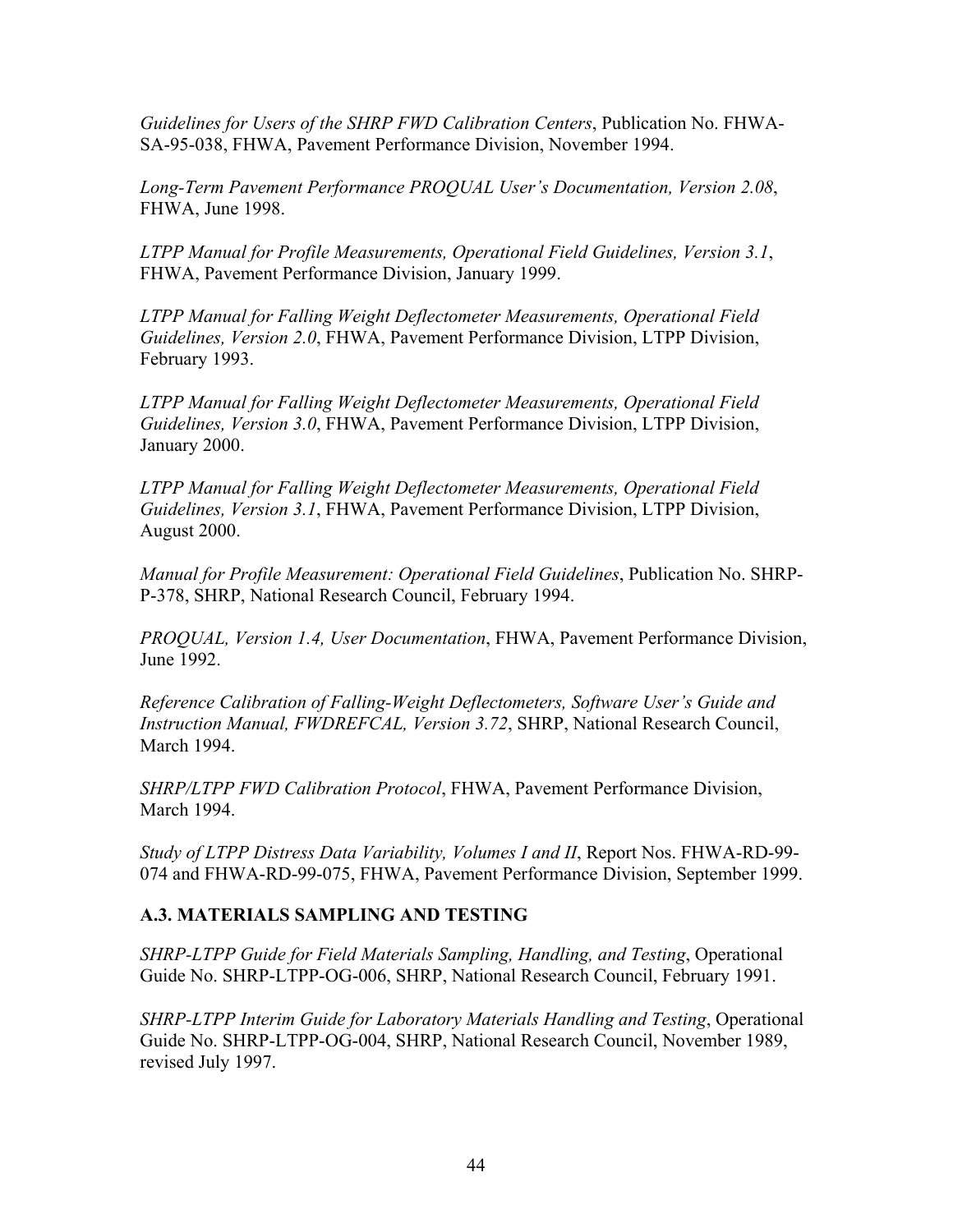*Guidelines for Users of the SHRP FWD Calibration Centers*, Publication No. FHWA-SA-95-038, FHWA, Pavement Performance Division, November 1994.

*Long-Term Pavement Performance PROQUAL User's Documentation, Version 2.08*, FHWA, June 1998.

*LTPP Manual for Profile Measurements, Operational Field Guidelines, Version 3.1*, FHWA, Pavement Performance Division, January 1999.

*LTPP Manual for Falling Weight Deflectometer Measurements, Operational Field Guidelines, Version 2.0*, FHWA, Pavement Performance Division, LTPP Division, February 1993.

*LTPP Manual for Falling Weight Deflectometer Measurements, Operational Field Guidelines, Version 3.0*, FHWA, Pavement Performance Division, LTPP Division, January 2000.

*LTPP Manual for Falling Weight Deflectometer Measurements, Operational Field Guidelines, Version 3.1*, FHWA, Pavement Performance Division, LTPP Division, August 2000.

*Manual for Profile Measurement: Operational Field Guidelines*, Publication No. SHRP-P-378, SHRP, National Research Council, February 1994.

*PROQUAL, Version 1.4, User Documentation*, FHWA, Pavement Performance Division, June 1992.

*Reference Calibration of Falling-Weight Deflectometers, Software User's Guide and Instruction Manual, FWDREFCAL, Version 3.72*, SHRP, National Research Council, March 1994.

*SHRP/LTPP FWD Calibration Protocol*, FHWA, Pavement Performance Division, March 1994.

*Study of LTPP Distress Data Variability, Volumes I and II*, Report Nos. FHWA-RD-99-074 and FHWA-RD-99-075, FHWA, Pavement Performance Division, September 1999.

### A.3. MATERIALS SAMPLING AND TESTING

*SHRP-LTPP Guide for Field Materials Sampling, Handling, and Testing*, Operational Guide No. SHRP-LTPP-OG-006, SHRP, National Research Council, February 1991.

*SHRP-LTPP Interim Guide for Laboratory Materials Handling and Testing*, Operational Guide No. SHRP-LTPP-OG-004, SHRP, National Research Council, November 1989, revised July 1997.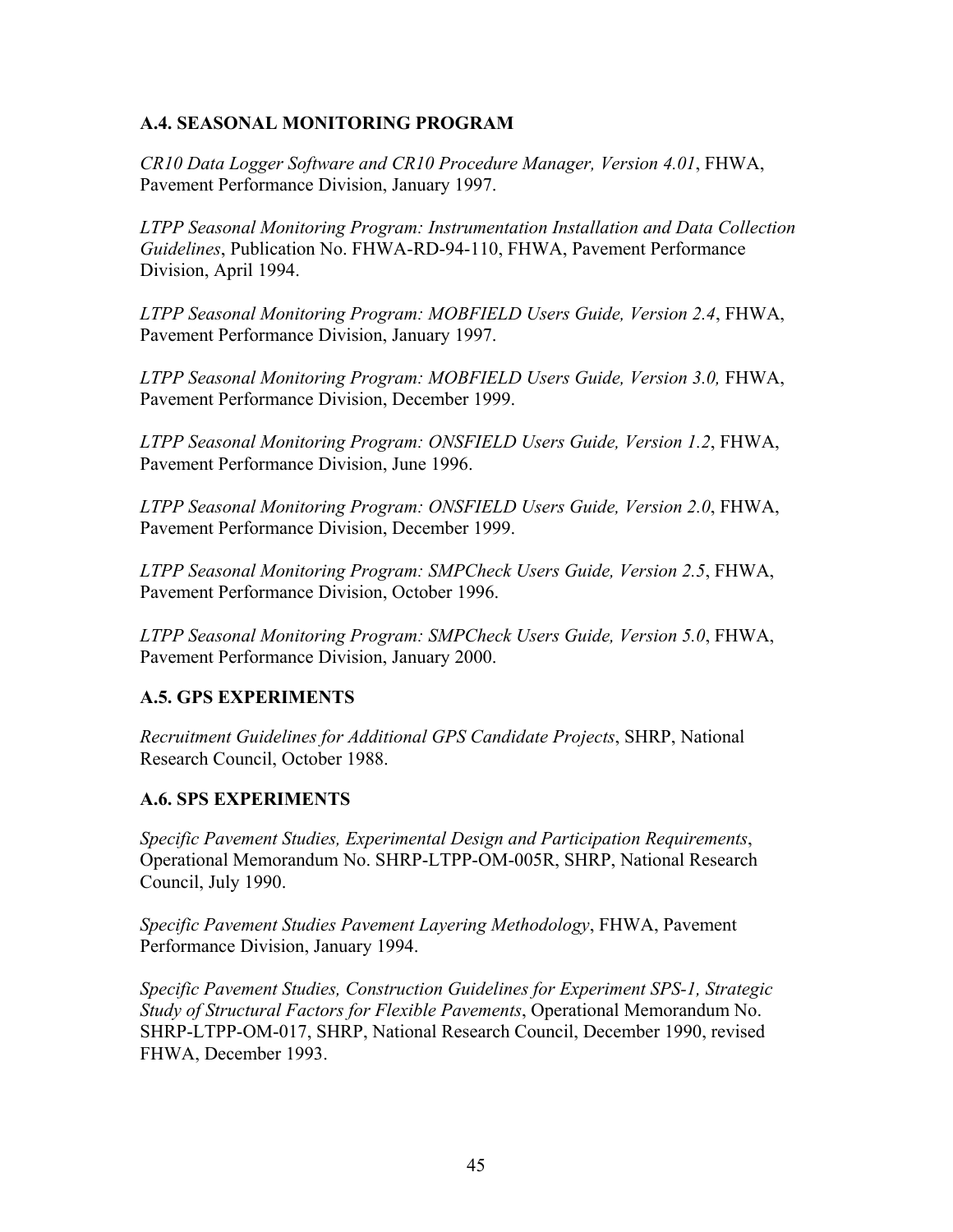### A.4. SEASONAL MONITORING PROGRAM

*CR10 Data Logger Software and CR10 Procedure Manager, Version 4.01*, FHWA, Pavement Performance Division, January 1997.

*LTPP Seasonal Monitoring Program: Instrumentation Installation and Data Collection Guidelines*, Publication No. FHWA-RD-94-110, FHWA, Pavement Performance Division, April 1994.

*LTPP Seasonal Monitoring Program: MOBFIELD Users Guide, Version 2.4*, FHWA, Pavement Performance Division, January 1997.

*LTPP Seasonal Monitoring Program: MOBFIELD Users Guide, Version 3.0,* FHWA, Pavement Performance Division, December 1999.

*LTPP Seasonal Monitoring Program: ONSFIELD Users Guide, Version 1.2*, FHWA, Pavement Performance Division, June 1996.

*LTPP Seasonal Monitoring Program: ONSFIELD Users Guide, Version 2.0*, FHWA, Pavement Performance Division, December 1999.

*LTPP Seasonal Monitoring Program: SMPCheck Users Guide, Version 2.5*, FHWA, Pavement Performance Division, October 1996.

*LTPP Seasonal Monitoring Program: SMPCheck Users Guide, Version 5.0*, FHWA, Pavement Performance Division, January 2000.

### A.5. GPS EXPERIMENTS

*Recruitment Guidelines for Additional GPS Candidate Projects*, SHRP, National Research Council, October 1988.

### A.6. SPS EXPERIMENTS

*Specific Pavement Studies, Experimental Design and Participation Requirements*, Operational Memorandum No. SHRP-LTPP-OM-005R, SHRP, National Research Council, July 1990.

*Specific Pavement Studies Pavement Layering Methodology*, FHWA, Pavement Performance Division, January 1994.

*Specific Pavement Studies, Construction Guidelines for Experiment SPS-1, Strategic Study of Structural Factors for Flexible Pavements*, Operational Memorandum No. SHRP-LTPP-OM-017, SHRP, National Research Council, December 1990, revised FHWA, December 1993.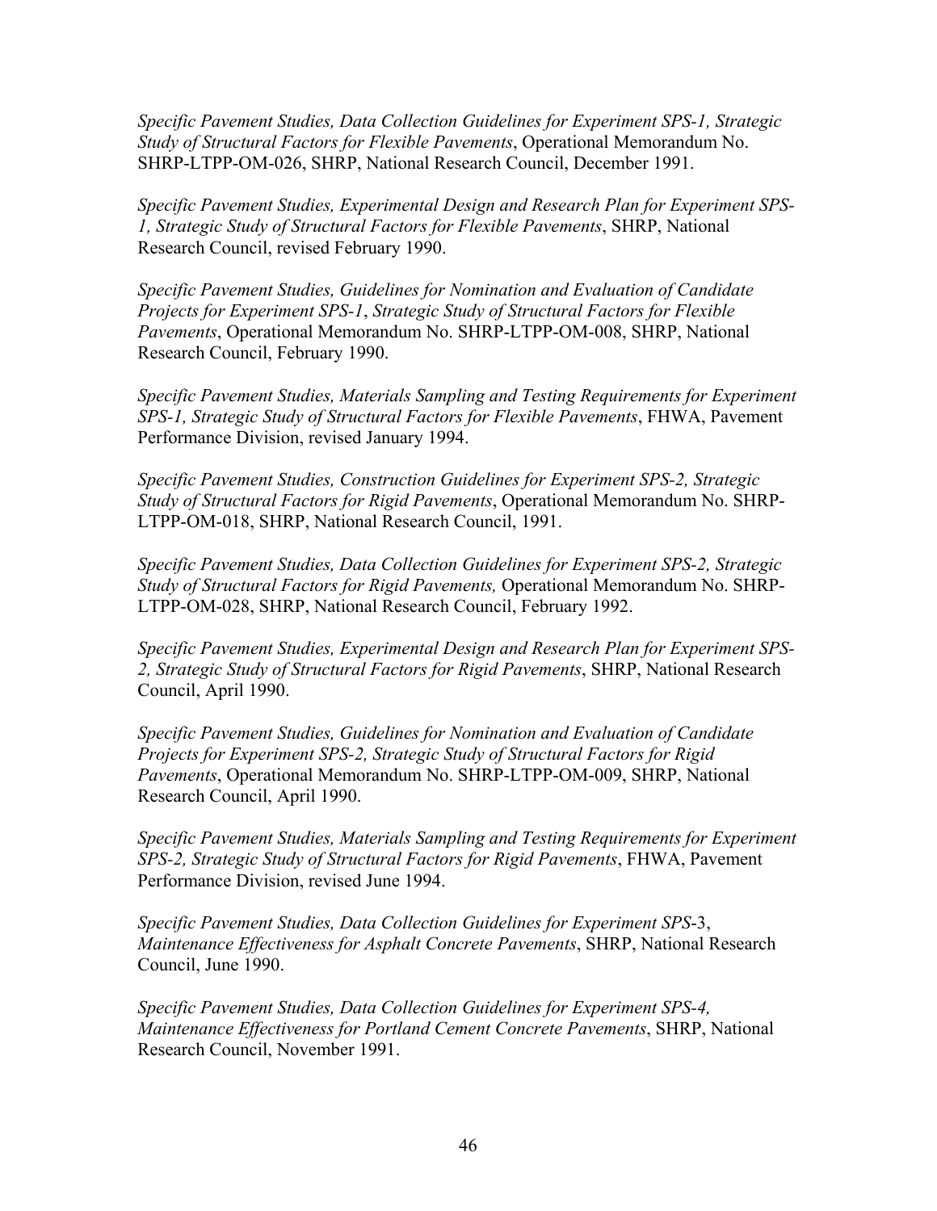*Specific Pavement Studies, Data Collection Guidelines for Experiment SPS-1, Strategic Study of Structural Factors for Flexible Pavements*, Operational Memorandum No. SHRP-LTPP-OM-026, SHRP, National Research Council, December 1991.

*Specific Pavement Studies, Experimental Design and Research Plan for Experiment SPS-1, Strategic Study of Structural Factors for Flexible Pavements*, SHRP, National Research Council, revised February 1990.

*Specific Pavement Studies, Guidelines for Nomination and Evaluation of Candidate Projects for Experiment SPS-1*, *Strategic Study of Structural Factors for Flexible Pavements*, Operational Memorandum No. SHRP-LTPP-OM-008, SHRP, National Research Council, February 1990.

*Specific Pavement Studies, Materials Sampling and Testing Requirements for Experiment SPS-1, Strategic Study of Structural Factors for Flexible Pavements*, FHWA, Pavement Performance Division, revised January 1994.

*Specific Pavement Studies, Construction Guidelines for Experiment SPS-2, Strategic Study of Structural Factors for Rigid Pavements*, Operational Memorandum No. SHRP-LTPP-OM-018, SHRP, National Research Council, 1991.

*Specific Pavement Studies, Data Collection Guidelines for Experiment SPS-2, Strategic Study of Structural Factors for Rigid Pavements,* Operational Memorandum No. SHRP-LTPP-OM-028, SHRP, National Research Council, February 1992.

*Specific Pavement Studies, Experimental Design and Research Plan for Experiment SPS-2, Strategic Study of Structural Factors for Rigid Pavements*, SHRP, National Research Council, April 1990.

*Specific Pavement Studies, Guidelines for Nomination and Evaluation of Candidate Projects for Experiment SPS-2, Strategic Study of Structural Factors for Rigid Pavements*, Operational Memorandum No. SHRP-LTPP-OM-009, SHRP, National Research Council, April 1990.

*Specific Pavement Studies, Materials Sampling and Testing Requirements for Experiment SPS-2, Strategic Study of Structural Factors for Rigid Pavements*, FHWA, Pavement Performance Division, revised June 1994.

*Specific Pavement Studies, Data Collection Guidelines for Experiment SPS*-3, *Maintenance Effectiveness for Asphalt Concrete Pavements*, SHRP, National Research Council, June 1990.

*Specific Pavement Studies, Data Collection Guidelines for Experiment SPS-4, Maintenance Effectiveness for Portland Cement Concrete Pavements*, SHRP, National Research Council, November 1991.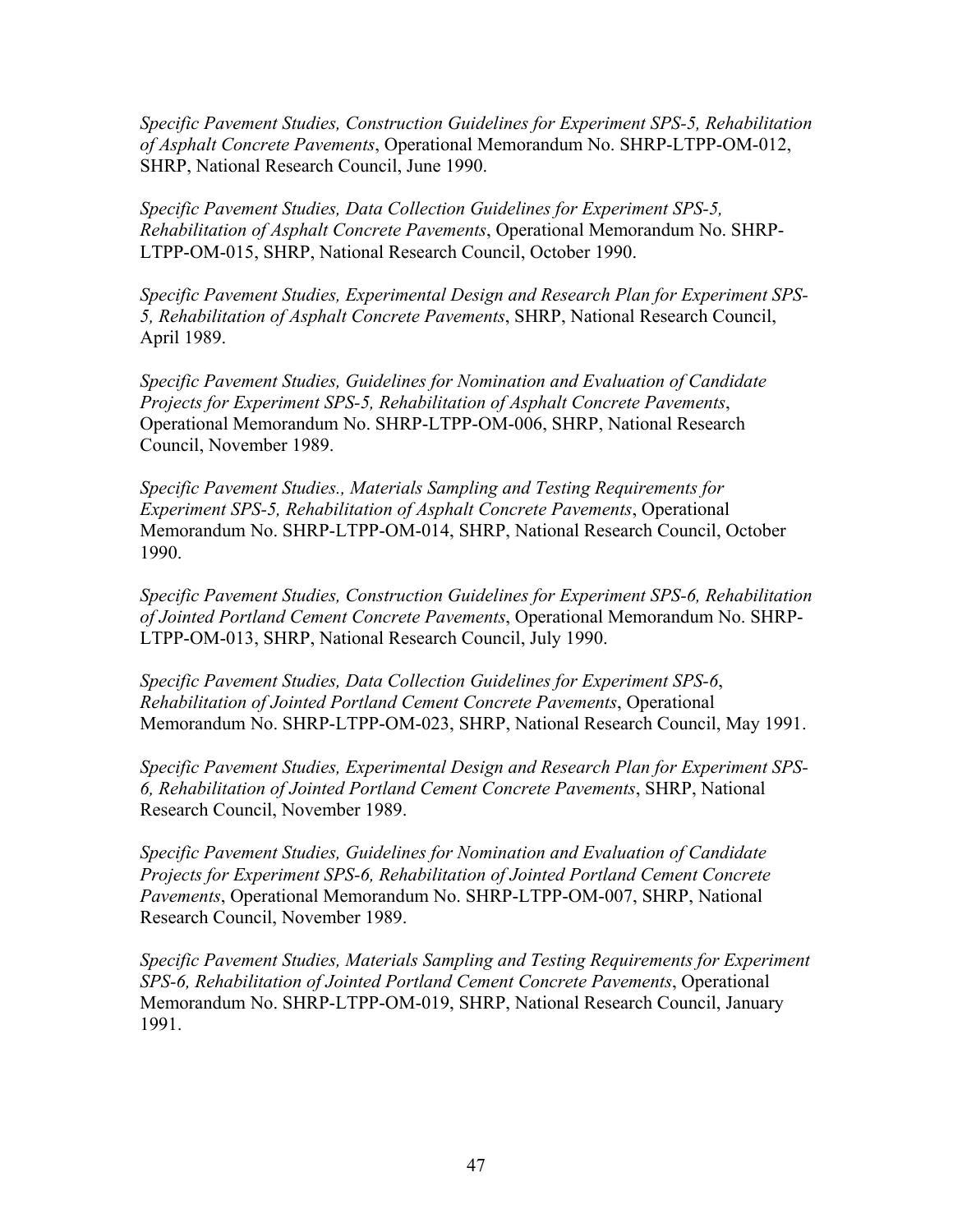*Specific Pavement Studies, Construction Guidelines for Experiment SPS-5, Rehabilitation of Asphalt Concrete Pavements*, Operational Memorandum No. SHRP-LTPP-OM-012, SHRP, National Research Council, June 1990.

*Specific Pavement Studies, Data Collection Guidelines for Experiment SPS-5, Rehabilitation of Asphalt Concrete Pavements*, Operational Memorandum No. SHRP-LTPP-OM-015, SHRP, National Research Council, October 1990.

*Specific Pavement Studies, Experimental Design and Research Plan for Experiment SPS-5, Rehabilitation of Asphalt Concrete Pavements*, SHRP, National Research Council, April 1989.

*Specific Pavement Studies, Guidelines for Nomination and Evaluation of Candidate Projects for Experiment SPS-5, Rehabilitation of Asphalt Concrete Pavements*, Operational Memorandum No. SHRP-LTPP-OM-006, SHRP, National Research Council, November 1989.

*Specific Pavement Studies., Materials Sampling and Testing Requirements for Experiment SPS-5, Rehabilitation of Asphalt Concrete Pavements*, Operational Memorandum No. SHRP-LTPP-OM-014, SHRP, National Research Council, October 1990.

*Specific Pavement Studies, Construction Guidelines for Experiment SPS-6, Rehabilitation of Jointed Portland Cement Concrete Pavements*, Operational Memorandum No. SHRP-LTPP-OM-013, SHRP, National Research Council, July 1990.

*Specific Pavement Studies, Data Collection Guidelines for Experiment SPS-6*, *Rehabilitation of Jointed Portland Cement Concrete Pavements*, Operational Memorandum No. SHRP-LTPP-OM-023, SHRP, National Research Council, May 1991.

*Specific Pavement Studies, Experimental Design and Research Plan for Experiment SPS-6, Rehabilitation of Jointed Portland Cement Concrete Pavements*, SHRP, National Research Council, November 1989.

*Specific Pavement Studies, Guidelines for Nomination and Evaluation of Candidate Projects for Experiment SPS-6, Rehabilitation of Jointed Portland Cement Concrete Pavements*, Operational Memorandum No. SHRP-LTPP-OM-007, SHRP, National Research Council, November 1989.

*Specific Pavement Studies, Materials Sampling and Testing Requirements for Experiment SPS-6, Rehabilitation of Jointed Portland Cement Concrete Pavements*, Operational Memorandum No. SHRP-LTPP-OM-019, SHRP, National Research Council, January 1991.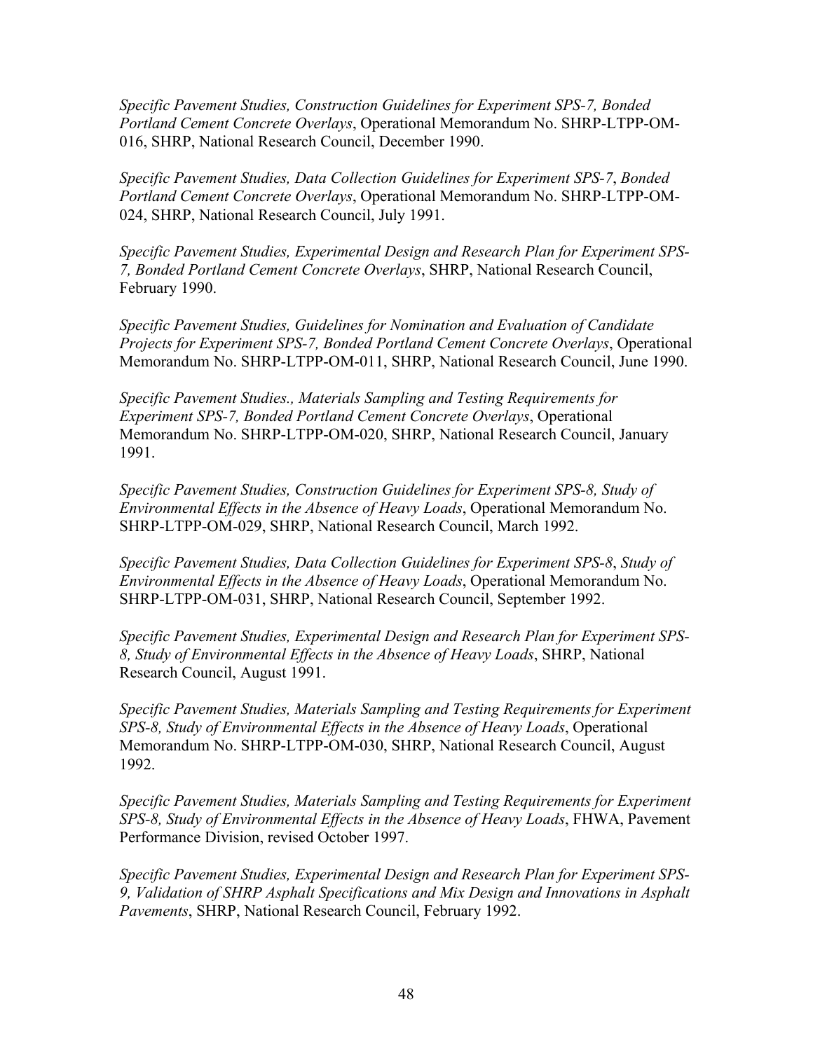*Specific Pavement Studies, Construction Guidelines for Experiment SPS-7, Bonded Portland Cement Concrete Overlays*, Operational Memorandum No. SHRP-LTPP-OM-016, SHRP, National Research Council, December 1990.

*Specific Pavement Studies, Data Collection Guidelines for Experiment SPS-7*, *Bonded Portland Cement Concrete Overlays*, Operational Memorandum No. SHRP-LTPP-OM-024, SHRP, National Research Council, July 1991.

*Specific Pavement Studies, Experimental Design and Research Plan for Experiment SPS-7, Bonded Portland Cement Concrete Overlays*, SHRP, National Research Council, February 1990.

*Specific Pavement Studies, Guidelines for Nomination and Evaluation of Candidate Projects for Experiment SPS-7, Bonded Portland Cement Concrete Overlays*, Operational Memorandum No. SHRP-LTPP-OM-011, SHRP, National Research Council, June 1990.

*Specific Pavement Studies., Materials Sampling and Testing Requirements for Experiment SPS-7, Bonded Portland Cement Concrete Overlays*, Operational Memorandum No. SHRP-LTPP-OM-020, SHRP, National Research Council, January 1991.

*Specific Pavement Studies, Construction Guidelines for Experiment SPS-8, Study of Environmental Effects in the Absence of Heavy Loads*, Operational Memorandum No. SHRP-LTPP-OM-029, SHRP, National Research Council, March 1992.

*Specific Pavement Studies, Data Collection Guidelines for Experiment SPS-8*, *Study of Environmental Effects in the Absence of Heavy Loads*, Operational Memorandum No. SHRP-LTPP-OM-031, SHRP, National Research Council, September 1992.

*Specific Pavement Studies, Experimental Design and Research Plan for Experiment SPS-8, Study of Environmental Effects in the Absence of Heavy Loads*, SHRP, National Research Council, August 1991.

*Specific Pavement Studies, Materials Sampling and Testing Requirements for Experiment SPS-8, Study of Environmental Effects in the Absence of Heavy Loads*, Operational Memorandum No. SHRP-LTPP-OM-030, SHRP, National Research Council, August 1992.

*Specific Pavement Studies, Materials Sampling and Testing Requirements for Experiment SPS-8, Study of Environmental Effects in the Absence of Heavy Loads*, FHWA, Pavement Performance Division, revised October 1997.

*Specific Pavement Studies, Experimental Design and Research Plan for Experiment SPS-9, Validation of SHRP Asphalt Specifications and Mix Design and Innovations in Asphalt Pavements*, SHRP, National Research Council, February 1992.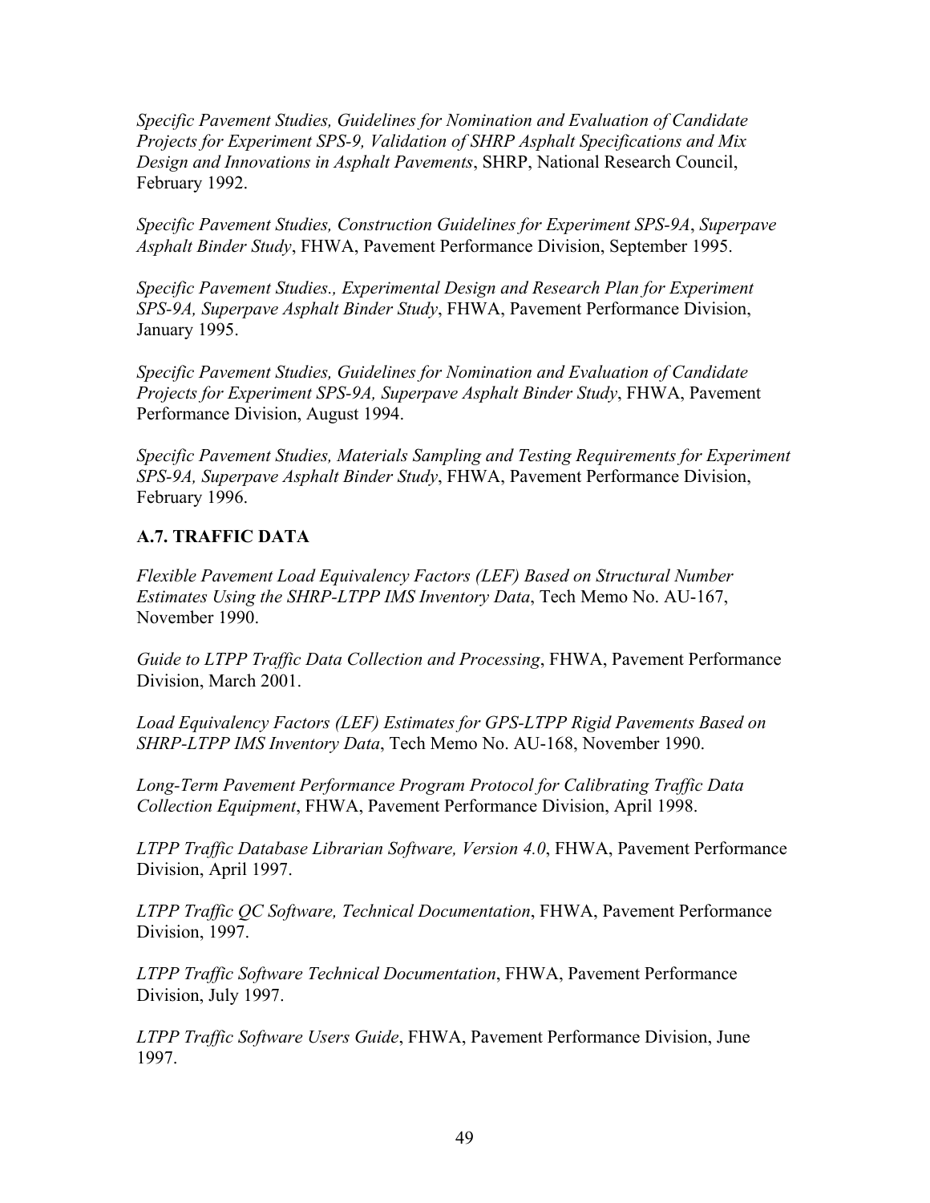*Specific Pavement Studies, Guidelines for Nomination and Evaluation of Candidate Projects for Experiment SPS-9, Validation of SHRP Asphalt Specifications and Mix Design and Innovations in Asphalt Pavements*, SHRP, National Research Council, February 1992.

*Specific Pavement Studies, Construction Guidelines for Experiment SPS-9A*, *Superpave Asphalt Binder Study*, FHWA, Pavement Performance Division, September 1995.

*Specific Pavement Studies., Experimental Design and Research Plan for Experiment SPS-9A, Superpave Asphalt Binder Study*, FHWA, Pavement Performance Division, January 1995.

*Specific Pavement Studies, Guidelines for Nomination and Evaluation of Candidate Projects for Experiment SPS-9A, Superpave Asphalt Binder Study*, FHWA, Pavement Performance Division, August 1994.

*Specific Pavement Studies, Materials Sampling and Testing Requirements for Experiment SPS-9A, Superpave Asphalt Binder Study*, FHWA, Pavement Performance Division, February 1996.

### A.7. TRAFFIC DATA

*Flexible Pavement Load Equivalency Factors (LEF) Based on Structural Number Estimates Using the SHRP-LTPP IMS Inventory Data*, Tech Memo No. AU-167, November 1990.

*Guide to LTPP Traffic Data Collection and Processing*, FHWA, Pavement Performance Division, March 2001.

*Load Equivalency Factors (LEF) Estimates for GPS-LTPP Rigid Pavements Based on SHRP-LTPP IMS Inventory Data*, Tech Memo No. AU-168, November 1990.

*Long-Term Pavement Performance Program Protocol for Calibrating Traffic Data Collection Equipment*, FHWA, Pavement Performance Division, April 1998.

*LTPP Traffic Database Librarian Software, Version 4.0*, FHWA, Pavement Performance Division, April 1997.

*LTPP Traffic QC Software, Technical Documentation*, FHWA, Pavement Performance Division, 1997.

*LTPP Traffic Software Technical Documentation*, FHWA, Pavement Performance Division, July 1997.

*LTPP Traffic Software Users Guide*, FHWA, Pavement Performance Division, June 1997.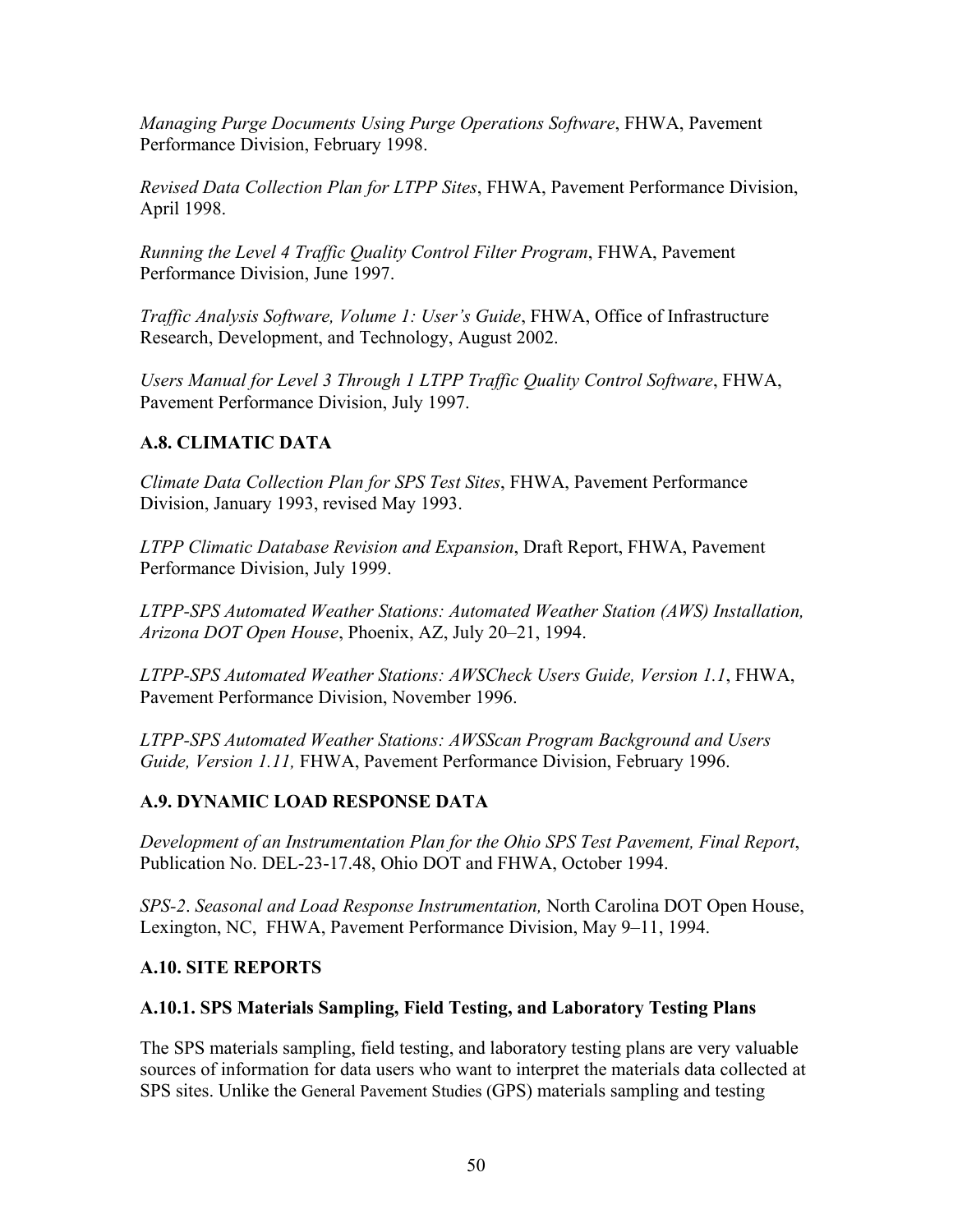*Managing Purge Documents Using Purge Operations Software*, FHWA, Pavement Performance Division, February 1998.

*Revised Data Collection Plan for LTPP Sites*, FHWA, Pavement Performance Division, April 1998.

*Running the Level 4 Traffic Quality Control Filter Program*, FHWA, Pavement Performance Division, June 1997.

*Traffic Analysis Software, Volume 1: User's Guide*, FHWA, Office of Infrastructure Research, Development, and Technology, August 2002.

*Users Manual for Level 3 Through 1 LTPP Traffic Quality Control Software*, FHWA, Pavement Performance Division, July 1997.

### A.8. CLIMATIC DATA

*Climate Data Collection Plan for SPS Test Sites*, FHWA, Pavement Performance Division, January 1993, revised May 1993.

*LTPP Climatic Database Revision and Expansion*, Draft Report, FHWA, Pavement Performance Division, July 1999.

*LTPP-SPS Automated Weather Stations: Automated Weather Station (AWS) Installation, Arizona DOT Open House*, Phoenix, AZ, July 20–21, 1994.

*LTPP-SPS Automated Weather Stations: AWSCheck Users Guide, Version 1.1*, FHWA, Pavement Performance Division, November 1996.

*LTPP-SPS Automated Weather Stations: AWSScan Program Background and Users Guide, Version 1.11,* FHWA, Pavement Performance Division, February 1996.

### A.9. DYNAMIC LOAD RESPONSE DATA

*Development of an Instrumentation Plan for the Ohio SPS Test Pavement, Final Report*, Publication No. DEL-23-17.48, Ohio DOT and FHWA, October 1994.

*SPS-2*. *Seasonal and Load Response Instrumentation,* North Carolina DOT Open House, Lexington, NC, FHWA, Pavement Performance Division, May 9–11, 1994.

### A.10. SITE REPORTS

#### A.10.1. SPS Materials Sampling, Field Testing, and Laboratory Testing Plans

The SPS materials sampling, field testing, and laboratory testing plans are very valuable sources of information for data users who want to interpret the materials data collected at SPS sites. Unlike the General Pavement Studies (GPS) materials sampling and testing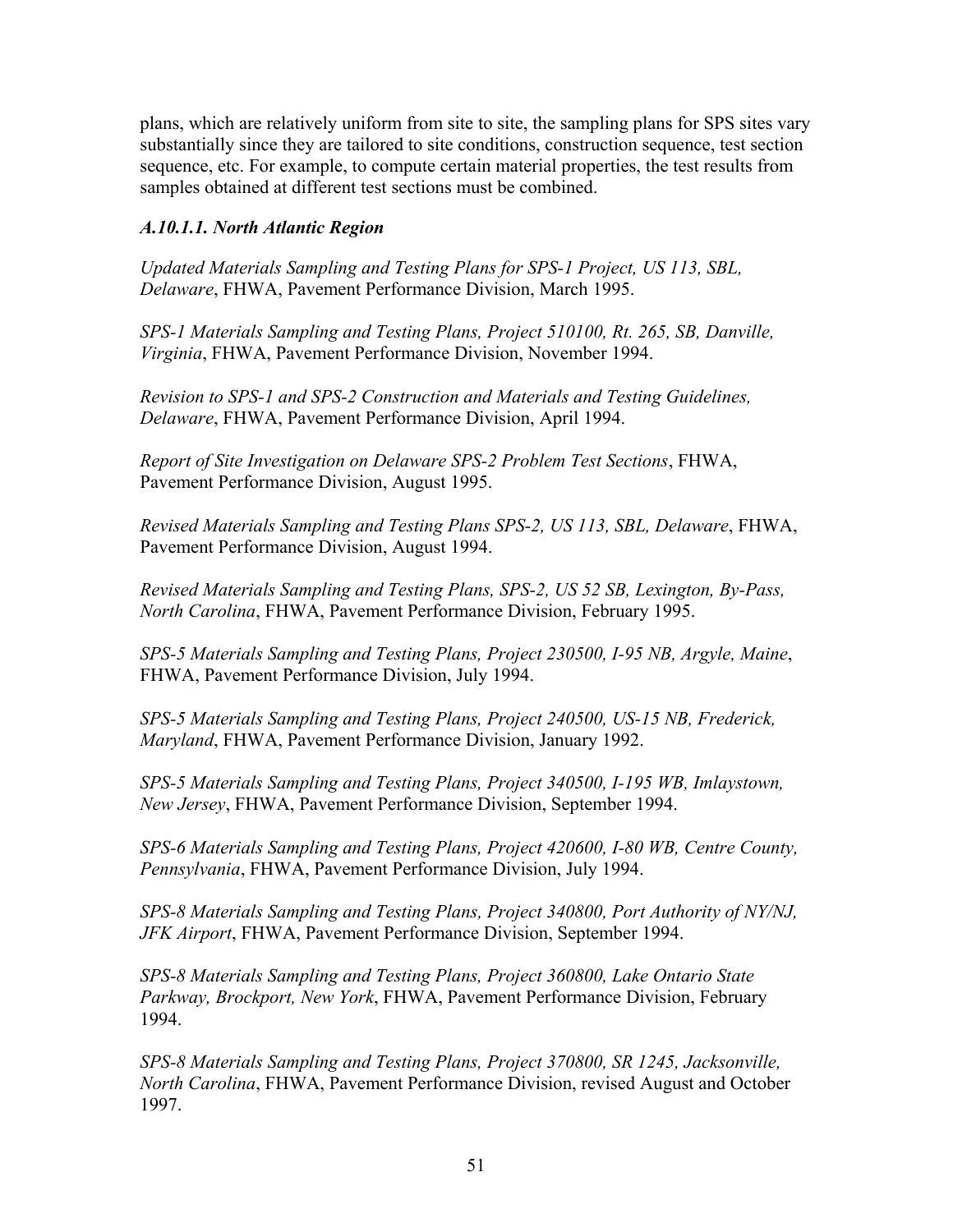plans, which are relatively uniform from site to site, the sampling plans for SPS sites vary substantially since they are tailored to site conditions, construction sequence, test section sequence, etc. For example, to compute certain material properties, the test results from samples obtained at different test sections must be combined.

#### *A.10.1.1. North Atlantic Region*

*Updated Materials Sampling and Testing Plans for SPS-1 Project, US 113, SBL, Delaware*, FHWA, Pavement Performance Division, March 1995.

*SPS-1 Materials Sampling and Testing Plans, Project 510100, Rt. 265, SB, Danville, Virginia*, FHWA, Pavement Performance Division, November 1994.

*Revision to SPS-1 and SPS-2 Construction and Materials and Testing Guidelines, Delaware*, FHWA, Pavement Performance Division, April 1994.

*Report of Site Investigation on Delaware SPS-2 Problem Test Sections*, FHWA, Pavement Performance Division, August 1995.

*Revised Materials Sampling and Testing Plans SPS-2, US 113, SBL, Delaware*, FHWA, Pavement Performance Division, August 1994.

*Revised Materials Sampling and Testing Plans, SPS-2, US 52 SB, Lexington, By-Pass, North Carolina*, FHWA, Pavement Performance Division, February 1995.

*SPS-5 Materials Sampling and Testing Plans, Project 230500, I-95 NB, Argyle, Maine*, FHWA, Pavement Performance Division, July 1994.

*SPS-5 Materials Sampling and Testing Plans, Project 240500, US-15 NB, Frederick, Maryland*, FHWA, Pavement Performance Division, January 1992.

*SPS-5 Materials Sampling and Testing Plans, Project 340500, I-195 WB, Imlaystown, New Jersey*, FHWA, Pavement Performance Division, September 1994.

*SPS-6 Materials Sampling and Testing Plans, Project 420600, I-80 WB, Centre County, Pennsylvania*, FHWA, Pavement Performance Division, July 1994.

*SPS-8 Materials Sampling and Testing Plans, Project 340800, Port Authority of NY/NJ, JFK Airport*, FHWA, Pavement Performance Division, September 1994.

*SPS-8 Materials Sampling and Testing Plans, Project 360800, Lake Ontario State Parkway, Brockport, New York*, FHWA, Pavement Performance Division, February 1994.

*SPS-8 Materials Sampling and Testing Plans, Project 370800, SR 1245, Jacksonville, North Carolina*, FHWA, Pavement Performance Division, revised August and October 1997.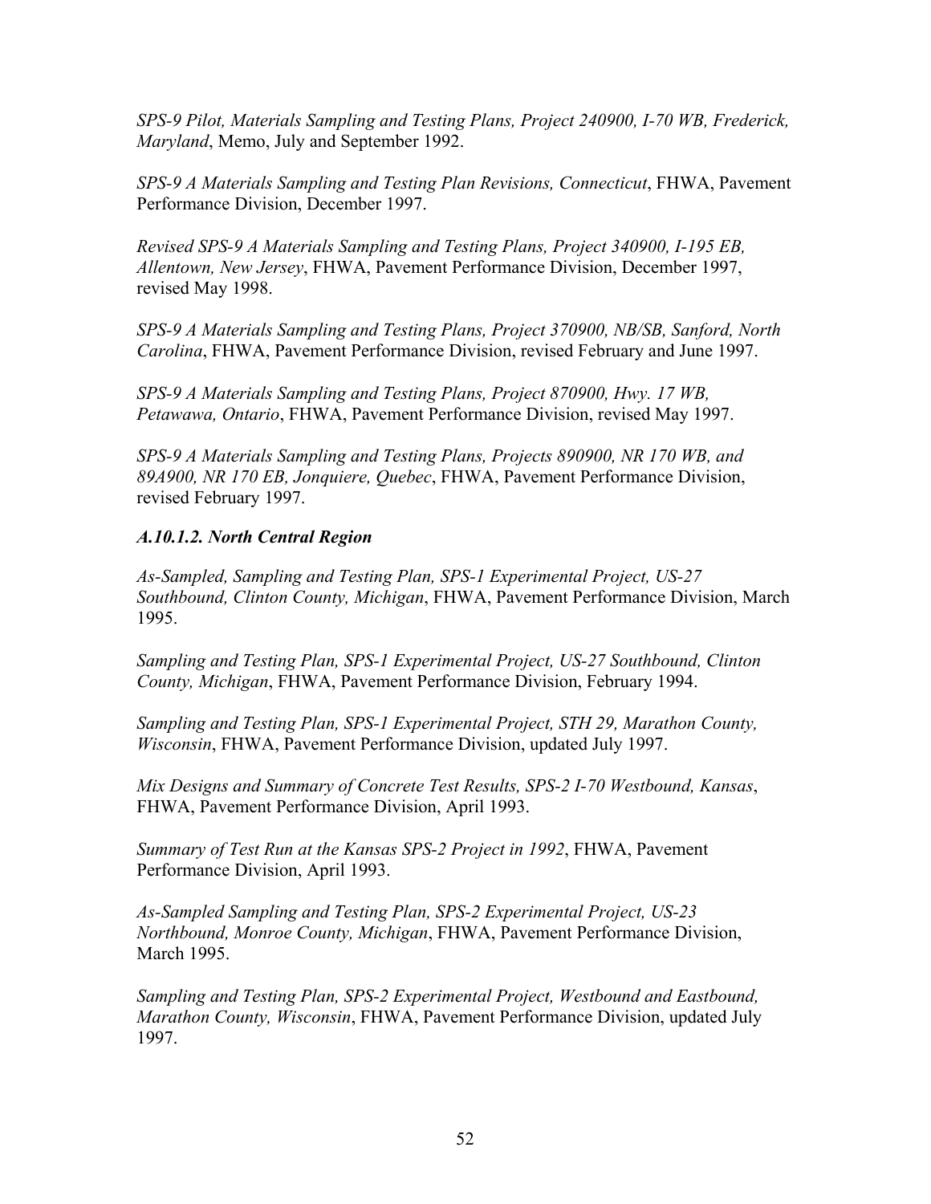*SPS-9 Pilot, Materials Sampling and Testing Plans, Project 240900, I-70 WB, Frederick, Maryland*, Memo, July and September 1992.

*SPS-9 A Materials Sampling and Testing Plan Revisions, Connecticut*, FHWA, Pavement Performance Division, December 1997.

*Revised SPS-9 A Materials Sampling and Testing Plans, Project 340900, I-195 EB, Allentown, New Jersey*, FHWA, Pavement Performance Division, December 1997, revised May 1998.

*SPS-9 A Materials Sampling and Testing Plans, Project 370900, NB/SB, Sanford, North Carolina*, FHWA, Pavement Performance Division, revised February and June 1997.

*SPS-9 A Materials Sampling and Testing Plans, Project 870900, Hwy. 17 WB, Petawawa, Ontario*, FHWA, Pavement Performance Division, revised May 1997.

*SPS-9 A Materials Sampling and Testing Plans, Projects 890900, NR 170 WB, and 89A900, NR 170 EB, Jonquiere, Quebec*, FHWA, Pavement Performance Division, revised February 1997.

#### *A.10.1.2. North Central Region*

*As-Sampled, Sampling and Testing Plan, SPS-1 Experimental Project, US-27 Southbound, Clinton County, Michigan*, FHWA, Pavement Performance Division, March 1995.

*Sampling and Testing Plan, SPS-1 Experimental Project, US-27 Southbound, Clinton County, Michigan*, FHWA, Pavement Performance Division, February 1994.

*Sampling and Testing Plan, SPS-1 Experimental Project, STH 29, Marathon County, Wisconsin*, FHWA, Pavement Performance Division, updated July 1997.

*Mix Designs and Summary of Concrete Test Results, SPS-2 I-70 Westbound, Kansas*, FHWA, Pavement Performance Division, April 1993.

*Summary of Test Run at the Kansas SPS-2 Project in 1992*, FHWA, Pavement Performance Division, April 1993.

*As-Sampled Sampling and Testing Plan, SPS-2 Experimental Project, US-23 Northbound, Monroe County, Michigan*, FHWA, Pavement Performance Division, March 1995.

*Sampling and Testing Plan, SPS-2 Experimental Project, Westbound and Eastbound, Marathon County, Wisconsin*, FHWA, Pavement Performance Division, updated July 1997.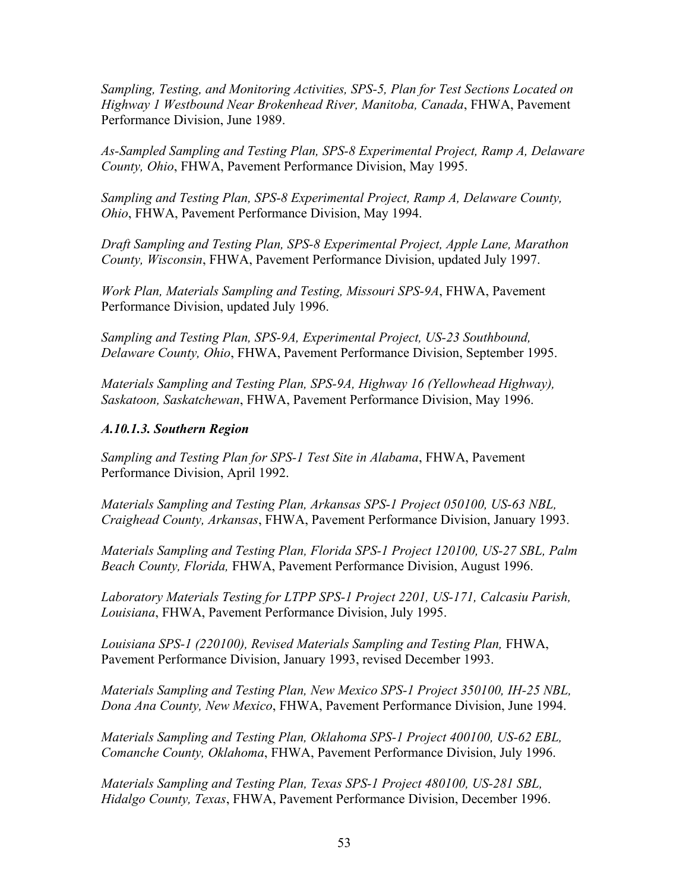*Sampling, Testing, and Monitoring Activities, SPS-5, Plan for Test Sections Located on Highway 1 Westbound Near Brokenhead River, Manitoba, Canada*, FHWA, Pavement Performance Division, June 1989.

*As-Sampled Sampling and Testing Plan, SPS-8 Experimental Project, Ramp A, Delaware County, Ohio*, FHWA, Pavement Performance Division, May 1995.

*Sampling and Testing Plan, SPS-8 Experimental Project, Ramp A, Delaware County, Ohio*, FHWA, Pavement Performance Division, May 1994.

*Draft Sampling and Testing Plan, SPS-8 Experimental Project, Apple Lane, Marathon County, Wisconsin*, FHWA, Pavement Performance Division, updated July 1997.

*Work Plan, Materials Sampling and Testing, Missouri SPS-9A*, FHWA, Pavement Performance Division, updated July 1996.

*Sampling and Testing Plan, SPS-9A, Experimental Project, US-23 Southbound, Delaware County, Ohio*, FHWA, Pavement Performance Division, September 1995.

*Materials Sampling and Testing Plan, SPS-9A, Highway 16 (Yellowhead Highway), Saskatoon, Saskatchewan*, FHWA, Pavement Performance Division, May 1996.

#### *A.10.1.3. Southern Region*

*Sampling and Testing Plan for SPS-1 Test Site in Alabama*, FHWA, Pavement Performance Division, April 1992.

*Materials Sampling and Testing Plan, Arkansas SPS-1 Project 050100, US-63 NBL, Craighead County, Arkansas*, FHWA, Pavement Performance Division, January 1993.

*Materials Sampling and Testing Plan, Florida SPS-1 Project 120100, US-27 SBL, Palm Beach County, Florida,* FHWA, Pavement Performance Division, August 1996.

*Laboratory Materials Testing for LTPP SPS-1 Project 2201, US-171, Calcasiu Parish, Louisiana*, FHWA, Pavement Performance Division, July 1995.

*Louisiana SPS-1 (220100), Revised Materials Sampling and Testing Plan,* FHWA, Pavement Performance Division, January 1993, revised December 1993.

*Materials Sampling and Testing Plan, New Mexico SPS-1 Project 350100, IH-25 NBL, Dona Ana County, New Mexico*, FHWA, Pavement Performance Division, June 1994.

*Materials Sampling and Testing Plan, Oklahoma SPS-1 Project 400100, US-62 EBL, Comanche County, Oklahoma*, FHWA, Pavement Performance Division, July 1996.

*Materials Sampling and Testing Plan, Texas SPS-1 Project 480100, US-281 SBL, Hidalgo County, Texas*, FHWA, Pavement Performance Division, December 1996.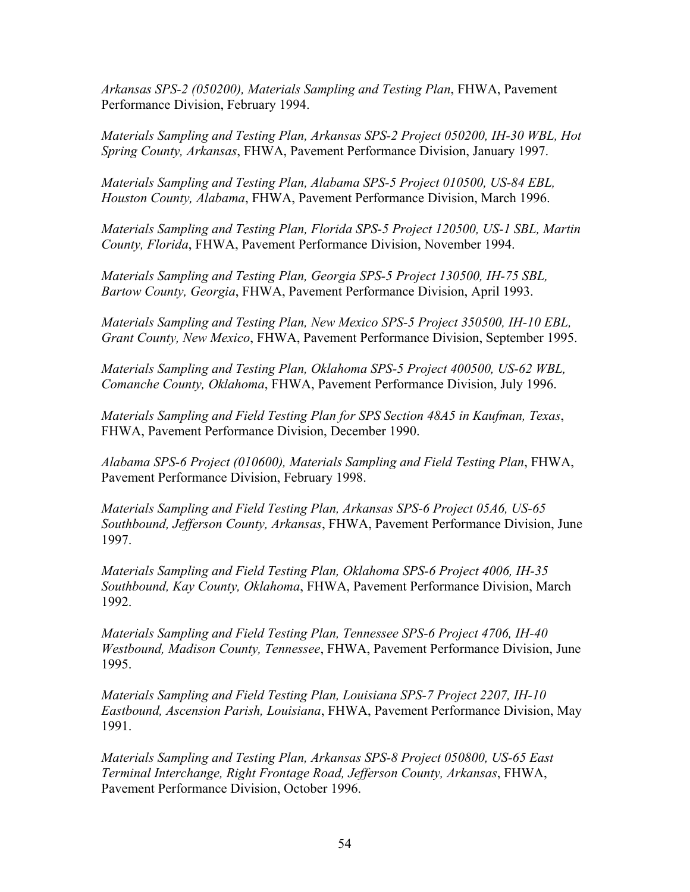*Arkansas SPS-2 (050200), Materials Sampling and Testing Plan*, FHWA, Pavement Performance Division, February 1994.

*Materials Sampling and Testing Plan, Arkansas SPS-2 Project 050200, IH-30 WBL, Hot Spring County, Arkansas*, FHWA, Pavement Performance Division, January 1997.

*Materials Sampling and Testing Plan, Alabama SPS-5 Project 010500, US-84 EBL, Houston County, Alabama*, FHWA, Pavement Performance Division, March 1996.

*Materials Sampling and Testing Plan, Florida SPS-5 Project 120500, US-1 SBL, Martin County, Florida*, FHWA, Pavement Performance Division, November 1994.

*Materials Sampling and Testing Plan, Georgia SPS-5 Project 130500, IH-75 SBL, Bartow County, Georgia*, FHWA, Pavement Performance Division, April 1993.

*Materials Sampling and Testing Plan, New Mexico SPS-5 Project 350500, IH-10 EBL, Grant County, New Mexico*, FHWA, Pavement Performance Division, September 1995.

*Materials Sampling and Testing Plan, Oklahoma SPS-5 Project 400500, US-62 WBL, Comanche County, Oklahoma*, FHWA, Pavement Performance Division, July 1996.

*Materials Sampling and Field Testing Plan for SPS Section 48A5 in Kaufman, Texas*, FHWA, Pavement Performance Division, December 1990.

*Alabama SPS-6 Project (010600), Materials Sampling and Field Testing Plan*, FHWA, Pavement Performance Division, February 1998.

*Materials Sampling and Field Testing Plan, Arkansas SPS-6 Project 05A6, US-65 Southbound, Jefferson County, Arkansas*, FHWA, Pavement Performance Division, June 1997.

*Materials Sampling and Field Testing Plan, Oklahoma SPS-6 Project 4006, IH-35 Southbound, Kay County, Oklahoma*, FHWA, Pavement Performance Division, March 1992.

*Materials Sampling and Field Testing Plan, Tennessee SPS-6 Project 4706, IH-40 Westbound, Madison County, Tennessee*, FHWA, Pavement Performance Division, June 1995.

*Materials Sampling and Field Testing Plan, Louisiana SPS-7 Project 2207, IH-10 Eastbound, Ascension Parish, Louisiana*, FHWA, Pavement Performance Division, May 1991.

*Materials Sampling and Testing Plan, Arkansas SPS-8 Project 050800, US-65 East Terminal Interchange, Right Frontage Road, Jefferson County, Arkansas*, FHWA, Pavement Performance Division, October 1996.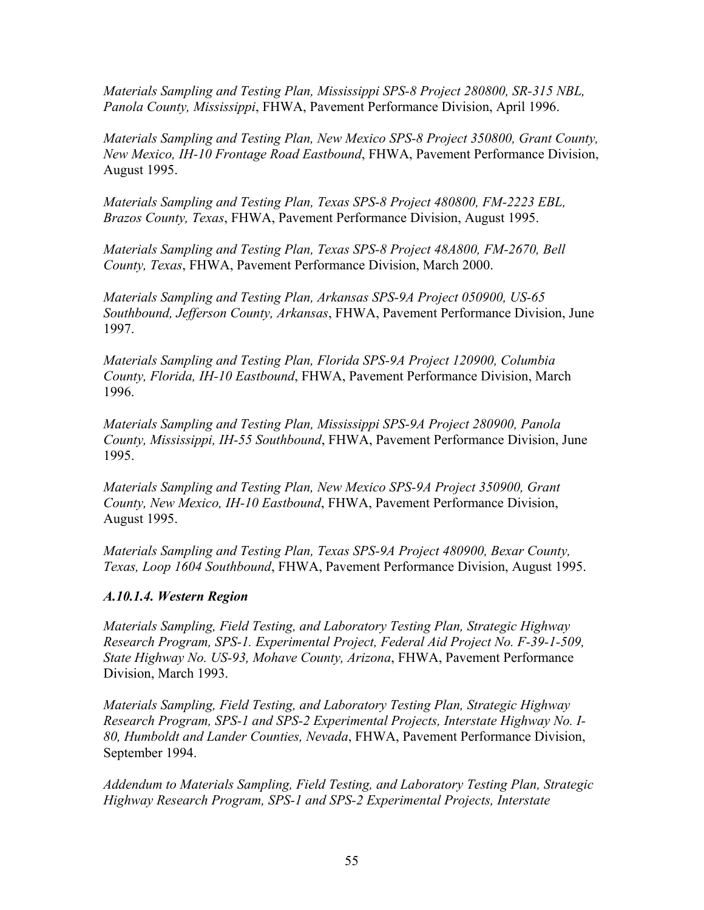*Materials Sampling and Testing Plan, Mississippi SPS-8 Project 280800, SR-315 NBL, Panola County, Mississippi*, FHWA, Pavement Performance Division, April 1996.

*Materials Sampling and Testing Plan, New Mexico SPS-8 Project 350800, Grant County, New Mexico, IH-10 Frontage Road Eastbound*, FHWA, Pavement Performance Division, August 1995.

*Materials Sampling and Testing Plan, Texas SPS-8 Project 480800, FM-2223 EBL, Brazos County, Texas*, FHWA, Pavement Performance Division, August 1995.

*Materials Sampling and Testing Plan, Texas SPS-8 Project 48A800, FM-2670, Bell County, Texas*, FHWA, Pavement Performance Division, March 2000.

*Materials Sampling and Testing Plan, Arkansas SPS-9A Project 050900, US-65 Southbound, Jefferson County, Arkansas*, FHWA, Pavement Performance Division, June 1997.

*Materials Sampling and Testing Plan, Florida SPS-9A Project 120900, Columbia County, Florida, IH-10 Eastbound*, FHWA, Pavement Performance Division, March 1996.

*Materials Sampling and Testing Plan, Mississippi SPS-9A Project 280900, Panola County, Mississippi, IH-55 Southbound*, FHWA, Pavement Performance Division, June 1995.

*Materials Sampling and Testing Plan, New Mexico SPS-9A Project 350900, Grant County, New Mexico, IH-10 Eastbound*, FHWA, Pavement Performance Division, August 1995.

*Materials Sampling and Testing Plan, Texas SPS-9A Project 480900, Bexar County, Texas, Loop 1604 Southbound*, FHWA, Pavement Performance Division, August 1995.

#### *A.10.1.4. Western Region*

*Materials Sampling, Field Testing, and Laboratory Testing Plan, Strategic Highway Research Program, SPS-1. Experimental Project, Federal Aid Project No. F-39-1-509, State Highway No. US-93, Mohave County, Arizona*, FHWA, Pavement Performance Division, March 1993.

*Materials Sampling, Field Testing, and Laboratory Testing Plan, Strategic Highway Research Program, SPS-1 and SPS-2 Experimental Projects, Interstate Highway No. I-80, Humboldt and Lander Counties, Nevada*, FHWA, Pavement Performance Division, September 1994.

*Addendum to Materials Sampling, Field Testing, and Laboratory Testing Plan, Strategic Highway Research Program, SPS-1 and SPS-2 Experimental Projects, Interstate*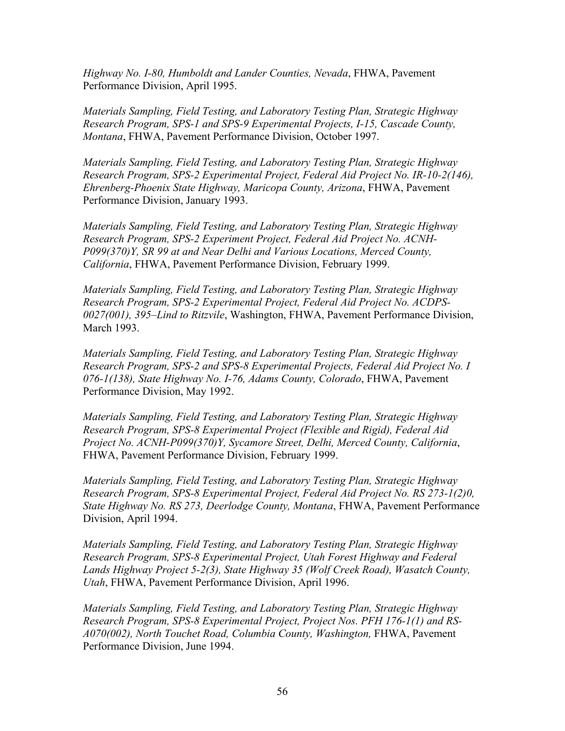*Highway No. I-80, Humboldt and Lander Counties, Nevada*, FHWA, Pavement Performance Division, April 1995.

*Materials Sampling, Field Testing, and Laboratory Testing Plan, Strategic Highway Research Program, SPS-1 and SPS-9 Experimental Projects, I-15, Cascade County, Montana*, FHWA, Pavement Performance Division, October 1997.

*Materials Sampling, Field Testing, and Laboratory Testing Plan, Strategic Highway Research Program, SPS-2 Experimental Project, Federal Aid Project No. IR-10-2(146), Ehrenberg-Phoenix State Highway, Maricopa County, Arizona*, FHWA, Pavement Performance Division, January 1993.

*Materials Sampling, Field Testing, and Laboratory Testing Plan, Strategic Highway Research Program, SPS-2 Experiment Project, Federal Aid Project No. ACNH-P099(370)Y, SR 99 at and Near Delhi and Various Locations, Merced County, California*, FHWA, Pavement Performance Division, February 1999.

*Materials Sampling, Field Testing, and Laboratory Testing Plan, Strategic Highway Research Program, SPS-2 Experimental Project, Federal Aid Project No. ACDPS-0027(001), 395–Lind to Ritzvile*, Washington, FHWA, Pavement Performance Division, March 1993.

*Materials Sampling, Field Testing, and Laboratory Testing Plan, Strategic Highway Research Program, SPS-2 and SPS-8 Experimental Projects, Federal Aid Project No. I 076-1(138), State Highway No. I-76, Adams County, Colorado*, FHWA, Pavement Performance Division, May 1992.

*Materials Sampling, Field Testing, and Laboratory Testing Plan, Strategic Highway Research Program, SPS-8 Experimental Project (Flexible and Rigid), Federal Aid Project No. ACNH-P099(370)Y, Sycamore Street, Delhi, Merced County, California*, FHWA, Pavement Performance Division, February 1999.

*Materials Sampling, Field Testing, and Laboratory Testing Plan, Strategic Highway Research Program, SPS-8 Experimental Project, Federal Aid Project No. RS 273-1(2)0, State Highway No. RS 273, Deerlodge County, Montana*, FHWA, Pavement Performance Division, April 1994.

*Materials Sampling, Field Testing, and Laboratory Testing Plan, Strategic Highway Research Program, SPS-8 Experimental Project, Utah Forest Highway and Federal Lands Highway Project 5-2(3), State Highway 35 (Wolf Creek Road), Wasatch County, Utah*, FHWA, Pavement Performance Division, April 1996.

*Materials Sampling, Field Testing, and Laboratory Testing Plan, Strategic Highway Research Program, SPS-8 Experimental Project, Project Nos. PFH 176-1(1) and RS-A070(002), North Touchet Road, Columbia County, Washington,* FHWA, Pavement Performance Division, June 1994.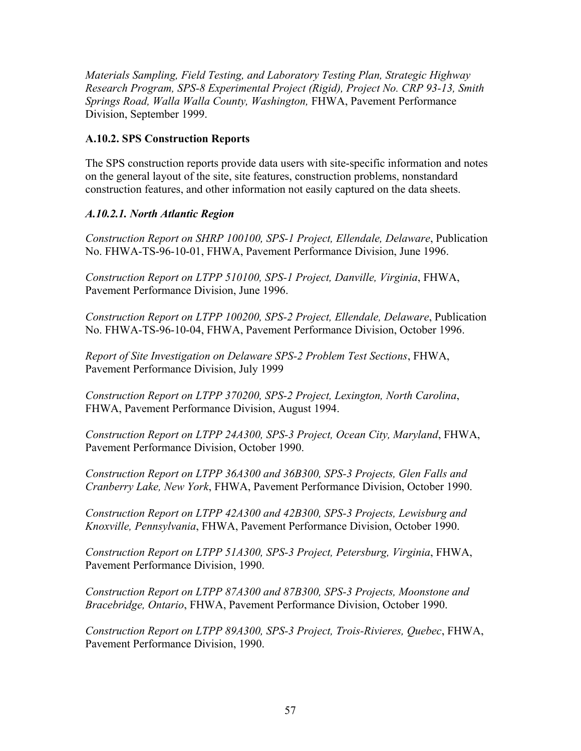*Materials Sampling, Field Testing, and Laboratory Testing Plan, Strategic Highway Research Program, SPS-8 Experimental Project (Rigid), Project No. CRP 93-13, Smith Springs Road, Walla Walla County, Washington,* FHWA, Pavement Performance Division, September 1999.

### A.10.2. SPS Construction Reports

The SPS construction reports provide data users with site-specific information and notes on the general layout of the site, site features, construction problems, nonstandard construction features, and other information not easily captured on the data sheets.

#### *A.10.2.1. North Atlantic Region*

*Construction Report on SHRP 100100, SPS-1 Project, Ellendale, Delaware*, Publication No. FHWA-TS-96-10-01, FHWA, Pavement Performance Division, June 1996.

*Construction Report on LTPP 510100, SPS-1 Project, Danville, Virginia*, FHWA, Pavement Performance Division, June 1996.

*Construction Report on LTPP 100200, SPS-2 Project, Ellendale, Delaware*, Publication No. FHWA-TS-96-10-04, FHWA, Pavement Performance Division, October 1996.

*Report of Site Investigation on Delaware SPS-2 Problem Test Sections*, FHWA, Pavement Performance Division, July 1999

*Construction Report on LTPP 370200, SPS-2 Project, Lexington, North Carolina*, FHWA, Pavement Performance Division, August 1994.

*Construction Report on LTPP 24A300, SPS-3 Project, Ocean City, Maryland*, FHWA, Pavement Performance Division, October 1990.

*Construction Report on LTPP 36A300 and 36B300, SPS-3 Projects, Glen Falls and Cranberry Lake, New York*, FHWA, Pavement Performance Division, October 1990.

*Construction Report on LTPP 42A300 and 42B300, SPS-3 Projects, Lewisburg and Knoxville, Pennsylvania*, FHWA, Pavement Performance Division, October 1990.

*Construction Report on LTPP 51A300, SPS-3 Project, Petersburg, Virginia*, FHWA, Pavement Performance Division, 1990.

*Construction Report on LTPP 87A300 and 87B300, SPS-3 Projects, Moonstone and Bracebridge, Ontario*, FHWA, Pavement Performance Division, October 1990.

*Construction Report on LTPP 89A300, SPS-3 Project, Trois-Rivieres, Quebec*, FHWA, Pavement Performance Division, 1990.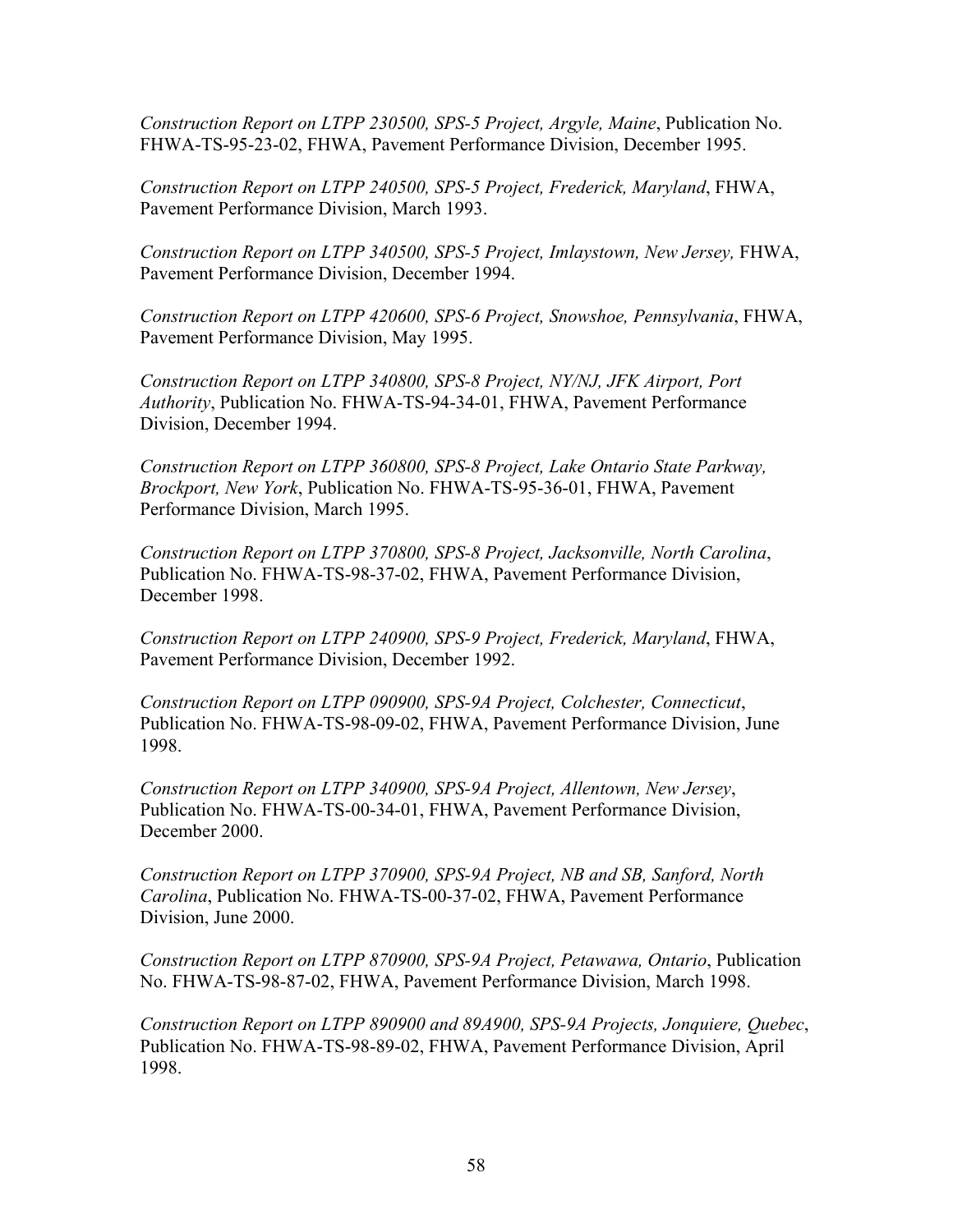*Construction Report on LTPP 230500, SPS-5 Project, Argyle, Maine*, Publication No. FHWA-TS-95-23-02, FHWA, Pavement Performance Division, December 1995.

*Construction Report on LTPP 240500, SPS-5 Project, Frederick, Maryland*, FHWA, Pavement Performance Division, March 1993.

*Construction Report on LTPP 340500, SPS-5 Project, Imlaystown, New Jersey,* FHWA, Pavement Performance Division, December 1994.

*Construction Report on LTPP 420600, SPS-6 Project, Snowshoe, Pennsylvania*, FHWA, Pavement Performance Division, May 1995.

*Construction Report on LTPP 340800, SPS-8 Project, NY/NJ, JFK Airport, Port Authority*, Publication No. FHWA-TS-94-34-01, FHWA, Pavement Performance Division, December 1994.

*Construction Report on LTPP 360800, SPS-8 Project, Lake Ontario State Parkway, Brockport, New York*, Publication No. FHWA-TS-95-36-01, FHWA, Pavement Performance Division, March 1995.

*Construction Report on LTPP 370800, SPS-8 Project, Jacksonville, North Carolina*, Publication No. FHWA-TS-98-37-02, FHWA, Pavement Performance Division, December 1998.

*Construction Report on LTPP 240900, SPS-9 Project, Frederick, Maryland*, FHWA, Pavement Performance Division, December 1992.

*Construction Report on LTPP 090900, SPS-9A Project, Colchester, Connecticut*, Publication No. FHWA-TS-98-09-02, FHWA, Pavement Performance Division, June 1998.

*Construction Report on LTPP 340900, SPS-9A Project, Allentown, New Jersey*, Publication No. FHWA-TS-00-34-01, FHWA, Pavement Performance Division, December 2000.

*Construction Report on LTPP 370900, SPS-9A Project, NB and SB, Sanford, North Carolina*, Publication No. FHWA-TS-00-37-02, FHWA, Pavement Performance Division, June 2000.

*Construction Report on LTPP 870900, SPS-9A Project, Petawawa, Ontario*, Publication No. FHWA-TS-98-87-02, FHWA, Pavement Performance Division, March 1998.

*Construction Report on LTPP 890900 and 89A900, SPS-9A Projects, Jonquiere, Quebec*, Publication No. FHWA-TS-98-89-02, FHWA, Pavement Performance Division, April 1998.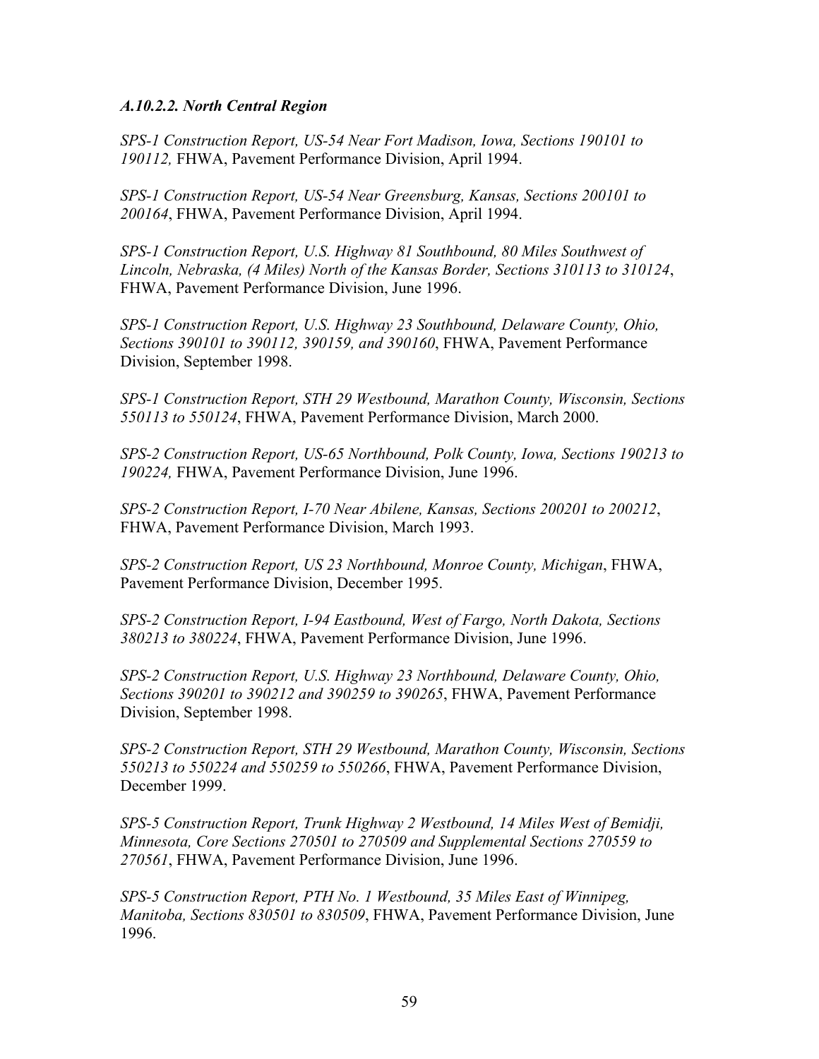### *A.10.2.2. North Central Region*

*SPS-1 Construction Report, US-54 Near Fort Madison, Iowa, Sections 190101 to 190112,* FHWA, Pavement Performance Division, April 1994.

*SPS-1 Construction Report, US-54 Near Greensburg, Kansas, Sections 200101 to 200164*, FHWA, Pavement Performance Division, April 1994.

*SPS-1 Construction Report, U.S. Highway 81 Southbound, 80 Miles Southwest of Lincoln, Nebraska, (4 Miles) North of the Kansas Border, Sections 310113 to 310124*, FHWA, Pavement Performance Division, June 1996.

*SPS-1 Construction Report, U.S. Highway 23 Southbound, Delaware County, Ohio, Sections 390101 to 390112, 390159, and 390160*, FHWA, Pavement Performance Division, September 1998.

*SPS-1 Construction Report, STH 29 Westbound, Marathon County, Wisconsin, Sections 550113 to 550124*, FHWA, Pavement Performance Division, March 2000.

*SPS-2 Construction Report, US-65 Northbound, Polk County, Iowa, Sections 190213 to 190224,* FHWA, Pavement Performance Division, June 1996.

*SPS-2 Construction Report, I-70 Near Abilene, Kansas, Sections 200201 to 200212*, FHWA, Pavement Performance Division, March 1993.

*SPS-2 Construction Report, US 23 Northbound, Monroe County, Michigan*, FHWA, Pavement Performance Division, December 1995.

*SPS-2 Construction Report, I-94 Eastbound, West of Fargo, North Dakota, Sections 380213 to 380224*, FHWA, Pavement Performance Division, June 1996.

*SPS-2 Construction Report, U.S. Highway 23 Northbound, Delaware County, Ohio, Sections 390201 to 390212 and 390259 to 390265*, FHWA, Pavement Performance Division, September 1998.

*SPS-2 Construction Report, STH 29 Westbound, Marathon County, Wisconsin, Sections 550213 to 550224 and 550259 to 550266*, FHWA, Pavement Performance Division, December 1999.

*SPS-5 Construction Report, Trunk Highway 2 Westbound, 14 Miles West of Bemidji, Minnesota, Core Sections 270501 to 270509 and Supplemental Sections 270559 to 270561*, FHWA, Pavement Performance Division, June 1996.

*SPS-5 Construction Report, PTH No. 1 Westbound, 35 Miles East of Winnipeg, Manitoba, Sections 830501 to 830509*, FHWA, Pavement Performance Division, June 1996.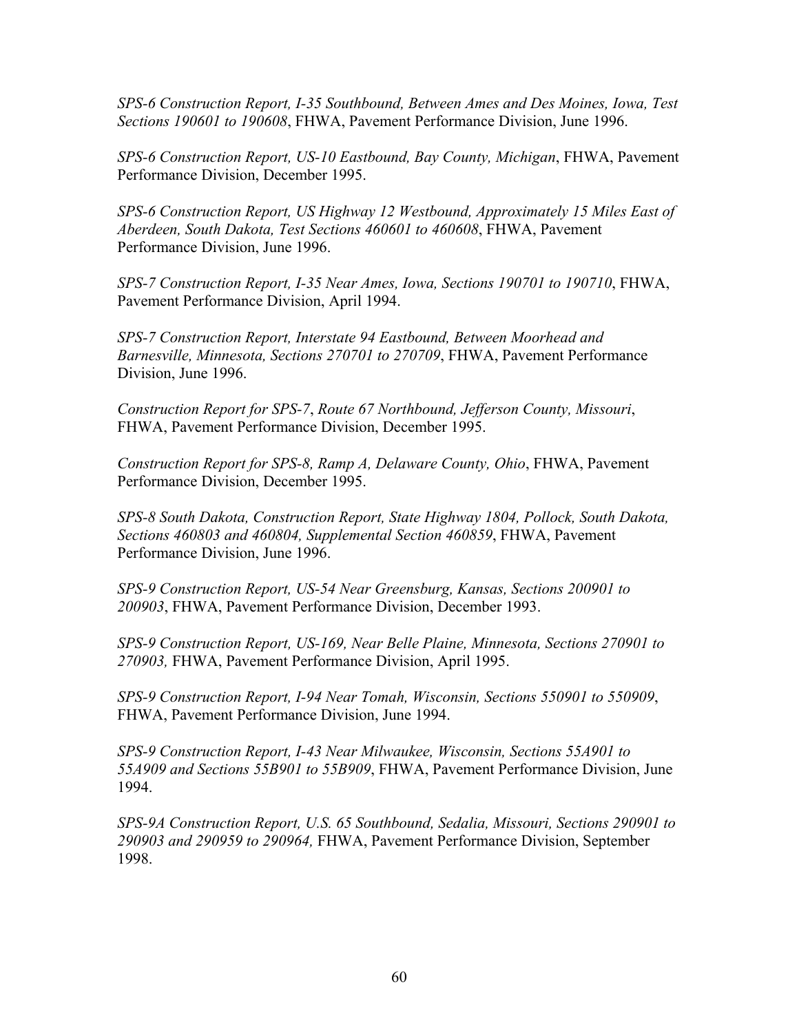*SPS-6 Construction Report, I-35 Southbound, Between Ames and Des Moines, Iowa, Test Sections 190601 to 190608*, FHWA, Pavement Performance Division, June 1996.

*SPS-6 Construction Report, US-10 Eastbound, Bay County, Michigan*, FHWA, Pavement Performance Division, December 1995.

*SPS-6 Construction Report, US Highway 12 Westbound, Approximately 15 Miles East of Aberdeen, South Dakota, Test Sections 460601 to 460608*, FHWA, Pavement Performance Division, June 1996.

*SPS-7 Construction Report, I-35 Near Ames, Iowa, Sections 190701 to 190710*, FHWA, Pavement Performance Division, April 1994.

*SPS-7 Construction Report, Interstate 94 Eastbound, Between Moorhead and Barnesville, Minnesota, Sections 270701 to 270709*, FHWA, Pavement Performance Division, June 1996.

*Construction Report for SPS-7*, *Route 67 Northbound, Jefferson County, Missouri*, FHWA, Pavement Performance Division, December 1995.

*Construction Report for SPS-8, Ramp A, Delaware County, Ohio*, FHWA, Pavement Performance Division, December 1995.

*SPS-8 South Dakota, Construction Report, State Highway 1804, Pollock, South Dakota, Sections 460803 and 460804, Supplemental Section 460859*, FHWA, Pavement Performance Division, June 1996.

*SPS-9 Construction Report, US-54 Near Greensburg, Kansas, Sections 200901 to 200903*, FHWA, Pavement Performance Division, December 1993.

*SPS-9 Construction Report, US-169, Near Belle Plaine, Minnesota, Sections 270901 to 270903,* FHWA, Pavement Performance Division, April 1995.

*SPS-9 Construction Report, I-94 Near Tomah, Wisconsin, Sections 550901 to 550909*, FHWA, Pavement Performance Division, June 1994.

*SPS-9 Construction Report, I-43 Near Milwaukee, Wisconsin, Sections 55A901 to 55A909 and Sections 55B901 to 55B909*, FHWA, Pavement Performance Division, June 1994.

*SPS-9A Construction Report, U.S. 65 Southbound, Sedalia, Missouri, Sections 290901 to 290903 and 290959 to 290964,* FHWA, Pavement Performance Division, September 1998.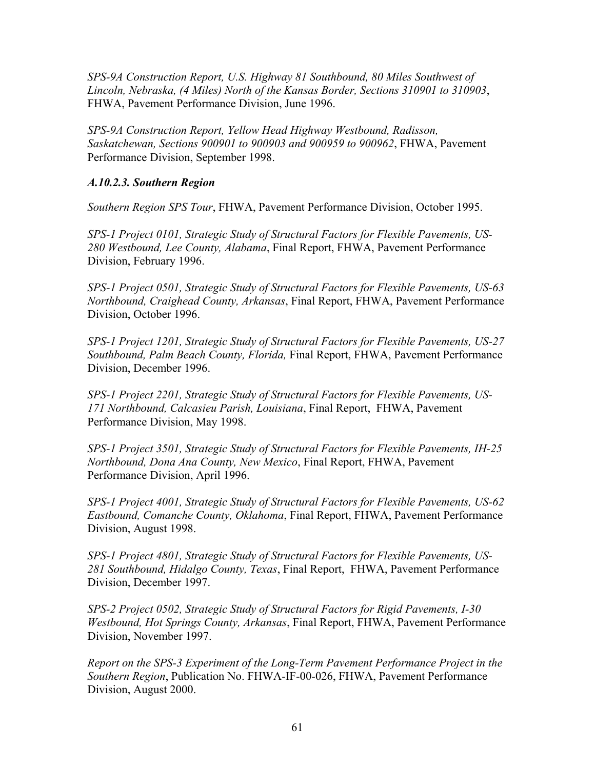*SPS-9A Construction Report, U.S. Highway 81 Southbound, 80 Miles Southwest of Lincoln, Nebraska, (4 Miles) North of the Kansas Border, Sections 310901 to 310903*, FHWA, Pavement Performance Division, June 1996.

*SPS-9A Construction Report, Yellow Head Highway Westbound, Radisson, Saskatchewan, Sections 900901 to 900903 and 900959 to 900962*, FHWA, Pavement Performance Division, September 1998.

### *A.10.2.3. Southern Region*

*Southern Region SPS Tour*, FHWA, Pavement Performance Division, October 1995.

*SPS-1 Project 0101, Strategic Study of Structural Factors for Flexible Pavements, US-280 Westbound, Lee County, Alabama*, Final Report, FHWA, Pavement Performance Division, February 1996.

*SPS-1 Project 0501, Strategic Study of Structural Factors for Flexible Pavements, US-63 Northbound, Craighead County, Arkansas*, Final Report, FHWA, Pavement Performance Division, October 1996.

*SPS-1 Project 1201, Strategic Study of Structural Factors for Flexible Pavements, US-27 Southbound, Palm Beach County, Florida,* Final Report, FHWA, Pavement Performance Division, December 1996.

*SPS-1 Project 2201, Strategic Study of Structural Factors for Flexible Pavements, US-171 Northbound, Calcasieu Parish, Louisiana*, Final Report, FHWA, Pavement Performance Division, May 1998.

*SPS-1 Project 3501, Strategic Study of Structural Factors for Flexible Pavements, IH-25 Northbound, Dona Ana County, New Mexico*, Final Report, FHWA, Pavement Performance Division, April 1996.

*SPS-1 Project 4001, Strategic Study of Structural Factors for Flexible Pavements, US-62 Eastbound, Comanche County, Oklahoma*, Final Report, FHWA, Pavement Performance Division, August 1998.

*SPS-1 Project 4801, Strategic Study of Structural Factors for Flexible Pavements, US-281 Southbound, Hidalgo County, Texas*, Final Report, FHWA, Pavement Performance Division, December 1997.

*SPS-2 Project 0502, Strategic Study of Structural Factors for Rigid Pavements, I-30 Westbound, Hot Springs County, Arkansas*, Final Report, FHWA, Pavement Performance Division, November 1997.

*Report on the SPS-3 Experiment of the Long-Term Pavement Performance Project in the Southern Region*, Publication No. FHWA-IF-00-026, FHWA, Pavement Performance Division, August 2000.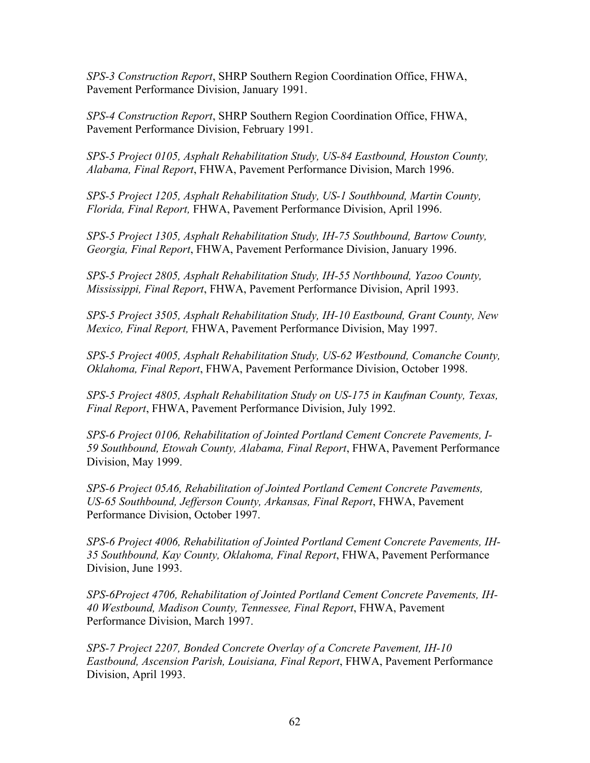*SPS-3 Construction Report*, SHRP Southern Region Coordination Office, FHWA, Pavement Performance Division, January 1991.

*SPS-4 Construction Report*, SHRP Southern Region Coordination Office, FHWA, Pavement Performance Division, February 1991.

*SPS-5 Project 0105, Asphalt Rehabilitation Study, US-84 Eastbound, Houston County, Alabama, Final Report*, FHWA, Pavement Performance Division, March 1996.

*SPS-5 Project 1205, Asphalt Rehabilitation Study, US-1 Southbound, Martin County, Florida, Final Report,* FHWA, Pavement Performance Division, April 1996.

*SPS-5 Project 1305, Asphalt Rehabilitation Study, IH-75 Southbound, Bartow County, Georgia, Final Report*, FHWA, Pavement Performance Division, January 1996.

*SPS-5 Project 2805, Asphalt Rehabilitation Study, IH-55 Northbound, Yazoo County, Mississippi, Final Report*, FHWA, Pavement Performance Division, April 1993.

*SPS-5 Project 3505, Asphalt Rehabilitation Study, IH-10 Eastbound, Grant County, New Mexico, Final Report,* FHWA, Pavement Performance Division, May 1997.

*SPS-5 Project 4005, Asphalt Rehabilitation Study, US-62 Westbound, Comanche County, Oklahoma, Final Report*, FHWA, Pavement Performance Division, October 1998.

*SPS-5 Project 4805, Asphalt Rehabilitation Study on US-175 in Kaufman County, Texas, Final Report*, FHWA, Pavement Performance Division, July 1992.

*SPS-6 Project 0106, Rehabilitation of Jointed Portland Cement Concrete Pavements, I-59 Southbound, Etowah County, Alabama, Final Report*, FHWA, Pavement Performance Division, May 1999.

*SPS-6 Project 05A6, Rehabilitation of Jointed Portland Cement Concrete Pavements, US-65 Southbound, Jefferson County, Arkansas, Final Report*, FHWA, Pavement Performance Division, October 1997.

*SPS-6 Project 4006, Rehabilitation of Jointed Portland Cement Concrete Pavements, IH-35 Southbound, Kay County, Oklahoma, Final Report*, FHWA, Pavement Performance Division, June 1993.

*SPS-6Project 4706, Rehabilitation of Jointed Portland Cement Concrete Pavements, IH-40 Westbound, Madison County, Tennessee, Final Report*, FHWA, Pavement Performance Division, March 1997.

*SPS-7 Project 2207, Bonded Concrete Overlay of a Concrete Pavement, IH-10 Eastbound, Ascension Parish, Louisiana, Final Report*, FHWA, Pavement Performance Division, April 1993.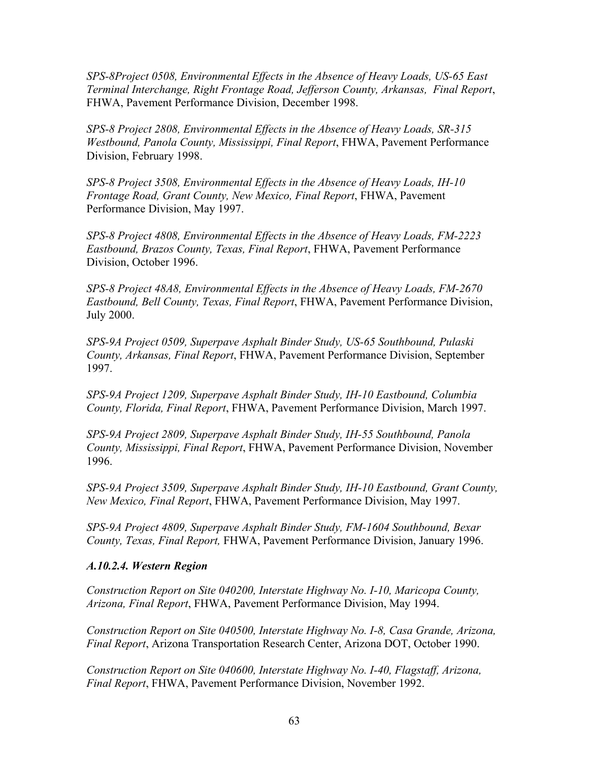*SPS-8Project 0508, Environmental Effects in the Absence of Heavy Loads, US-65 East Terminal Interchange, Right Frontage Road, Jefferson County, Arkansas, Final Report*, FHWA, Pavement Performance Division, December 1998.

*SPS-8 Project 2808, Environmental Effects in the Absence of Heavy Loads, SR-315 Westbound, Panola County, Mississippi, Final Report*, FHWA, Pavement Performance Division, February 1998.

*SPS-8 Project 3508, Environmental Effects in the Absence of Heavy Loads, IH-10 Frontage Road, Grant County, New Mexico, Final Report*, FHWA, Pavement Performance Division, May 1997.

*SPS-8 Project 4808, Environmental Effects in the Absence of Heavy Loads, FM-2223 Eastbound, Brazos County, Texas, Final Report*, FHWA, Pavement Performance Division, October 1996.

*SPS-8 Project 48A8, Environmental Effects in the Absence of Heavy Loads, FM-2670 Eastbound, Bell County, Texas, Final Report*, FHWA, Pavement Performance Division, July 2000.

*SPS-9A Project 0509, Superpave Asphalt Binder Study, US-65 Southbound, Pulaski County, Arkansas, Final Report*, FHWA, Pavement Performance Division, September 1997.

*SPS-9A Project 1209, Superpave Asphalt Binder Study, IH-10 Eastbound, Columbia County, Florida, Final Report*, FHWA, Pavement Performance Division, March 1997.

*SPS-9A Project 2809, Superpave Asphalt Binder Study, IH-55 Southbound, Panola County, Mississippi, Final Report*, FHWA, Pavement Performance Division, November 1996.

*SPS-9A Project 3509, Superpave Asphalt Binder Study, IH-10 Eastbound, Grant County, New Mexico, Final Report*, FHWA, Pavement Performance Division, May 1997.

*SPS-9A Project 4809, Superpave Asphalt Binder Study, FM-1604 Southbound, Bexar County, Texas, Final Report,* FHWA, Pavement Performance Division, January 1996.

#### *A.10.2.4. Western Region*

*Construction Report on Site 040200, Interstate Highway No. I-10, Maricopa County, Arizona, Final Report*, FHWA, Pavement Performance Division, May 1994.

*Construction Report on Site 040500, Interstate Highway No. I-8, Casa Grande, Arizona, Final Report*, Arizona Transportation Research Center, Arizona DOT, October 1990.

*Construction Report on Site 040600, Interstate Highway No. I-40, Flagstaff, Arizona, Final Report*, FHWA, Pavement Performance Division, November 1992.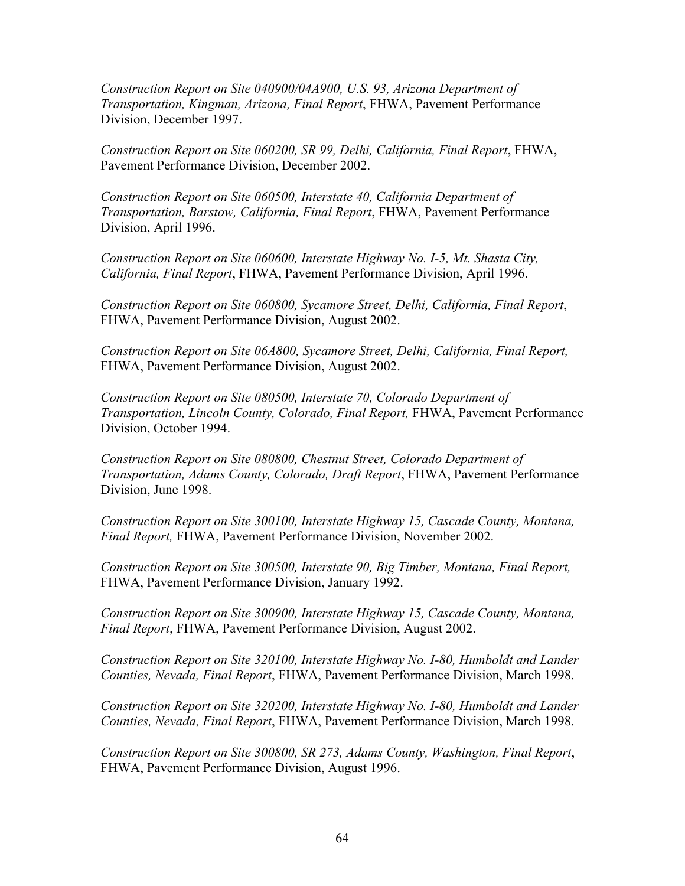*Construction Report on Site 040900/04A900, U.S. 93, Arizona Department of Transportation, Kingman, Arizona, Final Report*, FHWA, Pavement Performance Division, December 1997.

*Construction Report on Site 060200, SR 99, Delhi, California, Final Report*, FHWA, Pavement Performance Division, December 2002.

*Construction Report on Site 060500, Interstate 40, California Department of Transportation, Barstow, California, Final Report*, FHWA, Pavement Performance Division, April 1996.

*Construction Report on Site 060600, Interstate Highway No. I-5, Mt. Shasta City, California, Final Report*, FHWA, Pavement Performance Division, April 1996.

*Construction Report on Site 060800, Sycamore Street, Delhi, California, Final Report*, FHWA, Pavement Performance Division, August 2002.

*Construction Report on Site 06A800, Sycamore Street, Delhi, California, Final Report,* FHWA, Pavement Performance Division, August 2002.

*Construction Report on Site 080500, Interstate 70, Colorado Department of Transportation, Lincoln County, Colorado, Final Report,* FHWA, Pavement Performance Division, October 1994.

*Construction Report on Site 080800, Chestnut Street, Colorado Department of Transportation, Adams County, Colorado, Draft Report*, FHWA, Pavement Performance Division, June 1998.

*Construction Report on Site 300100, Interstate Highway 15, Cascade County, Montana, Final Report,* FHWA, Pavement Performance Division, November 2002.

*Construction Report on Site 300500, Interstate 90, Big Timber, Montana, Final Report,* FHWA, Pavement Performance Division, January 1992.

*Construction Report on Site 300900, Interstate Highway 15, Cascade County, Montana, Final Report*, FHWA, Pavement Performance Division, August 2002.

*Construction Report on Site 320100, Interstate Highway No. I-80, Humboldt and Lander Counties, Nevada, Final Report*, FHWA, Pavement Performance Division, March 1998.

*Construction Report on Site 320200, Interstate Highway No. I-80, Humboldt and Lander Counties, Nevada, Final Report*, FHWA, Pavement Performance Division, March 1998.

*Construction Report on Site 300800, SR 273, Adams County, Washington, Final Report*, FHWA, Pavement Performance Division, August 1996.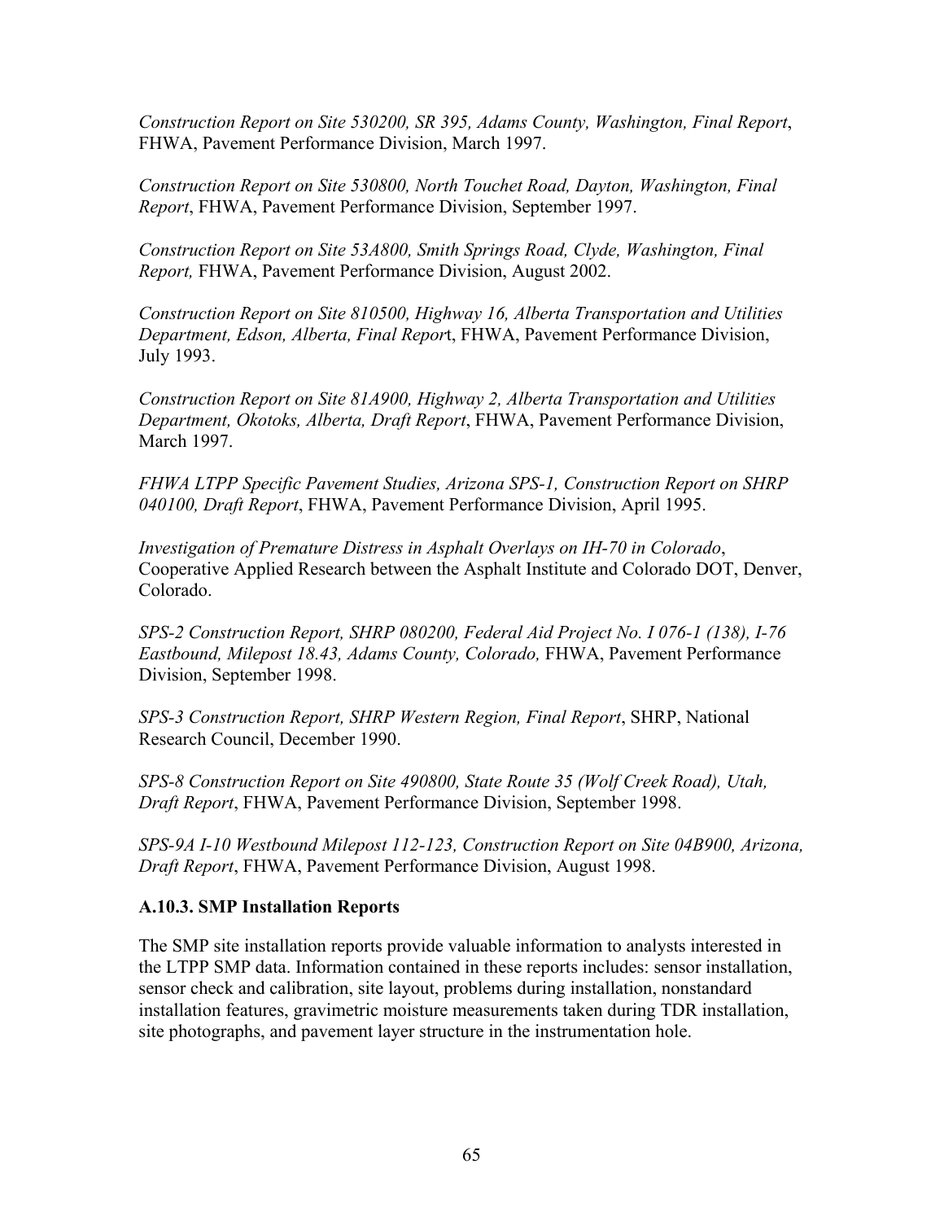*Construction Report on Site 530200, SR 395, Adams County, Washington, Final Report*, FHWA, Pavement Performance Division, March 1997.

*Construction Report on Site 530800, North Touchet Road, Dayton, Washington, Final Report*, FHWA, Pavement Performance Division, September 1997.

*Construction Report on Site 53A800, Smith Springs Road, Clyde, Washington, Final Report,* FHWA, Pavement Performance Division, August 2002.

*Construction Report on Site 810500, Highway 16, Alberta Transportation and Utilities Department, Edson, Alberta, Final Repor*t, FHWA, Pavement Performance Division, July 1993.

*Construction Report on Site 81A900, Highway 2, Alberta Transportation and Utilities Department, Okotoks, Alberta, Draft Report*, FHWA, Pavement Performance Division, March 1997.

*FHWA LTPP Specific Pavement Studies, Arizona SPS-1, Construction Report on SHRP 040100, Draft Report*, FHWA, Pavement Performance Division, April 1995.

*Investigation of Premature Distress in Asphalt Overlays on IH-70 in Colorado*, Cooperative Applied Research between the Asphalt Institute and Colorado DOT, Denver, Colorado.

*SPS-2 Construction Report, SHRP 080200, Federal Aid Project No. I 076-1 (138), I-76 Eastbound, Milepost 18.43, Adams County, Colorado,* FHWA, Pavement Performance Division, September 1998.

*SPS-3 Construction Report, SHRP Western Region, Final Report*, SHRP, National Research Council, December 1990.

*SPS-8 Construction Report on Site 490800, State Route 35 (Wolf Creek Road), Utah, Draft Report*, FHWA, Pavement Performance Division, September 1998.

*SPS-9A I-10 Westbound Milepost 112-123, Construction Report on Site 04B900, Arizona, Draft Report*, FHWA, Pavement Performance Division, August 1998.

### A.10.3. SMP Installation Reports

The SMP site installation reports provide valuable information to analysts interested in the LTPP SMP data. Information contained in these reports includes: sensor installation, sensor check and calibration, site layout, problems during installation, nonstandard installation features, gravimetric moisture measurements taken during TDR installation, site photographs, and pavement layer structure in the instrumentation hole.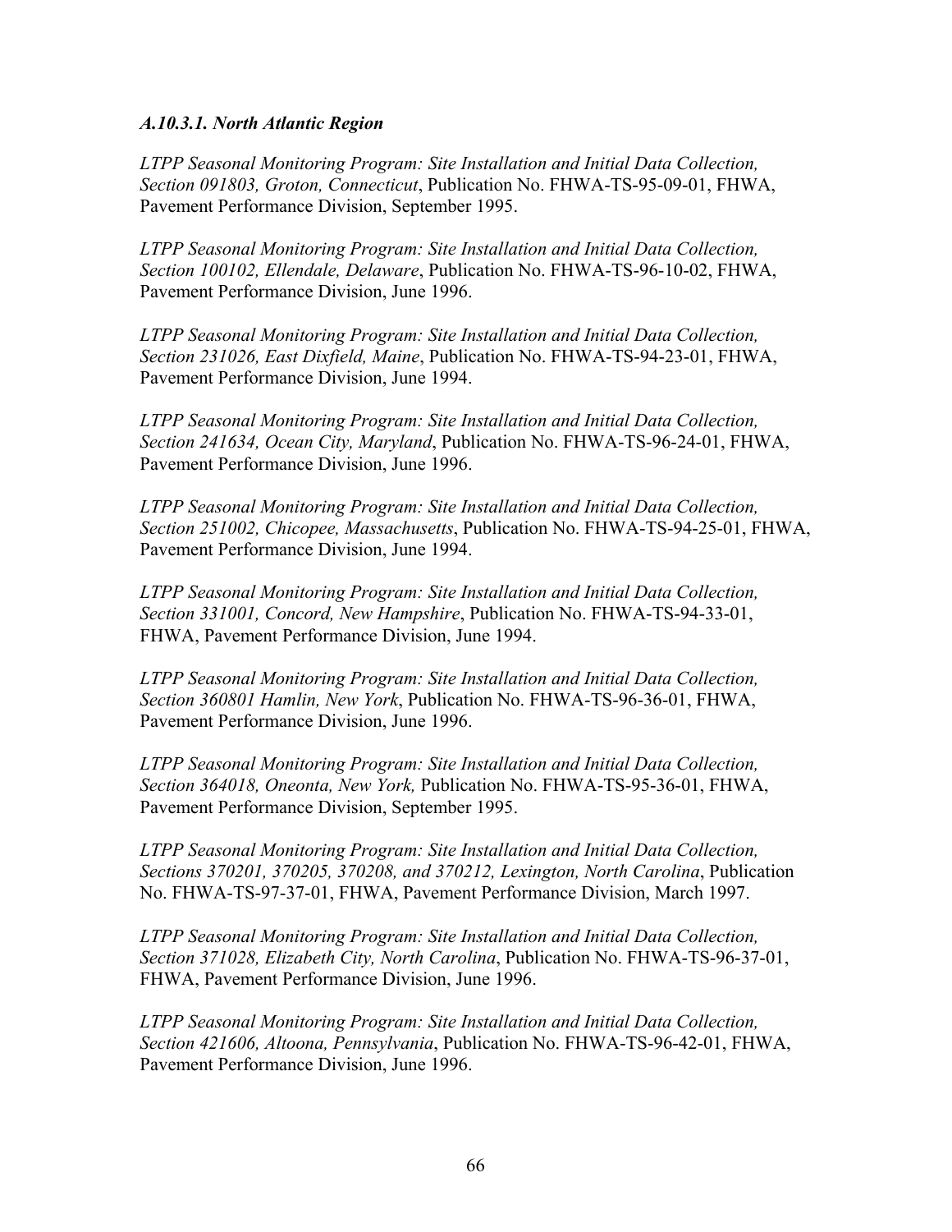#### *A.10.3.1. North Atlantic Region*

*LTPP Seasonal Monitoring Program: Site Installation and Initial Data Collection, Section 091803, Groton, Connecticut*, Publication No. FHWA-TS-95-09-01, FHWA, Pavement Performance Division, September 1995.

*LTPP Seasonal Monitoring Program: Site Installation and Initial Data Collection, Section 100102, Ellendale, Delaware*, Publication No. FHWA-TS-96-10-02, FHWA, Pavement Performance Division, June 1996.

*LTPP Seasonal Monitoring Program: Site Installation and Initial Data Collection, Section 231026, East Dixfield, Maine*, Publication No. FHWA-TS-94-23-01, FHWA, Pavement Performance Division, June 1994.

*LTPP Seasonal Monitoring Program: Site Installation and Initial Data Collection, Section 241634, Ocean City, Maryland*, Publication No. FHWA-TS-96-24-01, FHWA, Pavement Performance Division, June 1996.

*LTPP Seasonal Monitoring Program: Site Installation and Initial Data Collection, Section 251002, Chicopee, Massachusetts*, Publication No. FHWA-TS-94-25-01, FHWA, Pavement Performance Division, June 1994.

*LTPP Seasonal Monitoring Program: Site Installation and Initial Data Collection, Section 331001, Concord, New Hampshire*, Publication No. FHWA-TS-94-33-01, FHWA, Pavement Performance Division, June 1994.

*LTPP Seasonal Monitoring Program: Site Installation and Initial Data Collection, Section 360801 Hamlin, New York*, Publication No. FHWA-TS-96-36-01, FHWA, Pavement Performance Division, June 1996.

*LTPP Seasonal Monitoring Program: Site Installation and Initial Data Collection, Section 364018, Oneonta, New York,* Publication No. FHWA-TS-95-36-01, FHWA, Pavement Performance Division, September 1995.

*LTPP Seasonal Monitoring Program: Site Installation and Initial Data Collection, Sections 370201, 370205, 370208, and 370212, Lexington, North Carolina*, Publication No. FHWA-TS-97-37-01, FHWA, Pavement Performance Division, March 1997.

*LTPP Seasonal Monitoring Program: Site Installation and Initial Data Collection, Section 371028, Elizabeth City, North Carolina*, Publication No. FHWA-TS-96-37-01, FHWA, Pavement Performance Division, June 1996.

*LTPP Seasonal Monitoring Program: Site Installation and Initial Data Collection, Section 421606, Altoona, Pennsylvania*, Publication No. FHWA-TS-96-42-01, FHWA, Pavement Performance Division, June 1996.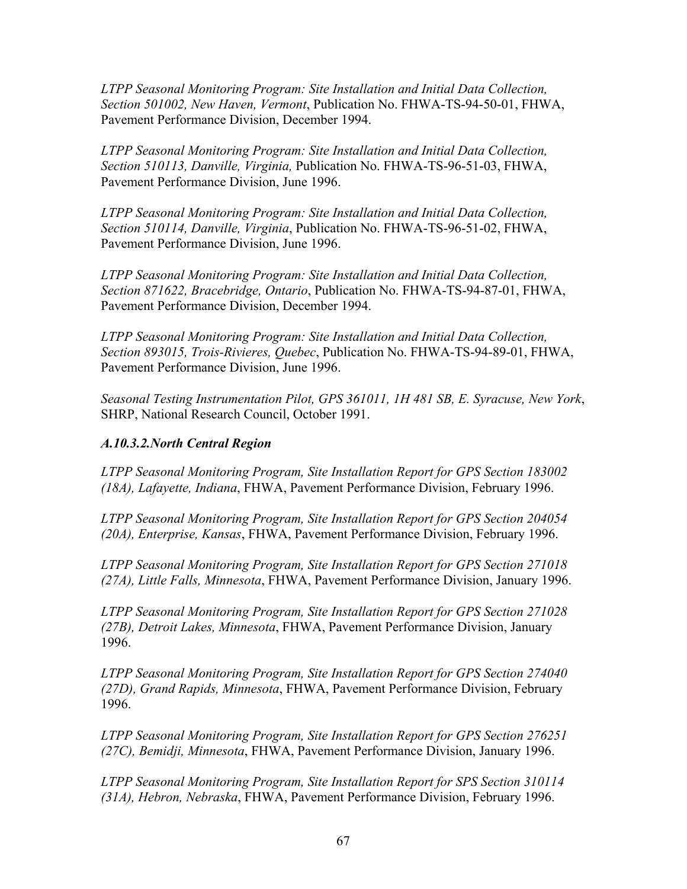*LTPP Seasonal Monitoring Program: Site Installation and Initial Data Collection, Section 501002, New Haven, Vermont*, Publication No. FHWA-TS-94-50-01, FHWA, Pavement Performance Division, December 1994.

*LTPP Seasonal Monitoring Program: Site Installation and Initial Data Collection, Section 510113, Danville, Virginia,* Publication No. FHWA-TS-96-51-03, FHWA, Pavement Performance Division, June 1996.

*LTPP Seasonal Monitoring Program: Site Installation and Initial Data Collection, Section 510114, Danville, Virginia*, Publication No. FHWA-TS-96-51-02, FHWA, Pavement Performance Division, June 1996.

*LTPP Seasonal Monitoring Program: Site Installation and Initial Data Collection, Section 871622, Bracebridge, Ontario*, Publication No. FHWA-TS-94-87-01, FHWA, Pavement Performance Division, December 1994.

*LTPP Seasonal Monitoring Program: Site Installation and Initial Data Collection, Section 893015, Trois-Rivieres, Quebec*, Publication No. FHWA-TS-94-89-01, FHWA, Pavement Performance Division, June 1996.

*Seasonal Testing Instrumentation Pilot, GPS 361011, 1H 481 SB, E. Syracuse, New York*, SHRP, National Research Council, October 1991.

### *A.10.3.2.North Central Region*

*LTPP Seasonal Monitoring Program, Site Installation Report for GPS Section 183002 (18A), Lafayette, Indiana*, FHWA, Pavement Performance Division, February 1996.

*LTPP Seasonal Monitoring Program, Site Installation Report for GPS Section 204054 (20A), Enterprise, Kansas*, FHWA, Pavement Performance Division, February 1996.

*LTPP Seasonal Monitoring Program, Site Installation Report for GPS Section 271018 (27A), Little Falls, Minnesota*, FHWA, Pavement Performance Division, January 1996.

*LTPP Seasonal Monitoring Program, Site Installation Report for GPS Section 271028 (27B), Detroit Lakes, Minnesota*, FHWA, Pavement Performance Division, January 1996.

*LTPP Seasonal Monitoring Program, Site Installation Report for GPS Section 274040 (27D), Grand Rapids, Minnesota*, FHWA, Pavement Performance Division, February 1996.

*LTPP Seasonal Monitoring Program, Site Installation Report for GPS Section 276251 (27C), Bemidji, Minnesota*, FHWA, Pavement Performance Division, January 1996.

*LTPP Seasonal Monitoring Program, Site Installation Report for SPS Section 310114 (31A), Hebron, Nebraska*, FHWA, Pavement Performance Division, February 1996.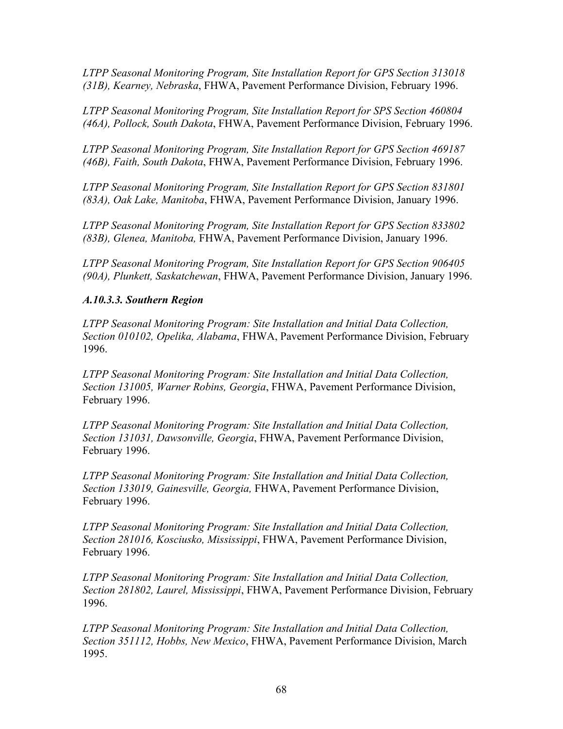*LTPP Seasonal Monitoring Program, Site Installation Report for GPS Section 313018 (31B), Kearney, Nebraska*, FHWA, Pavement Performance Division, February 1996.

*LTPP Seasonal Monitoring Program, Site Installation Report for SPS Section 460804 (46A), Pollock, South Dakota*, FHWA, Pavement Performance Division, February 1996.

*LTPP Seasonal Monitoring Program, Site Installation Report for GPS Section 469187 (46B), Faith, South Dakota*, FHWA, Pavement Performance Division, February 1996.

*LTPP Seasonal Monitoring Program, Site Installation Report for GPS Section 831801 (83A), Oak Lake, Manitoba*, FHWA, Pavement Performance Division, January 1996.

*LTPP Seasonal Monitoring Program, Site Installation Report for GPS Section 833802 (83B), Glenea, Manitoba,* FHWA, Pavement Performance Division, January 1996.

*LTPP Seasonal Monitoring Program, Site Installation Report for GPS Section 906405 (90A), Plunkett, Saskatchewan*, FHWA, Pavement Performance Division, January 1996.

### *A.10.3.3. Southern Region*

*LTPP Seasonal Monitoring Program: Site Installation and Initial Data Collection, Section 010102, Opelika, Alabama*, FHWA, Pavement Performance Division, February 1996.

*LTPP Seasonal Monitoring Program: Site Installation and Initial Data Collection, Section 131005, Warner Robins, Georgia*, FHWA, Pavement Performance Division, February 1996.

*LTPP Seasonal Monitoring Program: Site Installation and Initial Data Collection, Section 131031, Dawsonville, Georgia*, FHWA, Pavement Performance Division, February 1996.

*LTPP Seasonal Monitoring Program: Site Installation and Initial Data Collection, Section 133019, Gainesville, Georgia,* FHWA, Pavement Performance Division, February 1996.

*LTPP Seasonal Monitoring Program: Site Installation and Initial Data Collection, Section 281016, Kosciusko, Mississippi*, FHWA, Pavement Performance Division, February 1996.

*LTPP Seasonal Monitoring Program: Site Installation and Initial Data Collection, Section 281802, Laurel, Mississippi*, FHWA, Pavement Performance Division, February 1996.

*LTPP Seasonal Monitoring Program: Site Installation and Initial Data Collection, Section 351112, Hobbs, New Mexico*, FHWA, Pavement Performance Division, March 1995.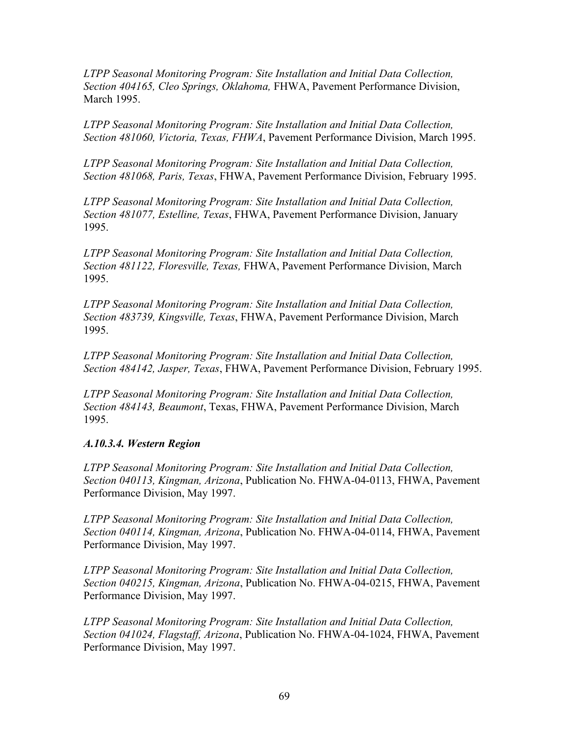*LTPP Seasonal Monitoring Program: Site Installation and Initial Data Collection, Section 404165, Cleo Springs, Oklahoma,* FHWA, Pavement Performance Division, March 1995.

*LTPP Seasonal Monitoring Program: Site Installation and Initial Data Collection, Section 481060, Victoria, Texas, FHWA*, Pavement Performance Division, March 1995.

*LTPP Seasonal Monitoring Program: Site Installation and Initial Data Collection, Section 481068, Paris, Texas*, FHWA, Pavement Performance Division, February 1995.

*LTPP Seasonal Monitoring Program: Site Installation and Initial Data Collection, Section 481077, Estelline, Texas*, FHWA, Pavement Performance Division, January 1995.

*LTPP Seasonal Monitoring Program: Site Installation and Initial Data Collection, Section 481122, Floresville, Texas,* FHWA, Pavement Performance Division, March 1995.

*LTPP Seasonal Monitoring Program: Site Installation and Initial Data Collection, Section 483739, Kingsville, Texas*, FHWA, Pavement Performance Division, March 1995.

*LTPP Seasonal Monitoring Program: Site Installation and Initial Data Collection, Section 484142, Jasper, Texas*, FHWA, Pavement Performance Division, February 1995.

*LTPP Seasonal Monitoring Program: Site Installation and Initial Data Collection, Section 484143, Beaumont*, Texas, FHWA, Pavement Performance Division, March 1995.

### *A.10.3.4. Western Region*

*LTPP Seasonal Monitoring Program: Site Installation and Initial Data Collection, Section 040113, Kingman, Arizona*, Publication No. FHWA-04-0113, FHWA, Pavement Performance Division, May 1997.

*LTPP Seasonal Monitoring Program: Site Installation and Initial Data Collection, Section 040114, Kingman, Arizona*, Publication No. FHWA-04-0114, FHWA, Pavement Performance Division, May 1997.

*LTPP Seasonal Monitoring Program: Site Installation and Initial Data Collection, Section 040215, Kingman, Arizona*, Publication No. FHWA-04-0215, FHWA, Pavement Performance Division, May 1997.

*LTPP Seasonal Monitoring Program: Site Installation and Initial Data Collection, Section 041024, Flagstaff, Arizona*, Publication No. FHWA-04-1024, FHWA, Pavement Performance Division, May 1997.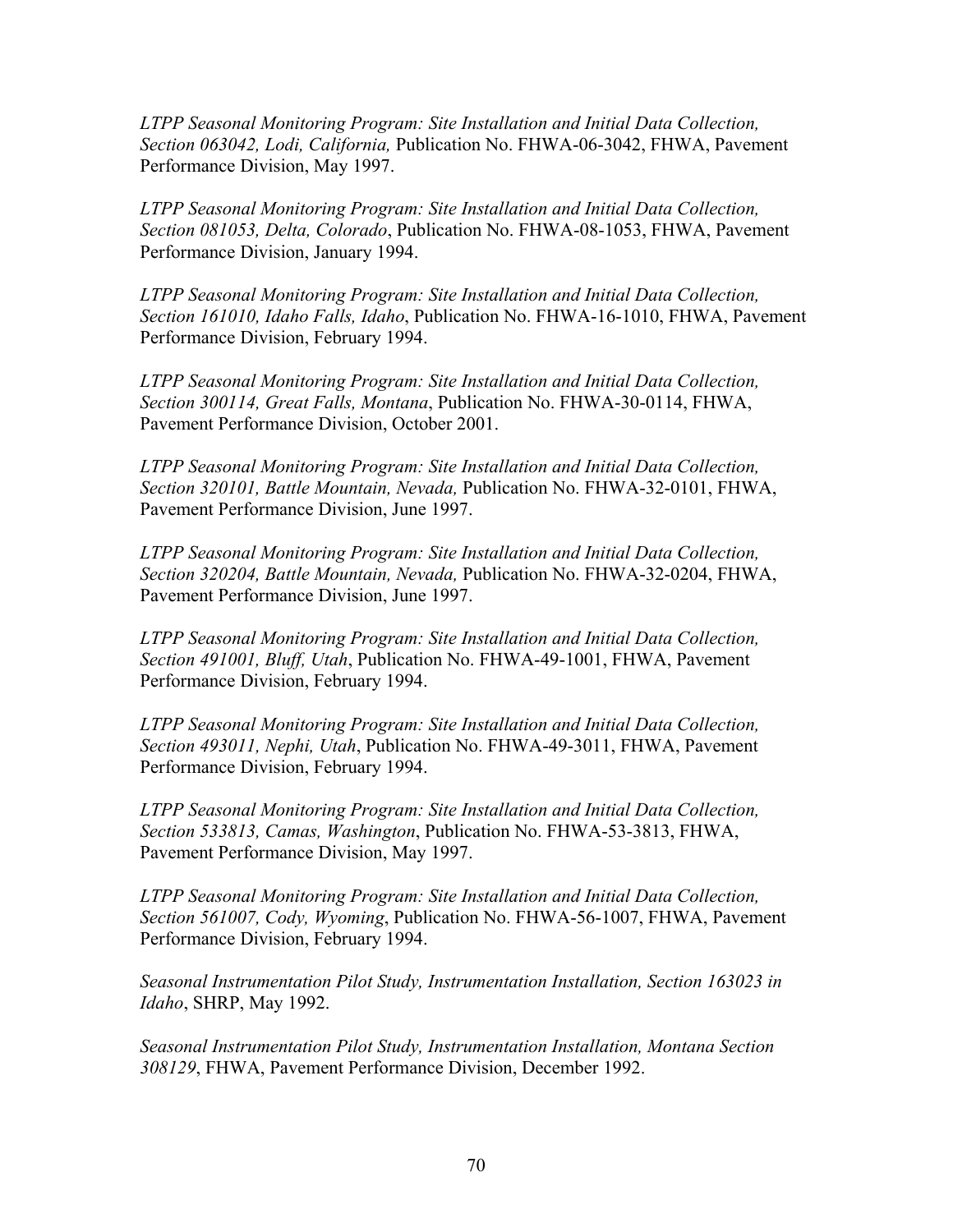*LTPP Seasonal Monitoring Program: Site Installation and Initial Data Collection, Section 063042, Lodi, California,* Publication No. FHWA-06-3042, FHWA, Pavement Performance Division, May 1997.

*LTPP Seasonal Monitoring Program: Site Installation and Initial Data Collection, Section 081053, Delta, Colorado*, Publication No. FHWA-08-1053, FHWA, Pavement Performance Division, January 1994.

*LTPP Seasonal Monitoring Program: Site Installation and Initial Data Collection, Section 161010, Idaho Falls, Idaho*, Publication No. FHWA-16-1010, FHWA, Pavement Performance Division, February 1994.

*LTPP Seasonal Monitoring Program: Site Installation and Initial Data Collection, Section 300114, Great Falls, Montana*, Publication No. FHWA-30-0114, FHWA, Pavement Performance Division, October 2001.

*LTPP Seasonal Monitoring Program: Site Installation and Initial Data Collection, Section 320101, Battle Mountain, Nevada,* Publication No. FHWA-32-0101, FHWA, Pavement Performance Division, June 1997.

*LTPP Seasonal Monitoring Program: Site Installation and Initial Data Collection, Section 320204, Battle Mountain, Nevada,* Publication No. FHWA-32-0204, FHWA, Pavement Performance Division, June 1997.

*LTPP Seasonal Monitoring Program: Site Installation and Initial Data Collection, Section 491001, Bluff, Utah*, Publication No. FHWA-49-1001, FHWA, Pavement Performance Division, February 1994.

*LTPP Seasonal Monitoring Program: Site Installation and Initial Data Collection, Section 493011, Nephi, Utah*, Publication No. FHWA-49-3011, FHWA, Pavement Performance Division, February 1994.

*LTPP Seasonal Monitoring Program: Site Installation and Initial Data Collection, Section 533813, Camas, Washington*, Publication No. FHWA-53-3813, FHWA, Pavement Performance Division, May 1997.

*LTPP Seasonal Monitoring Program: Site Installation and Initial Data Collection, Section 561007, Cody, Wyoming*, Publication No. FHWA-56-1007, FHWA, Pavement Performance Division, February 1994.

*Seasonal Instrumentation Pilot Study, Instrumentation Installation, Section 163023 in Idaho*, SHRP, May 1992.

*Seasonal Instrumentation Pilot Study, Instrumentation Installation, Montana Section 308129*, FHWA, Pavement Performance Division, December 1992.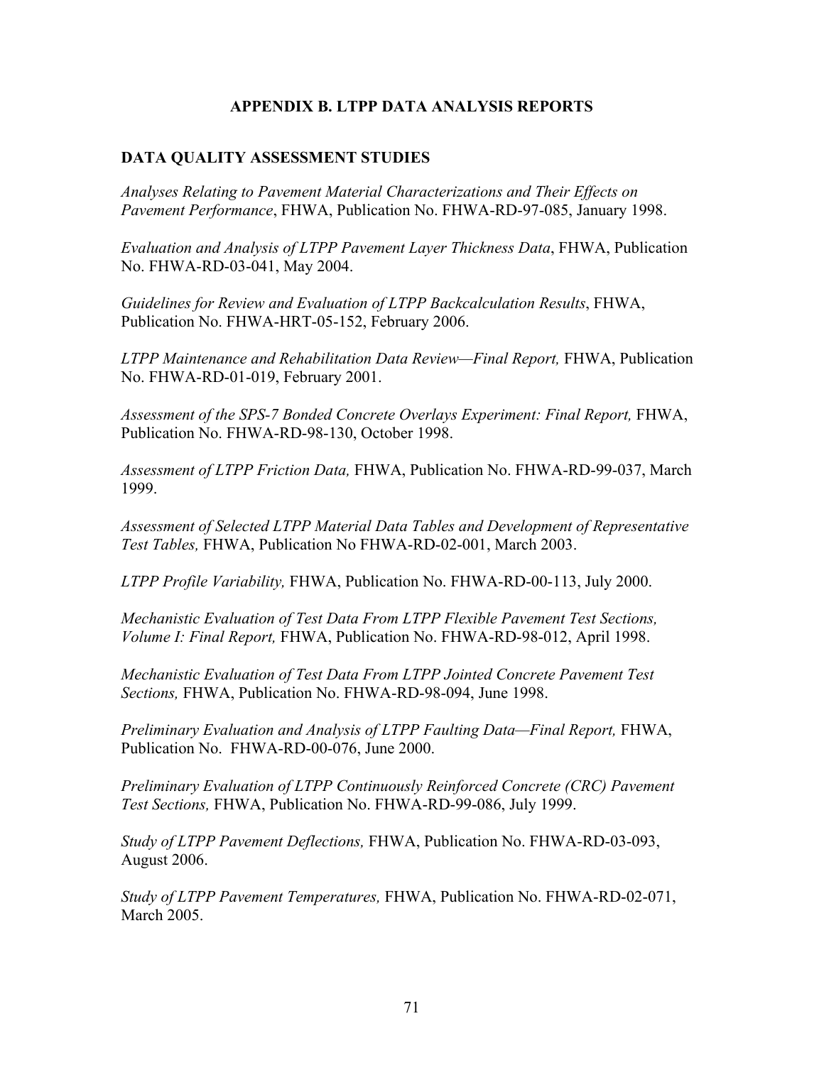# APPENDIX B. LTPP DATA ANALYSIS REPORTS

## DATA QUALITY ASSESSMENT STUDIES

*Analyses Relating to Pavement Material Characterizations and Their Effects on Pavement Performance*, FHWA, Publication No. FHWA-RD-97-085, January 1998.

*Evaluation and Analysis of LTPP Pavement Layer Thickness Data*, FHWA, Publication No. FHWA-RD-03-041, May 2004.

*Guidelines for Review and Evaluation of LTPP Backcalculation Results*, FHWA, Publication No. FHWA-HRT-05-152, February 2006.

*LTPP Maintenance and Rehabilitation Data Review—Final Report,* FHWA, Publication No. FHWA-RD-01-019, February 2001.

*Assessment of the SPS-7 Bonded Concrete Overlays Experiment: Final Report,* FHWA, Publication No. FHWA-RD-98-130, October 1998.

*Assessment of LTPP Friction Data,* FHWA, Publication No. FHWA-RD-99-037, March 1999.

*Assessment of Selected LTPP Material Data Tables and Development of Representative Test Tables,* FHWA, Publication No FHWA-RD-02-001, March 2003.

*LTPP Profile Variability,* FHWA, Publication No. FHWA-RD-00-113, July 2000.

*Mechanistic Evaluation of Test Data From LTPP Flexible Pavement Test Sections, Volume I: Final Report,* FHWA, Publication No. FHWA-RD-98-012, April 1998.

*Mechanistic Evaluation of Test Data From LTPP Jointed Concrete Pavement Test Sections,* FHWA, Publication No. FHWA-RD-98-094, June 1998.

*Preliminary Evaluation and Analysis of LTPP Faulting Data—Final Report,* FHWA, Publication No. FHWA-RD-00-076, June 2000.

*Preliminary Evaluation of LTPP Continuously Reinforced Concrete (CRC) Pavement Test Sections,* FHWA, Publication No. FHWA-RD-99-086, July 1999.

*Study of LTPP Pavement Deflections,* FHWA, Publication No. FHWA-RD-03-093, August 2006.

*Study of LTPP Pavement Temperatures,* FHWA, Publication No. FHWA-RD-02-071, March 2005.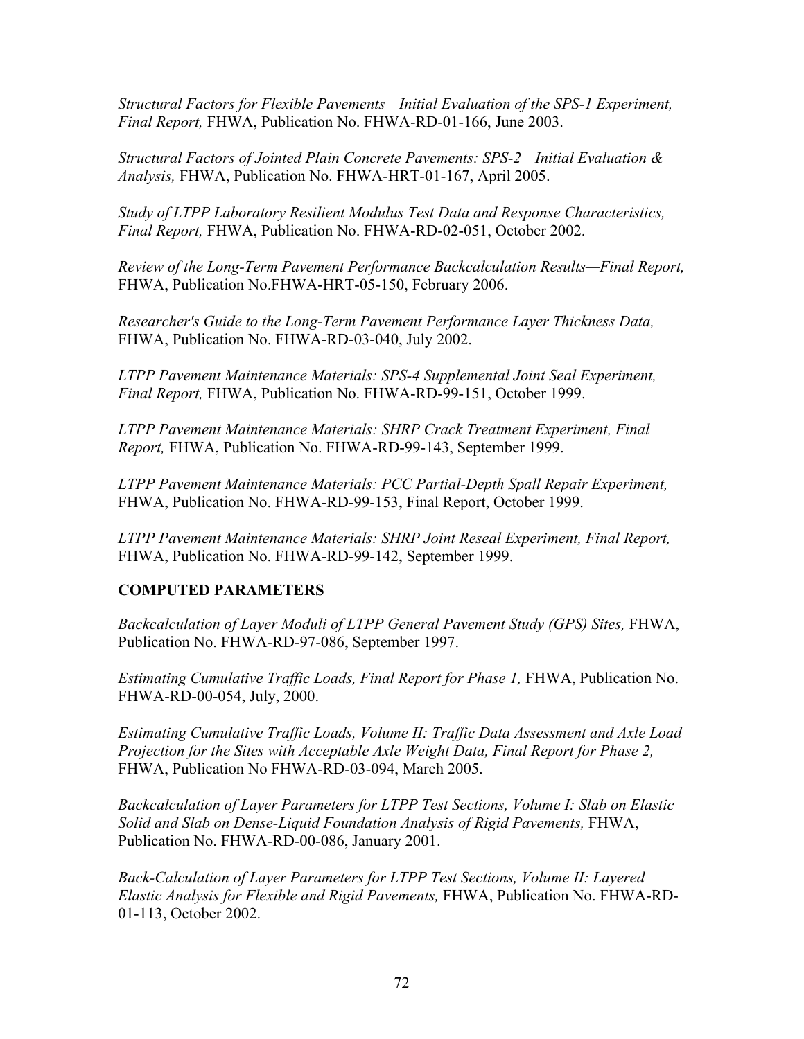*Structural Factors for Flexible Pavements—Initial Evaluation of the SPS-1 Experiment, Final Report,* FHWA, Publication No. FHWA-RD-01-166, June 2003.

*Structural Factors of Jointed Plain Concrete Pavements: SPS-2—Initial Evaluation & Analysis,* FHWA, Publication No. FHWA-HRT-01-167, April 2005.

*Study of LTPP Laboratory Resilient Modulus Test Data and Response Characteristics, Final Report,* FHWA, Publication No. FHWA-RD-02-051, October 2002.

*Review of the Long-Term Pavement Performance Backcalculation Results—Final Report,* FHWA, Publication No.FHWA-HRT-05-150, February 2006.

*Researcher's Guide to the Long-Term Pavement Performance Layer Thickness Data,* FHWA, Publication No. FHWA-RD-03-040, July 2002.

*LTPP Pavement Maintenance Materials: SPS-4 Supplemental Joint Seal Experiment, Final Report,* FHWA, Publication No. FHWA-RD-99-151, October 1999.

*LTPP Pavement Maintenance Materials: SHRP Crack Treatment Experiment, Final Report,* FHWA, Publication No. FHWA-RD-99-143, September 1999.

*LTPP Pavement Maintenance Materials: PCC Partial-Depth Spall Repair Experiment,* FHWA, Publication No. FHWA-RD-99-153, Final Report, October 1999.

*LTPP Pavement Maintenance Materials: SHRP Joint Reseal Experiment, Final Report,* FHWA, Publication No. FHWA-RD-99-142, September 1999.

**COMPUTED PARAMETERS**

*Backcalculation of Layer Moduli of LTPP General Pavement Study (GPS) Sites,* FHWA, Publication No. FHWA-RD-97-086, September 1997.

*Estimating Cumulative Traffic Loads, Final Report for Phase 1,* FHWA, Publication No. FHWA-RD-00-054, July, 2000.

*Estimating Cumulative Traffic Loads, Volume II: Traffic Data Assessment and Axle Load Projection for the Sites with Acceptable Axle Weight Data, Final Report for Phase 2,* FHWA, Publication No FHWA-RD-03-094, March 2005.

*Backcalculation of Layer Parameters for LTPP Test Sections, Volume I: Slab on Elastic Solid and Slab on Dense-Liquid Foundation Analysis of Rigid Pavements,* FHWA, Publication No. FHWA-RD-00-086, January 2001.

*Back-Calculation of Layer Parameters for LTPP Test Sections, Volume II: Layered Elastic Analysis for Flexible and Rigid Pavements,* FHWA, Publication No. FHWA-RD-01-113, October 2002.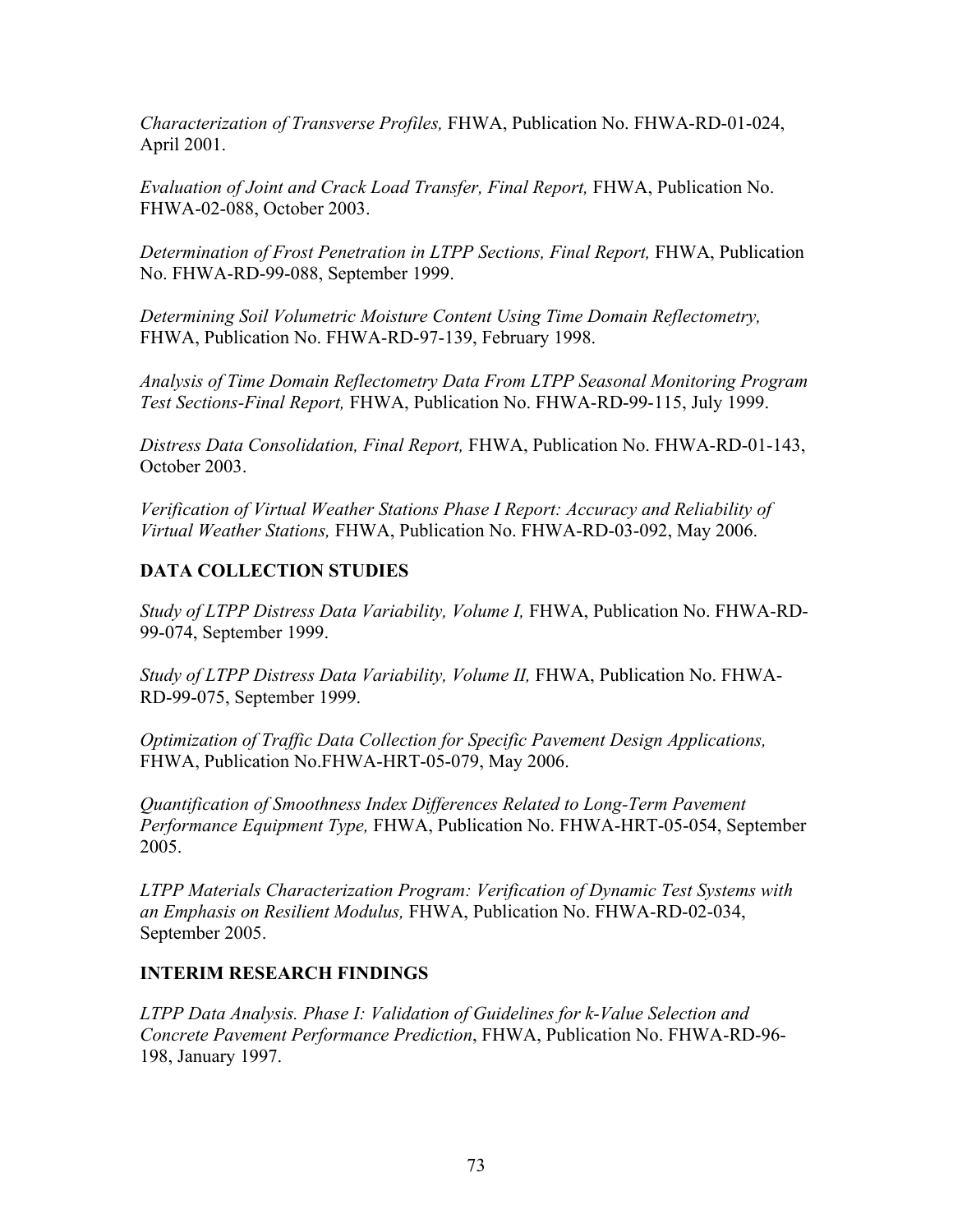*Characterization of Transverse Profiles,* FHWA, Publication No. FHWA-RD-01-024, April 2001.

*Evaluation of Joint and Crack Load Transfer, Final Report,* FHWA, Publication No. FHWA-02-088, October 2003.

*Determination of Frost Penetration in LTPP Sections, Final Report,* FHWA, Publication No. FHWA-RD-99-088, September 1999.

*Determining Soil Volumetric Moisture Content Using Time Domain Reflectometry,* FHWA, Publication No. FHWA-RD-97-139, February 1998.

*Analysis of Time Domain Reflectometry Data From LTPP Seasonal Monitoring Program Test Sections-Final Report,* FHWA, Publication No. FHWA-RD-99-115, July 1999.

*Distress Data Consolidation, Final Report,* FHWA, Publication No. FHWA-RD-01-143, October 2003.

*Verification of Virtual Weather Stations Phase I Report: Accuracy and Reliability of Virtual Weather Stations,* FHWA, Publication No. FHWA-RD-03-092, May 2006.

### DATA COLLECTION STUDIES

*Study of LTPP Distress Data Variability, Volume I,* FHWA, Publication No. FHWA-RD-99-074, September 1999.

*Study of LTPP Distress Data Variability, Volume II,* FHWA, Publication No. FHWA-RD-99-075, September 1999.

*Optimization of Traffic Data Collection for Specific Pavement Design Applications,* FHWA, Publication No.FHWA-HRT-05-079, May 2006.

*Quantification of Smoothness Index Differences Related to Long-Term Pavement Performance Equipment Type,* FHWA, Publication No. FHWA-HRT-05-054, September 2005.

*LTPP Materials Characterization Program: Verification of Dynamic Test Systems with an Emphasis on Resilient Modulus,* FHWA, Publication No. FHWA-RD-02-034, September 2005.

### INTERIM RESEARCH FINDINGS

*LTPP Data Analysis. Phase I: Validation of Guidelines for k-Value Selection and Concrete Pavement Performance Prediction*, FHWA, Publication No. FHWA-RD-96-198, January 1997.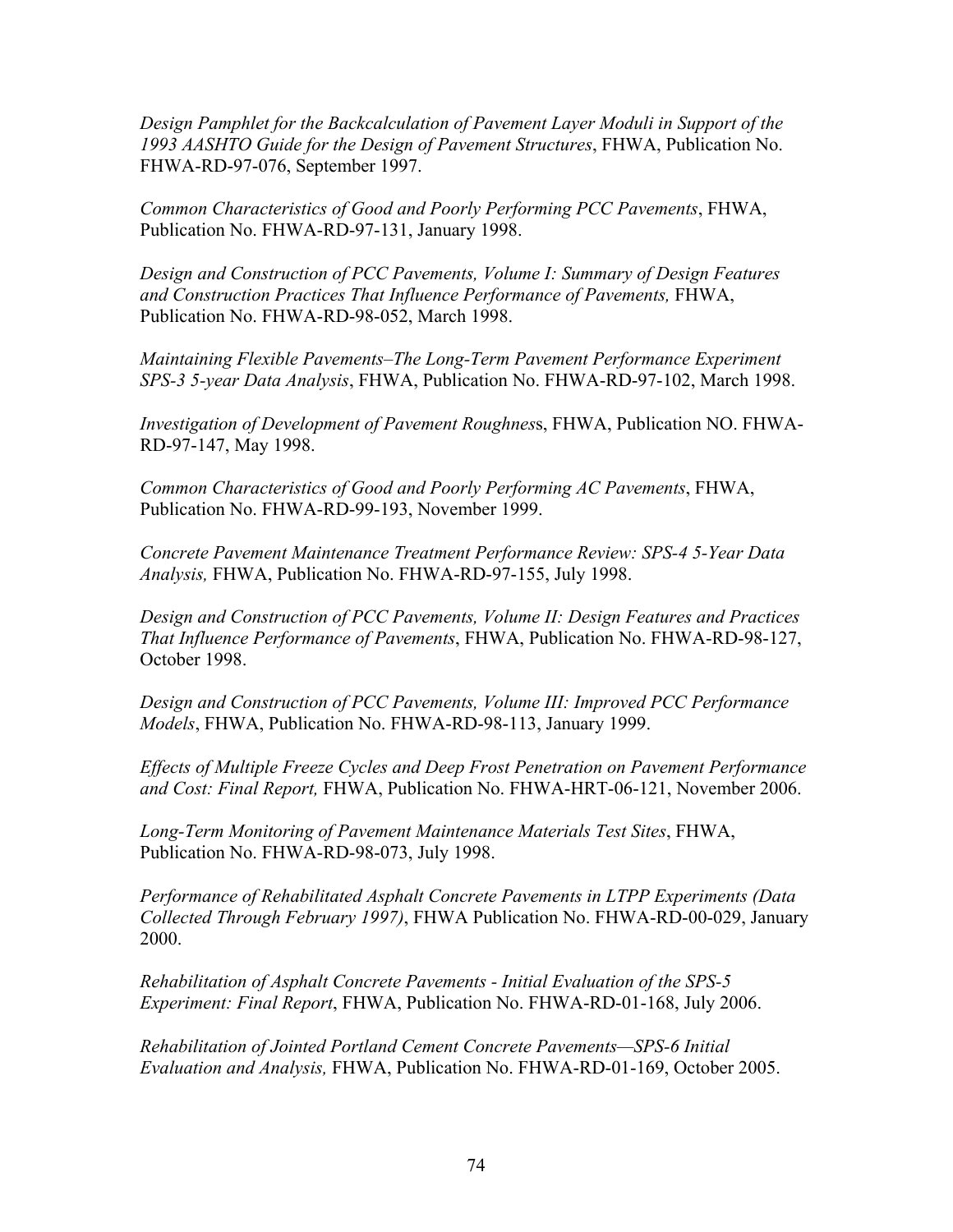*Design Pamphlet for the Backcalculation of Pavement Layer Moduli in Support of the 1993 AASHTO Guide for the Design of Pavement Structures*, FHWA, Publication No. FHWA-RD-97-076, September 1997.

*Common Characteristics of Good and Poorly Performing PCC Pavements*, FHWA, Publication No. FHWA-RD-97-131, January 1998.

*Design and Construction of PCC Pavements, Volume I: Summary of Design Features and Construction Practices That Influence Performance of Pavements,* FHWA, Publication No. FHWA-RD-98-052, March 1998.

*Maintaining Flexible Pavements–The Long-Term Pavement Performance Experiment SPS-3 5-year Data Analysis*, FHWA, Publication No. FHWA-RD-97-102, March 1998.

*Investigation of Development of Pavement Roughnes*s, FHWA, Publication NO. FHWA-RD-97-147, May 1998.

*Common Characteristics of Good and Poorly Performing AC Pavements*, FHWA, Publication No. FHWA-RD-99-193, November 1999.

*Concrete Pavement Maintenance Treatment Performance Review: SPS-4 5-Year Data Analysis,* FHWA, Publication No. FHWA-RD-97-155, July 1998.

*Design and Construction of PCC Pavements, Volume II: Design Features and Practices That Influence Performance of Pavements*, FHWA, Publication No. FHWA-RD-98-127, October 1998.

*Design and Construction of PCC Pavements, Volume III: Improved PCC Performance Models*, FHWA, Publication No. FHWA-RD-98-113, January 1999.

*Effects of Multiple Freeze Cycles and Deep Frost Penetration on Pavement Performance and Cost: Final Report,* FHWA, Publication No. FHWA-HRT-06-121, November 2006.

*Long-Term Monitoring of Pavement Maintenance Materials Test Sites*, FHWA, Publication No. FHWA-RD-98-073, July 1998.

*Performance of Rehabilitated Asphalt Concrete Pavements in LTPP Experiments (Data Collected Through February 1997)*, FHWA Publication No. FHWA-RD-00-029, January 2000.

*Rehabilitation of Asphalt Concrete Pavements - Initial Evaluation of the SPS-5 Experiment: Final Report*, FHWA, Publication No. FHWA-RD-01-168, July 2006.

*Rehabilitation of Jointed Portland Cement Concrete Pavements—SPS-6 Initial Evaluation and Analysis,* FHWA, Publication No. FHWA-RD-01-169, October 2005.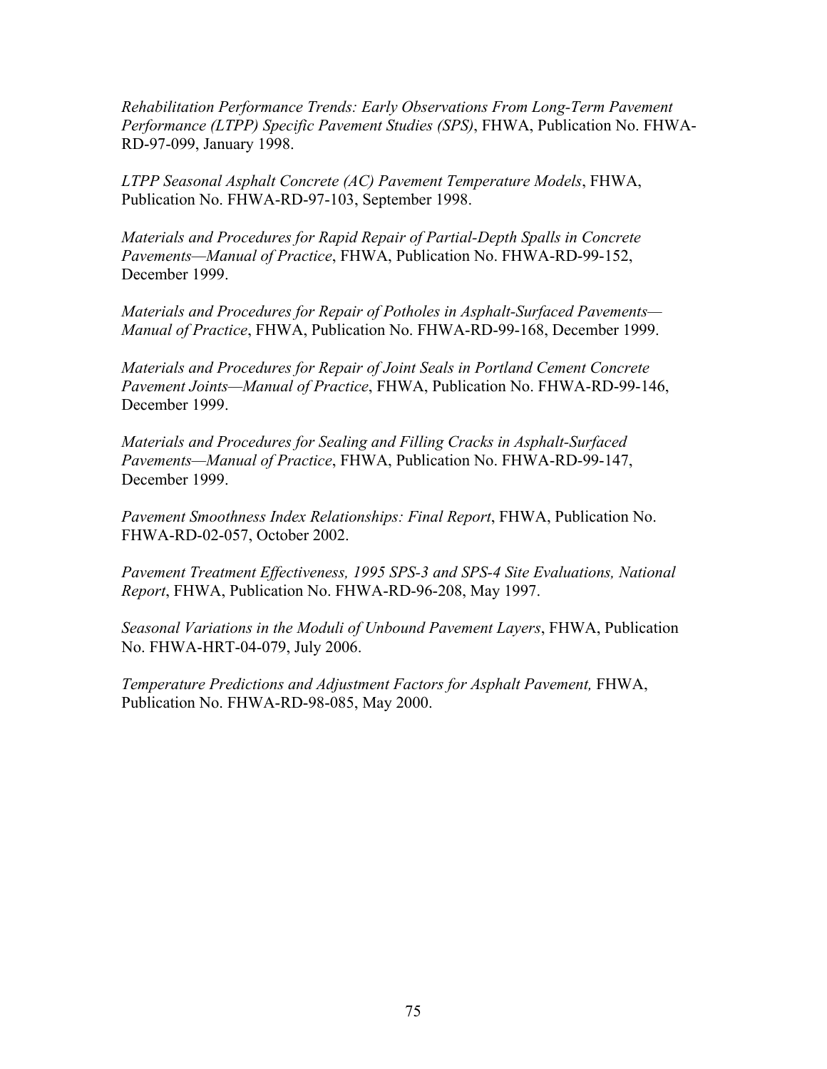*Rehabilitation Performance Trends: Early Observations From Long-Term Pavement Performance (LTPP) Specific Pavement Studies (SPS)*, FHWA, Publication No. FHWA-RD-97-099, January 1998.

*LTPP Seasonal Asphalt Concrete (AC) Pavement Temperature Models*, FHWA, Publication No. FHWA-RD-97-103, September 1998.

*Materials and Procedures for Rapid Repair of Partial-Depth Spalls in Concrete Pavements—Manual of Practice*, FHWA, Publication No. FHWA-RD-99-152, December 1999.

*Materials and Procedures for Repair of Potholes in Asphalt-Surfaced Pavements—Manual of Practice*, FHWA, Publication No. FHWA-RD-99-168, December 1999.

*Materials and Procedures for Repair of Joint Seals in Portland Cement Concrete Pavement Joints—Manual of Practice*, FHWA, Publication No. FHWA-RD-99-146, December 1999.

*Materials and Procedures for Sealing and Filling Cracks in Asphalt-Surfaced Pavements—Manual of Practice*, FHWA, Publication No. FHWA-RD-99-147, December 1999.

*Pavement Smoothness Index Relationships: Final Report*, FHWA, Publication No. FHWA-RD-02-057, October 2002.

*Pavement Treatment Effectiveness, 1995 SPS-3 and SPS-4 Site Evaluations, National Report*, FHWA, Publication No. FHWA-RD-96-208, May 1997.

*Seasonal Variations in the Moduli of Unbound Pavement Layers*, FHWA, Publication No. FHWA-HRT-04-079, July 2006.

*Temperature Predictions and Adjustment Factors for Asphalt Pavement,* FHWA, Publication No. FHWA-RD-98-085, May 2000.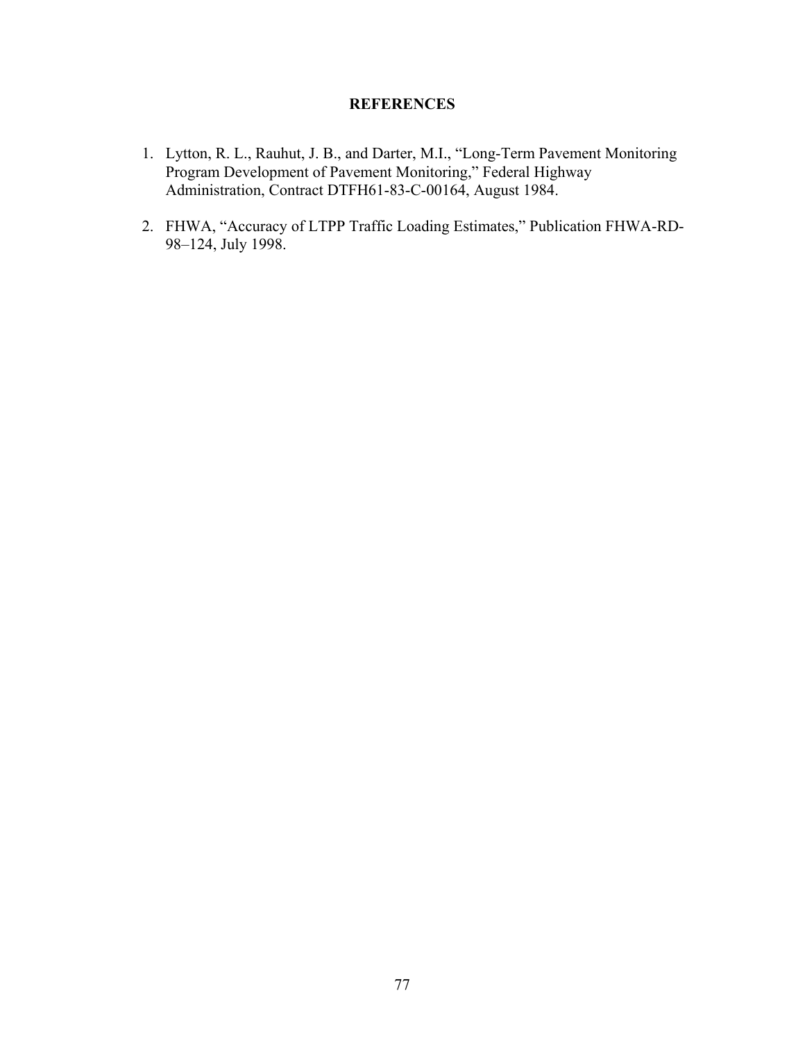# REFERENCES

1. Lytton, R. L., Rauhut, J. B., and Darter, M.I., "Long-Term Pavement Monitoring Program Development of Pavement Monitoring," Federal Highway Administration, Contract DTFH61-83-C-00164, August 1984.

2. FHWA, "Accuracy of LTPP Traffic Loading Estimates," Publication FHWA-RD-98–124, July 1998.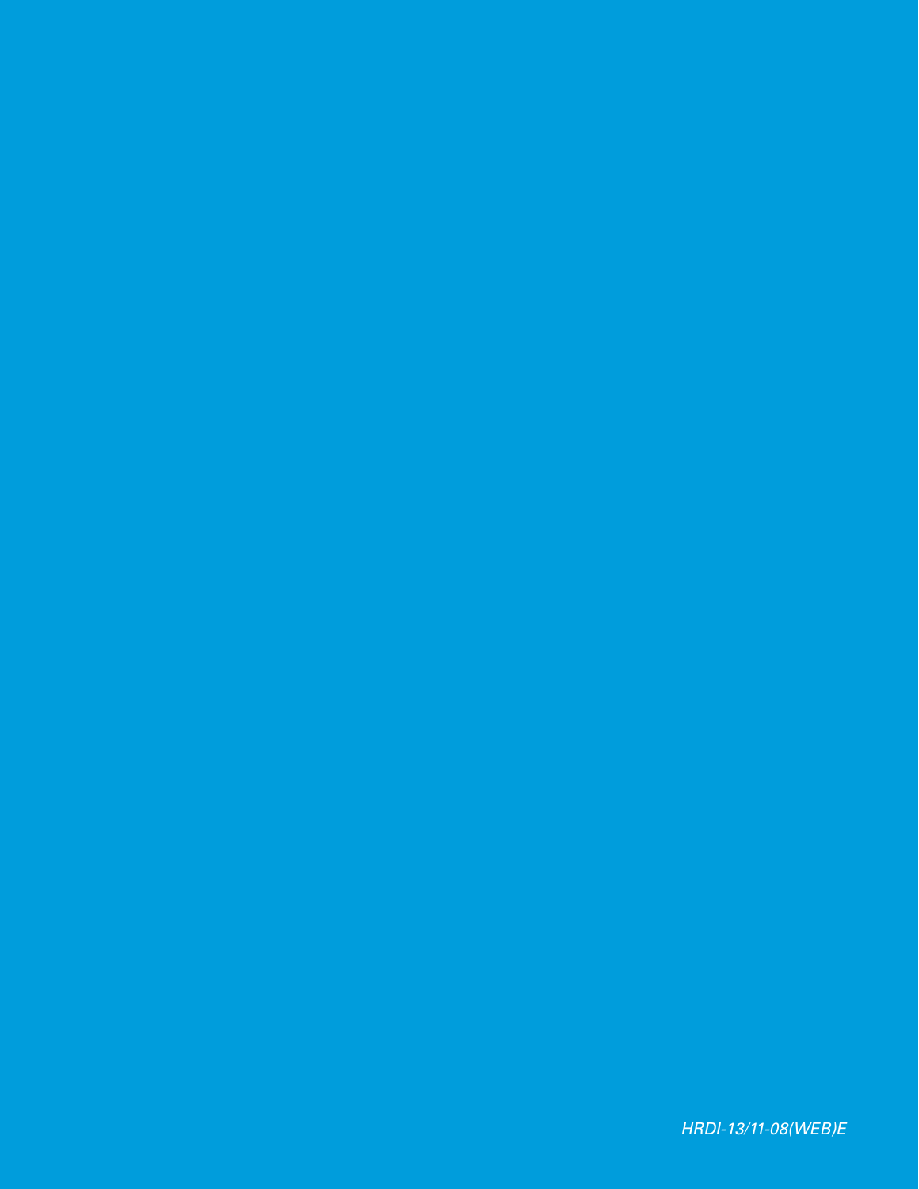*HRDI-13/11-08(WEB)E*